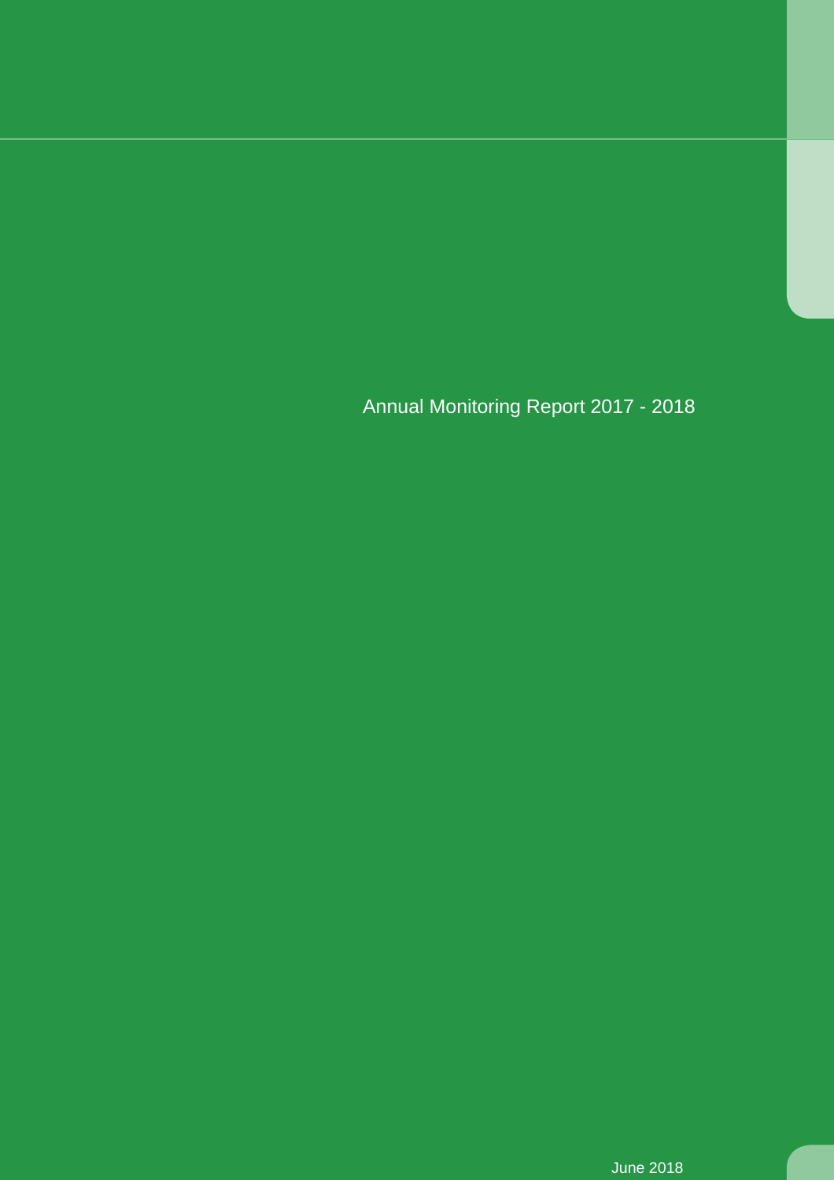# Annual Monitoring Report 2017 - 2018

June 2018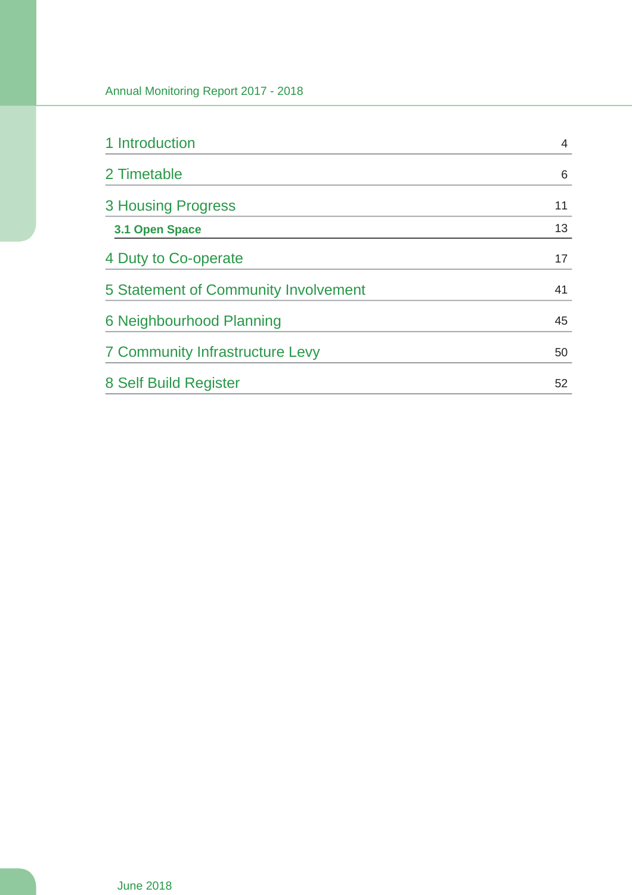| | |
|---|---|
| 1 Introduction | 4 |
| 2 Timetable | 6 |
| 3 Housing Progress | 11 |
| **3.1 Open Space** | 13 |
| 4 Duty to Co-operate | 17 |
| 5 Statement of Community Involvement | 41 |
| 6 Neighbourhood Planning | 45 |
| 7 Community Infrastructure Levy | 50 |
| 8 Self Build Register | 52 |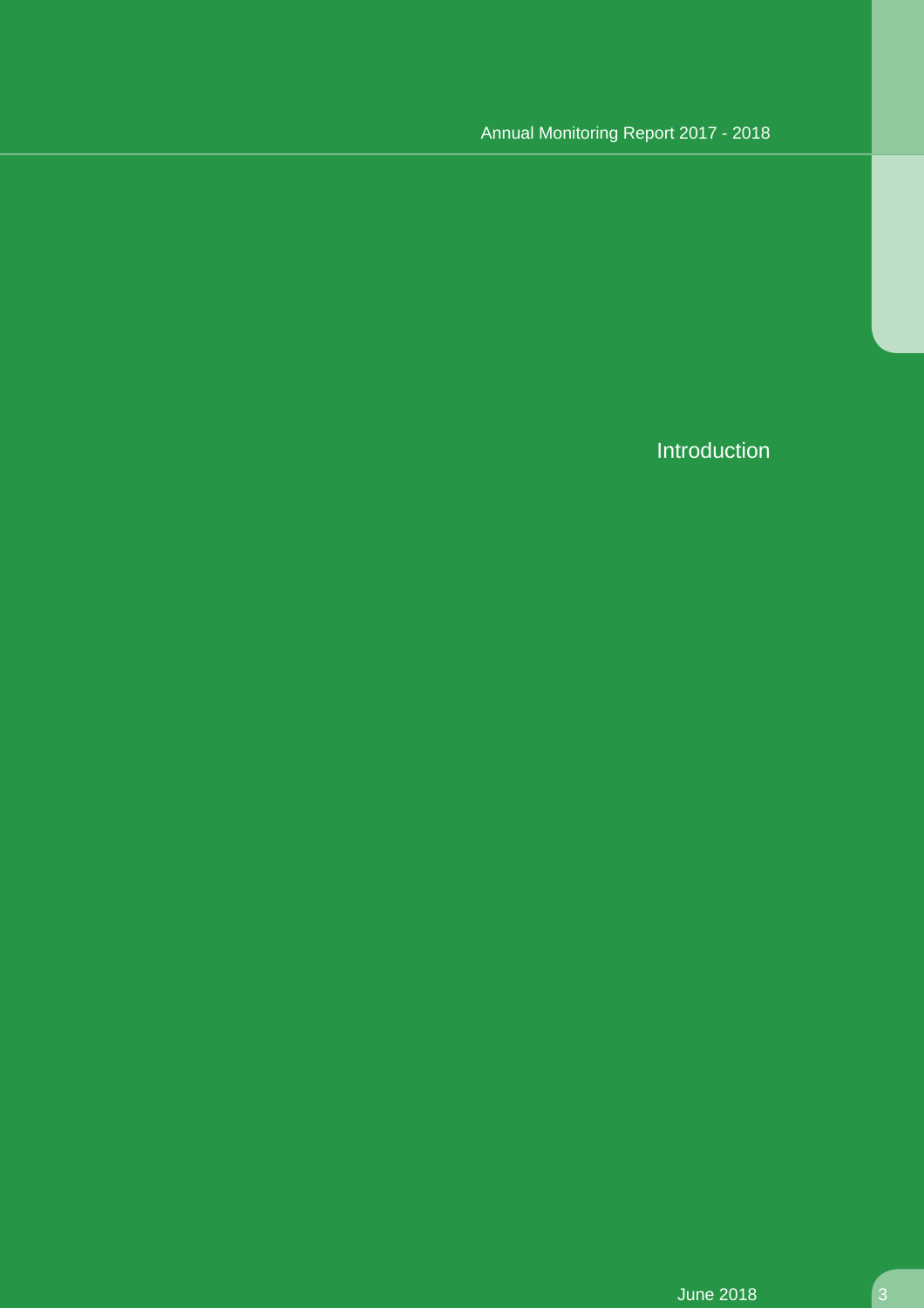# Introduction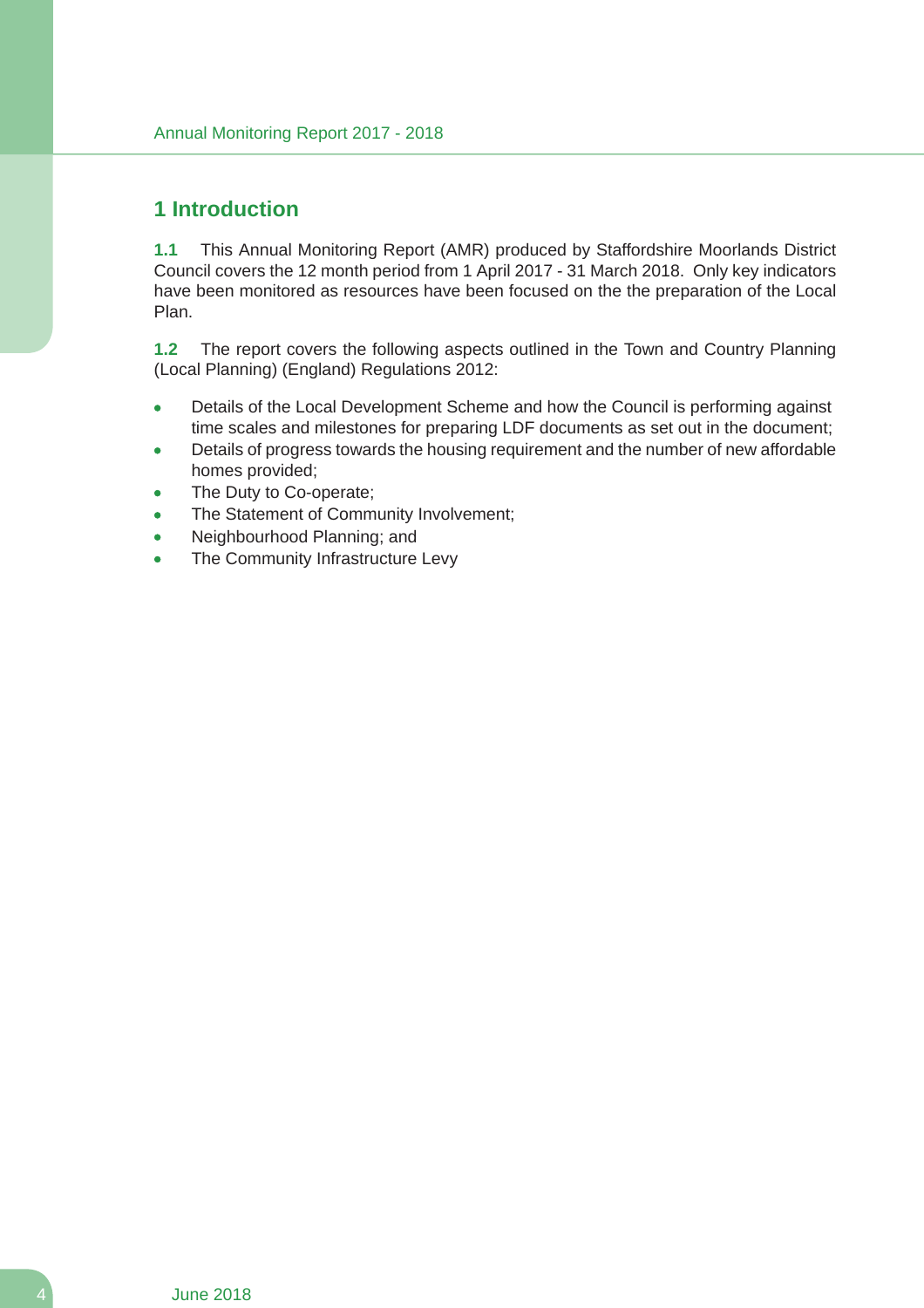# 1 Introduction

**1.1** This Annual Monitoring Report (AMR) produced by Staffordshire Moorlands District Council covers the 12 month period from 1 April 2017 - 31 March 2018. Only key indicators have been monitored as resources have been focused on the the preparation of the Local Plan.

**1.2** The report covers the following aspects outlined in the Town and Country Planning (Local Planning) (England) Regulations 2012:

- Details of the Local Development Scheme and how the Council is performing against time scales and milestones for preparing LDF documents as set out in the document;
- Details of progress towards the housing requirement and the number of new affordable homes provided;
- The Duty to Co-operate;
- The Statement of Community Involvement;
- Neighbourhood Planning; and
- The Community Infrastructure Levy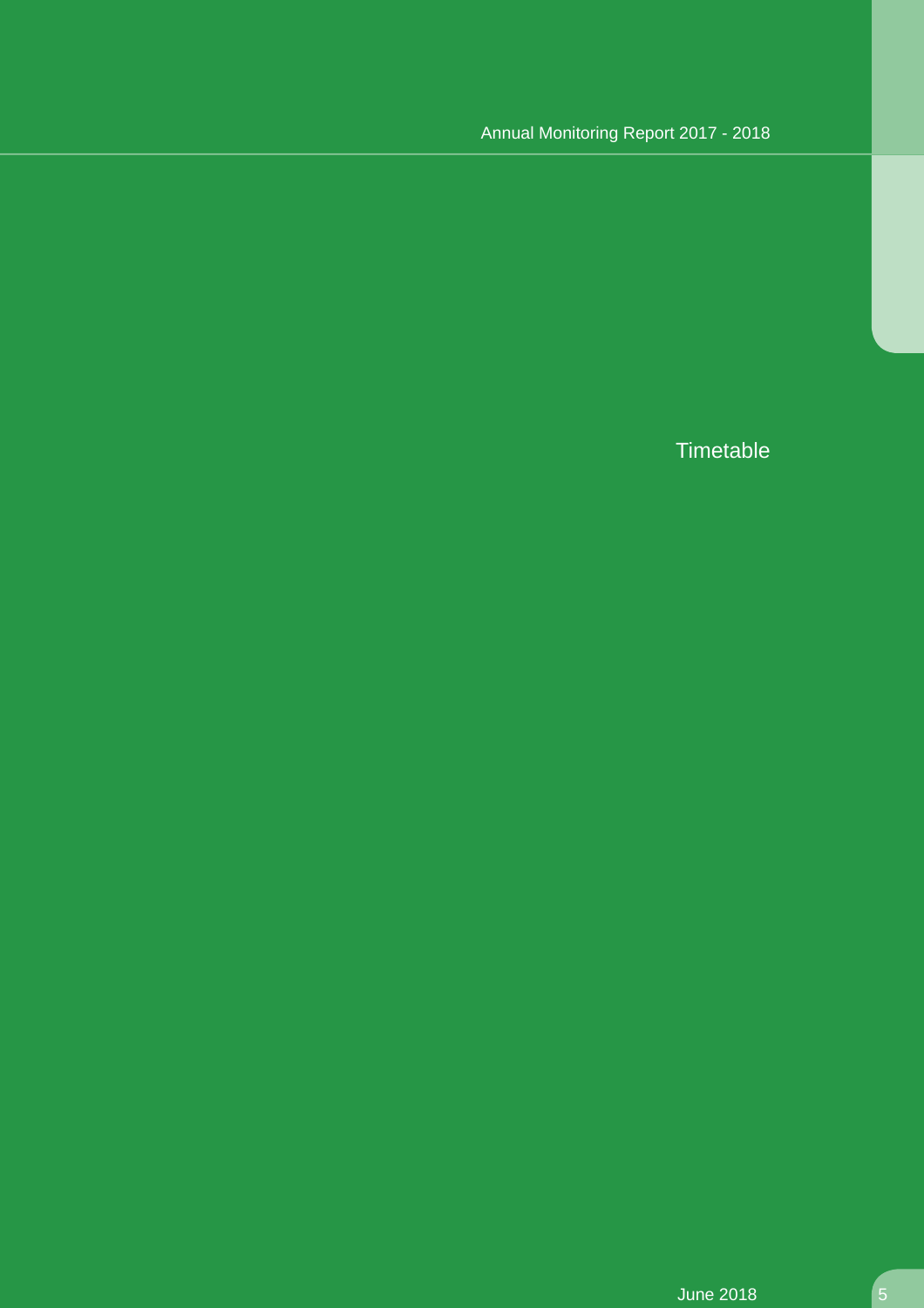# Timetable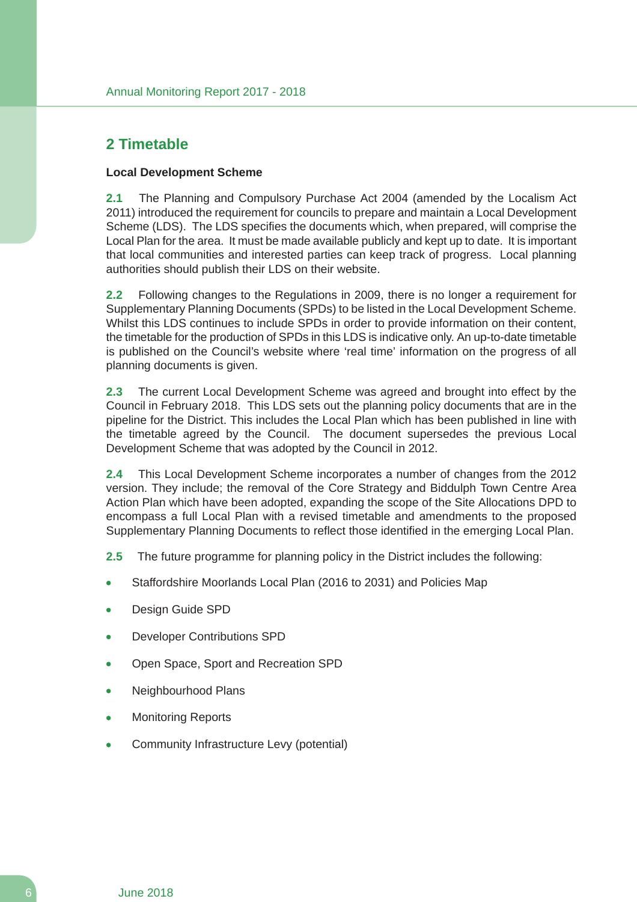## 2 Timetable

**Local Development Scheme**

**2.1** The Planning and Compulsory Purchase Act 2004 (amended by the Localism Act 2011) introduced the requirement for councils to prepare and maintain a Local Development Scheme (LDS). The LDS specifies the documents which, when prepared, will comprise the Local Plan for the area. It must be made available publicly and kept up to date. It is important that local communities and interested parties can keep track of progress. Local planning authorities should publish their LDS on their website.

**2.2** Following changes to the Regulations in 2009, there is no longer a requirement for Supplementary Planning Documents (SPDs) to be listed in the Local Development Scheme. Whilst this LDS continues to include SPDs in order to provide information on their content, the timetable for the production of SPDs in this LDS is indicative only. An up-to-date timetable is published on the Council's website where 'real time' information on the progress of all planning documents is given.

**2.3** The current Local Development Scheme was agreed and brought into effect by the Council in February 2018. This LDS sets out the planning policy documents that are in the pipeline for the District. This includes the Local Plan which has been published in line with the timetable agreed by the Council. The document supersedes the previous Local Development Scheme that was adopted by the Council in 2012.

**2.4** This Local Development Scheme incorporates a number of changes from the 2012 version. They include; the removal of the Core Strategy and Biddulph Town Centre Area Action Plan which have been adopted, expanding the scope of the Site Allocations DPD to encompass a full Local Plan with a revised timetable and amendments to the proposed Supplementary Planning Documents to reflect those identified in the emerging Local Plan.

**2.5** The future programme for planning policy in the District includes the following:

- Staffordshire Moorlands Local Plan (2016 to 2031) and Policies Map
- Design Guide SPD
- Developer Contributions SPD
- Open Space, Sport and Recreation SPD
- Neighbourhood Plans
- Monitoring Reports
- Community Infrastructure Levy (potential)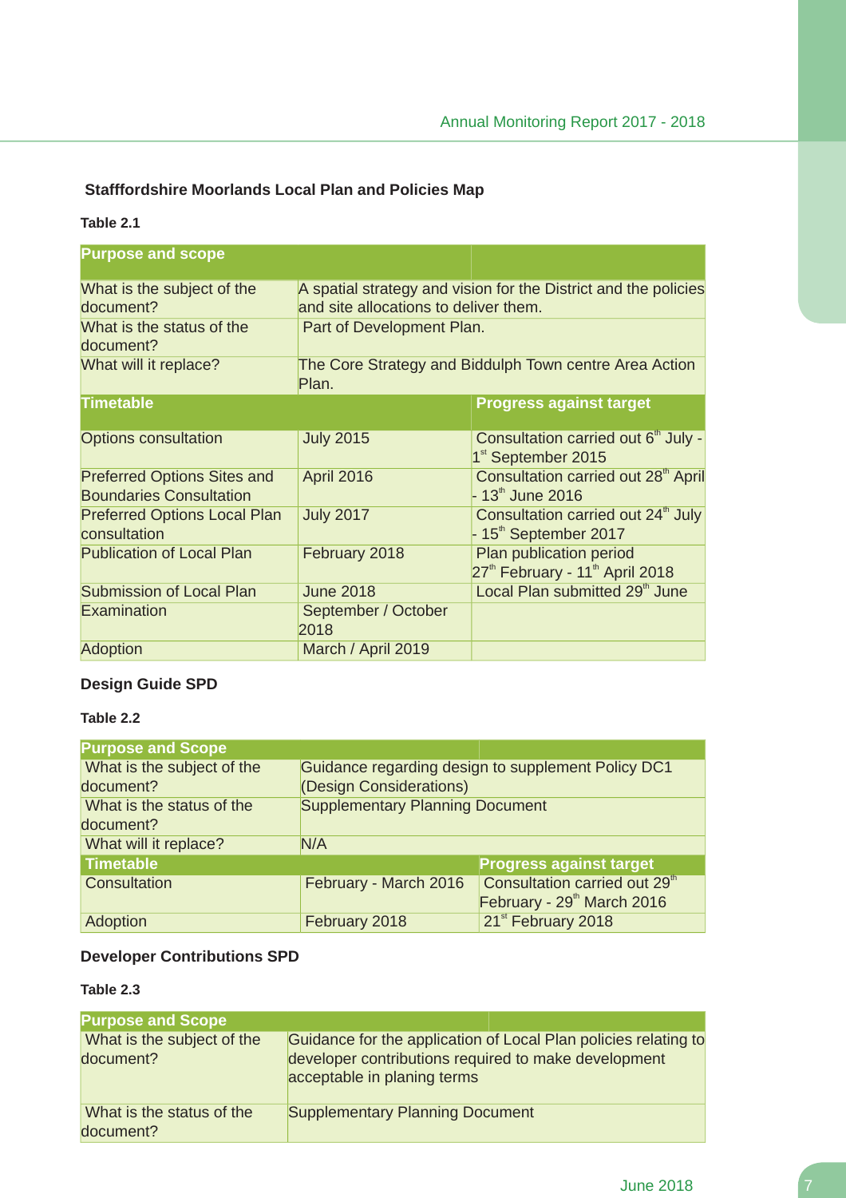### Stafffordshire Moorlands Local Plan and Policies Map

**Table 2.1**

| Purpose and scope | | |
|---|---|---|
| What is the subject of the document? | A spatial strategy and vision for the District and the policies and site allocations to deliver them. | |
| What is the status of the document? | Part of Development Plan. | |
| What will it replace? | The Core Strategy and Biddulph Town centre Area Action Plan. | |
| **Timetable** | | **Progress against target** |
| Options consultation | July 2015 | Consultation carried out 6th July - 1st September 2015 |
| Preferred Options Sites and Boundaries Consultation | April 2016 | Consultation carried out 28th April - 13th June 2016 |
| Preferred Options Local Plan consultation | July 2017 | Consultation carried out 24th July - 15th September 2017 |
| Publication of Local Plan | February 2018 | Plan publication period 27th February - 11th April 2018 |
| Submission of Local Plan | June 2018 | Local Plan submitted 29th June |
| Examination | September / October 2018 | |
| Adoption | March / April 2019 | |

### Design Guide SPD

**Table 2.2**

| Purpose and Scope | | |
|---|---|---|
| What is the subject of the document? | Guidance regarding design to supplement Policy DC1 (Design Considerations) | |
| What is the status of the document? | Supplementary Planning Document | |
| What will it replace? | N/A | |
| **Timetable** | | **Progress against target** |
| Consultation | February - March 2016 | Consultation carried out 29th February - 29th March 2016 |
| Adoption | February 2018 | 21st February 2018 |

### Developer Contributions SPD

**Table 2.3**

| Purpose and Scope | |
|---|---|
| What is the subject of the document? | Guidance for the application of Local Plan policies relating to developer contributions required to make development acceptable in planing terms |
| What is the status of the document? | Supplementary Planning Document |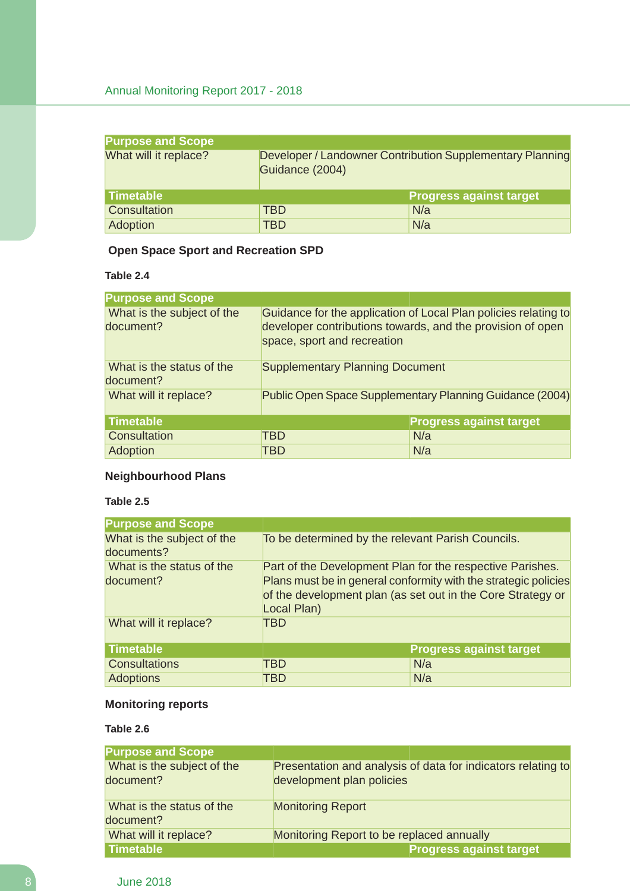| Purpose and Scope | | |
|---|---|---|
| What will it replace? | Developer / Landowner Contribution Supplementary Planning Guidance (2004) | |
| **Timetable** | | **Progress against target** |
| Consultation | TBD | N/a |
| Adoption | TBD | N/a |

### Open Space Sport and Recreation SPD

**Table 2.4**

| Purpose and Scope | | |
|---|---|---|
| What is the subject of the document? | Guidance for the application of Local Plan policies relating to developer contributions towards, and the provision of open space, sport and recreation | |
| What is the status of the document? | Supplementary Planning Document | |
| What will it replace? | Public Open Space Supplementary Planning Guidance (2004) | |
| **Timetable** | | **Progress against target** |
| Consultation | TBD | N/a |
| Adoption | TBD | N/a |

### Neighbourhood Plans

**Table 2.5**

| Purpose and Scope | | |
|---|---|---|
| What is the subject of the documents? | To be determined by the relevant Parish Councils. | |
| What is the status of the document? | Part of the Development Plan for the respective Parishes. Plans must be in general conformity with the strategic policies of the development plan (as set out in the Core Strategy or Local Plan) | |
| What will it replace? | TBD | |
| **Timetable** | | **Progress against target** |
| Consultations | TBD | N/a |
| Adoptions | TBD | N/a |

### Monitoring reports

**Table 2.6**

| Purpose and Scope | | |
|---|---|---|
| What is the subject of the document? | Presentation and analysis of data for indicators relating to development plan policies | |
| What is the status of the document? | Monitoring Report | |
| What will it replace? | Monitoring Report to be replaced annually | |
| **Timetable** | | **Progress against target** |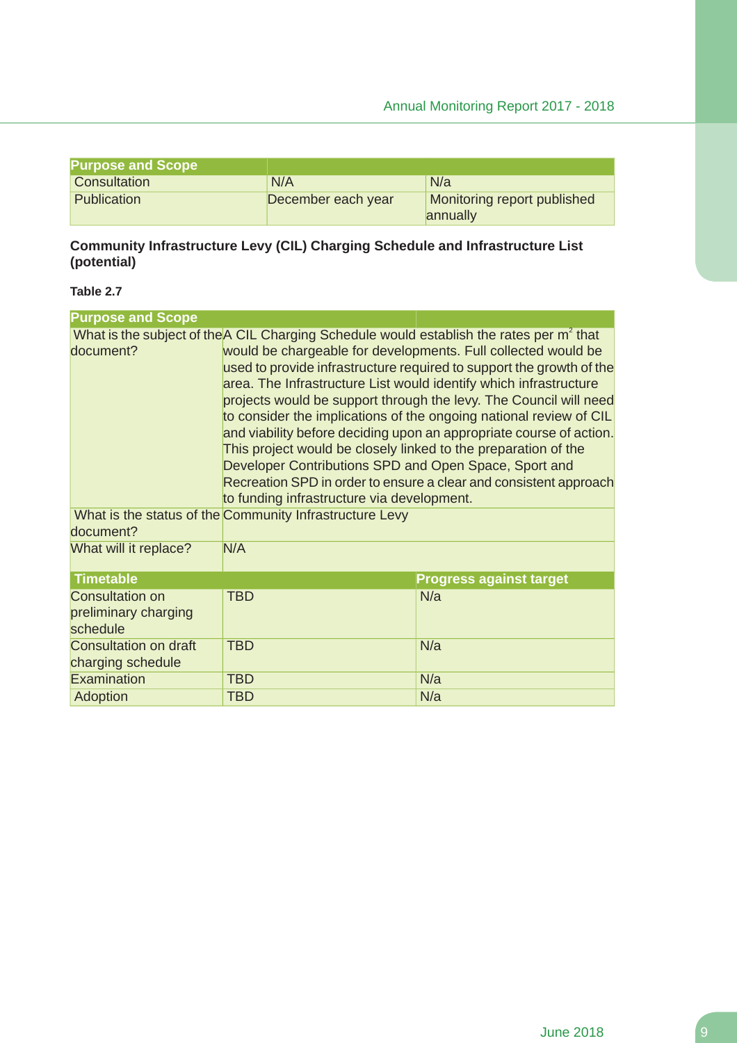| Purpose and Scope | | |
|---|---|---|
| Consultation | N/A | N/a |
| Publication | December each year | Monitoring report published annually |

**Community Infrastructure Levy (CIL) Charging Schedule and Infrastructure List (potential)**

**Table 2.7**

| Purpose and Scope | | |
|---|---|---|
| What is the subject of the document? | A CIL Charging Schedule would establish the rates per $m^2$ that would be chargeable for developments. Full collected would be used to provide infrastructure required to support the growth of the area. The Infrastructure List would identify which infrastructure projects would be support through the levy. The Council will need to consider the implications of the ongoing national review of CIL and viability before deciding upon an appropriate course of action. This project would be closely linked to the preparation of the Developer Contributions SPD and Open Space, Sport and Recreation SPD in order to ensure a clear and consistent approach to funding infrastructure via development. | |
| What is the status of the document? | Community Infrastructure Levy | |
| What will it replace? | N/A | |
| **Timetable** | | **Progress against target** |
| Consultation on preliminary charging schedule | TBD | N/a |
| Consultation on draft charging schedule | TBD | N/a |
| Examination | TBD | N/a |
| Adoption | TBD | N/a |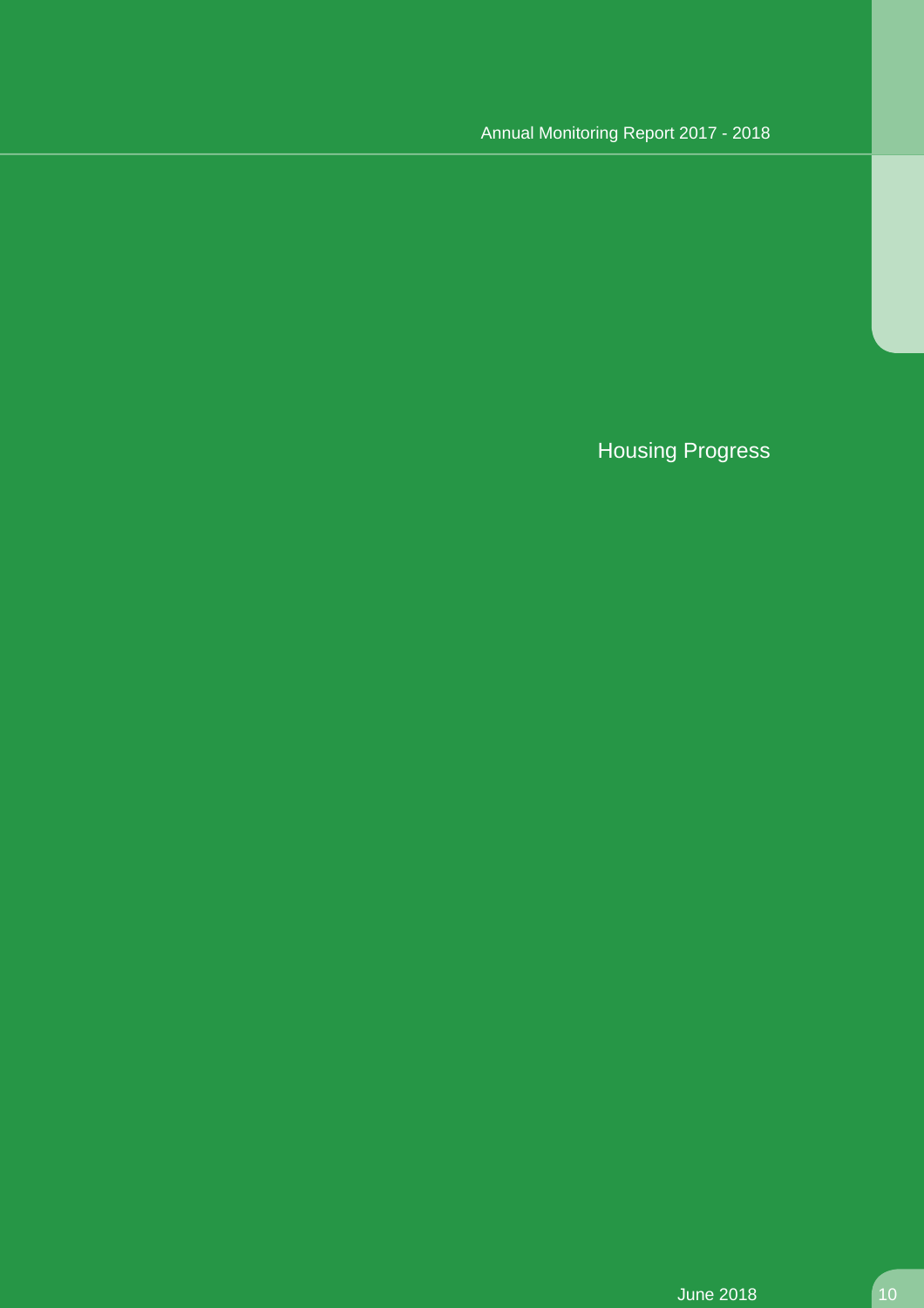# Housing Progress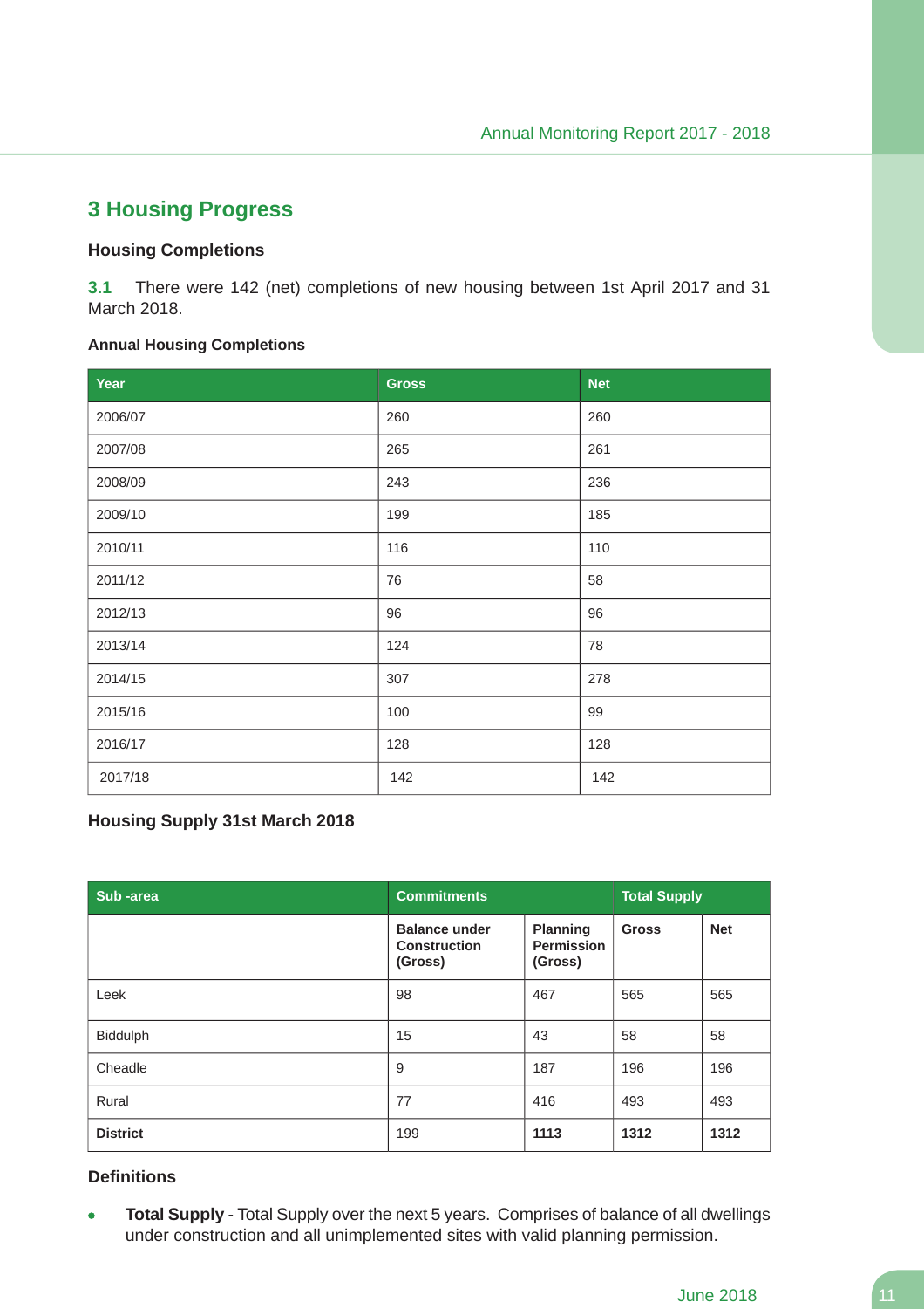# 3 Housing Progress

### Housing Completions

**3.1** There were 142 (net) completions of new housing between 1st April 2017 and 31 March 2018.

**Annual Housing Completions**

| Year | Gross | Net |
|---|---|---|
| 2006/07 | 260 | 260 |
| 2007/08 | 265 | 261 |
| 2008/09 | 243 | 236 |
| 2009/10 | 199 | 185 |
| 2010/11 | 116 | 110 |
| 2011/12 | 76 | 58 |
| 2012/13 | 96 | 96 |
| 2013/14 | 124 | 78 |
| 2014/15 | 307 | 278 |
| 2015/16 | 100 | 99 |
| 2016/17 | 128 | 128 |
| 2017/18 | 142 | 142 |

### Housing Supply 31st March 2018

| Sub -area | Commitments | | Total Supply | |
|---|---|---|---|---|
| | **Balance under Construction (Gross)** | **Planning Permission (Gross)** | **Gross** | **Net** |
| Leek | 98 | 467 | 565 | 565 |
| Biddulph | 15 | 43 | 58 | 58 |
| Cheadle | 9 | 187 | 196 | 196 |
| Rural | 77 | 416 | 493 | 493 |
| **District** | 199 | **1113** | **1312** | **1312** |

### Definitions

- **Total Supply** - Total Supply over the next 5 years. Comprises of balance of all dwellings under construction and all unimplemented sites with valid planning permission.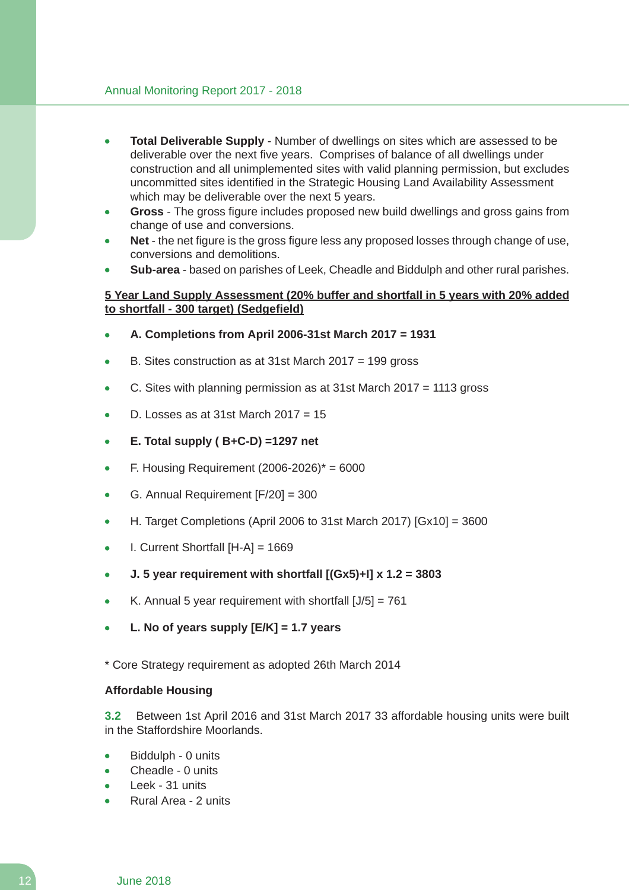- **Total Deliverable Supply** - Number of dwellings on sites which are assessed to be deliverable over the next five years. Comprises of balance of all dwellings under construction and all unimplemented sites with valid planning permission, but excludes uncommitted sites identified in the Strategic Housing Land Availability Assessment which may be deliverable over the next 5 years.
- **Gross** - The gross figure includes proposed new build dwellings and gross gains from change of use and conversions.
- **Net** - the net figure is the gross figure less any proposed losses through change of use, conversions and demolitions.
- **Sub-area** - based on parishes of Leek, Cheadle and Biddulph and other rural parishes.

**5 Year Land Supply Assessment (20% buffer and shortfall in 5 years with 20% added to shortfall - 300 target) (Sedgefield)**

- **A. Completions from April 2006-31st March 2017 = 1931**
- B. Sites construction as at 31st March 2017 = 199 gross
- C. Sites with planning permission as at 31st March 2017 = 1113 gross
- D. Losses as at 31st March 2017 = 15
- **E. Total supply ( B+C-D) =1297 net**
- F. Housing Requirement (2006-2026)* = 6000
- G. Annual Requirement [F/20] = 300
- H. Target Completions (April 2006 to 31st March 2017) [Gx10] = 3600
- I. Current Shortfall [H-A] = 1669
- **J. 5 year requirement with shortfall [(Gx5)+I] x 1.2 = 3803**
- K. Annual 5 year requirement with shortfall [J/5] = 761
- **L. No of years supply [E/K] = 1.7 years**

* Core Strategy requirement as adopted 26th March 2014

**Affordable Housing**

**3.2** Between 1st April 2016 and 31st March 2017 33 affordable housing units were built in the Staffordshire Moorlands.

- Biddulph - 0 units
- Cheadle - 0 units
- Leek - 31 units
- Rural Area - 2 units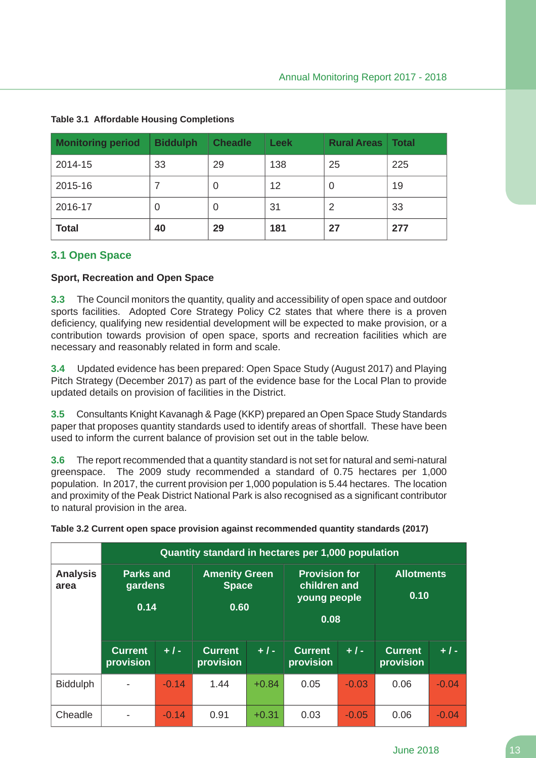**Table 3.1 Affordable Housing Completions**

| Monitoring period | Biddulph | Cheadle | Leek | Rural Areas | Total |
|---|---|---|---|---|---|
| 2014-15 | 33 | 29 | 138 | 25 | 225 |
| 2015-16 | 7 | 0 | 12 | 0 | 19 |
| 2016-17 | 0 | 0 | 31 | 2 | 33 |
| **Total** | **40** | **29** | **181** | **27** | **277** |

## 3.1 Open Space

### Sport, Recreation and Open Space

**3.3** The Council monitors the quantity, quality and accessibility of open space and outdoor sports facilities. Adopted Core Strategy Policy C2 states that where there is a proven deficiency, qualifying new residential development will be expected to make provision, or a contribution towards provision of open space, sports and recreation facilities which are necessary and reasonably related in form and scale.

**3.4** Updated evidence has been prepared: Open Space Study (August 2017) and Playing Pitch Strategy (December 2017) as part of the evidence base for the Local Plan to provide updated details on provision of facilities in the District.

**3.5** Consultants Knight Kavanagh & Page (KKP) prepared an Open Space Study Standards paper that proposes quantity standards used to identify areas of shortfall. These have been used to inform the current balance of provision set out in the table below.

**3.6** The report recommended that a quantity standard is not set for natural and semi-natural greenspace. The 2009 study recommended a standard of 0.75 hectares per 1,000 population. In 2017, the current provision per 1,000 population is 5.44 hectares. The location and proximity of the Peak District National Park is also recognised as a significant contributor to natural provision in the area.

**Table 3.2 Current open space provision against recommended quantity standards (2017)**

| | Quantity standard in hectares per 1,000 population | | | | | | | |
|---|---|---|---|---|---|---|---|---|
| **Analysis area** | **Parks and gardens 0.14** | | **Amenity Green Space 0.60** | | **Provision for children and young people 0.08** | | **Allotments 0.10** | |
| | **Current provision** | **+ / -** | **Current provision** | **+ / -** | **Current provision** | **+ / -** | **Current provision** | **+ / -** |
| Biddulph | - | -0.14 | 1.44 | +0.84 | 0.05 | -0.03 | 0.06 | -0.04 |
| Cheadle | - | -0.14 | 0.91 | +0.31 | 0.03 | -0.05 | 0.06 | -0.04 |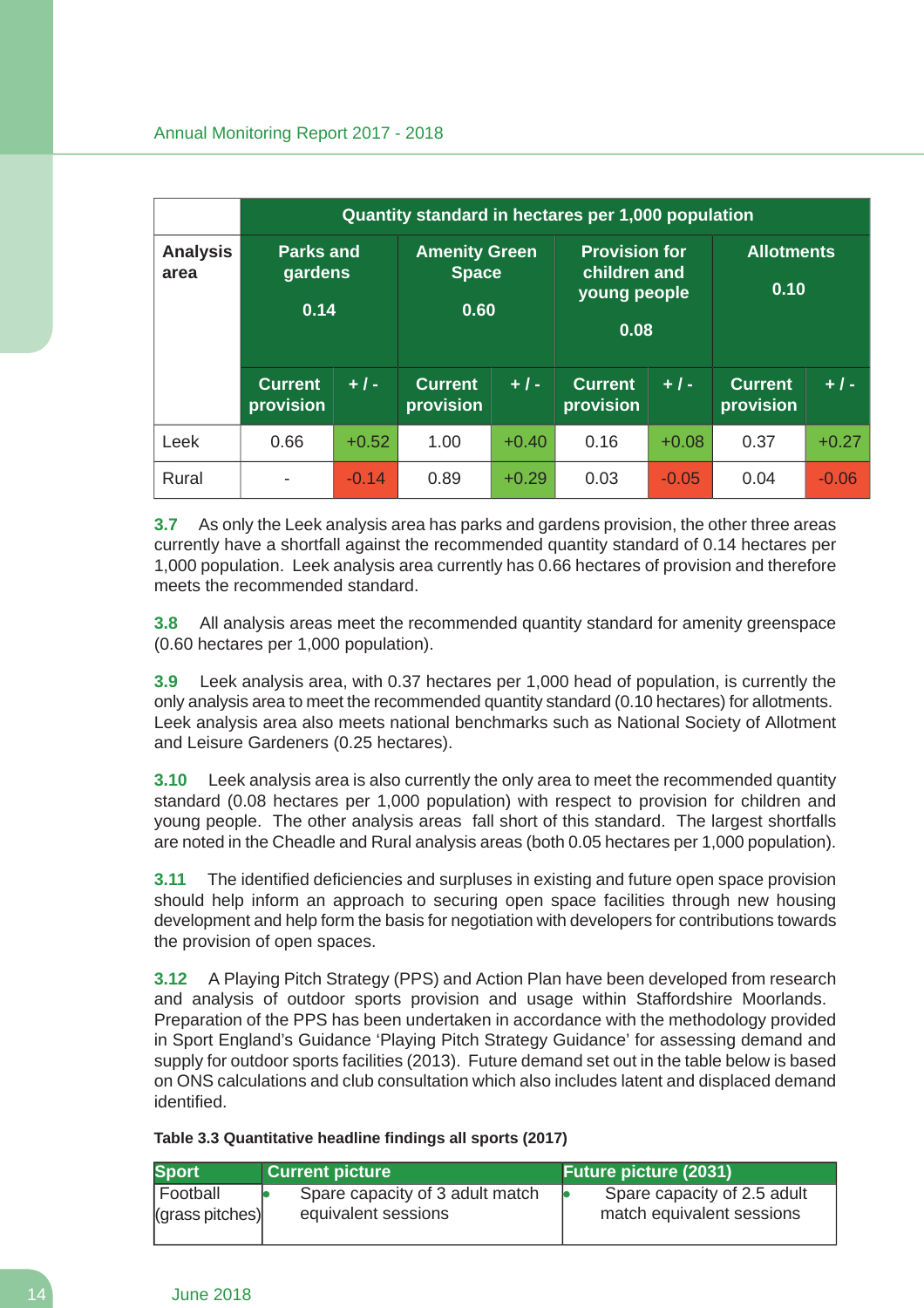| | Quantity standard in hectares per 1,000 population | | | | | | | |
|---|---|---|---|---|---|---|---|---|
| **Analysis area** | **Parks and gardens 0.14** | | **Amenity Green Space 0.60** | | **Provision for children and young people 0.08** | | **Allotments 0.10** | |
| | **Current provision** | **+ / -** | **Current provision** | **+ / -** | **Current provision** | **+ / -** | **Current provision** | **+ / -** |
| Leek | 0.66 | +0.52 | 1.00 | +0.40 | 0.16 | +0.08 | 0.37 | +0.27 |
| Rural | - | -0.14 | 0.89 | +0.29 | 0.03 | -0.05 | 0.04 | -0.06 |

**3.7** As only the Leek analysis area has parks and gardens provision, the other three areas currently have a shortfall against the recommended quantity standard of 0.14 hectares per 1,000 population. Leek analysis area currently has 0.66 hectares of provision and therefore meets the recommended standard.

**3.8** All analysis areas meet the recommended quantity standard for amenity greenspace (0.60 hectares per 1,000 population).

**3.9** Leek analysis area, with 0.37 hectares per 1,000 head of population, is currently the only analysis area to meet the recommended quantity standard (0.10 hectares) for allotments. Leek analysis area also meets national benchmarks such as National Society of Allotment and Leisure Gardeners (0.25 hectares).

**3.10** Leek analysis area is also currently the only area to meet the recommended quantity standard (0.08 hectares per 1,000 population) with respect to provision for children and young people. The other analysis areas fall short of this standard. The largest shortfalls are noted in the Cheadle and Rural analysis areas (both 0.05 hectares per 1,000 population).

**3.11** The identified deficiencies and surpluses in existing and future open space provision should help inform an approach to securing open space facilities through new housing development and help form the basis for negotiation with developers for contributions towards the provision of open spaces.

**3.12** A Playing Pitch Strategy (PPS) and Action Plan have been developed from research and analysis of outdoor sports provision and usage within Staffordshire Moorlands. Preparation of the PPS has been undertaken in accordance with the methodology provided in Sport England's Guidance 'Playing Pitch Strategy Guidance' for assessing demand and supply for outdoor sports facilities (2013). Future demand set out in the table below is based on ONS calculations and club consultation which also includes latent and displaced demand identified.

**Table 3.3 Quantitative headline findings all sports (2017)**

| Sport | Current picture | Future picture (2031) |
|---|---|---|
| Football (grass pitches) | • Spare capacity of 3 adult match equivalent sessions | • Spare capacity of 2.5 adult match equivalent sessions |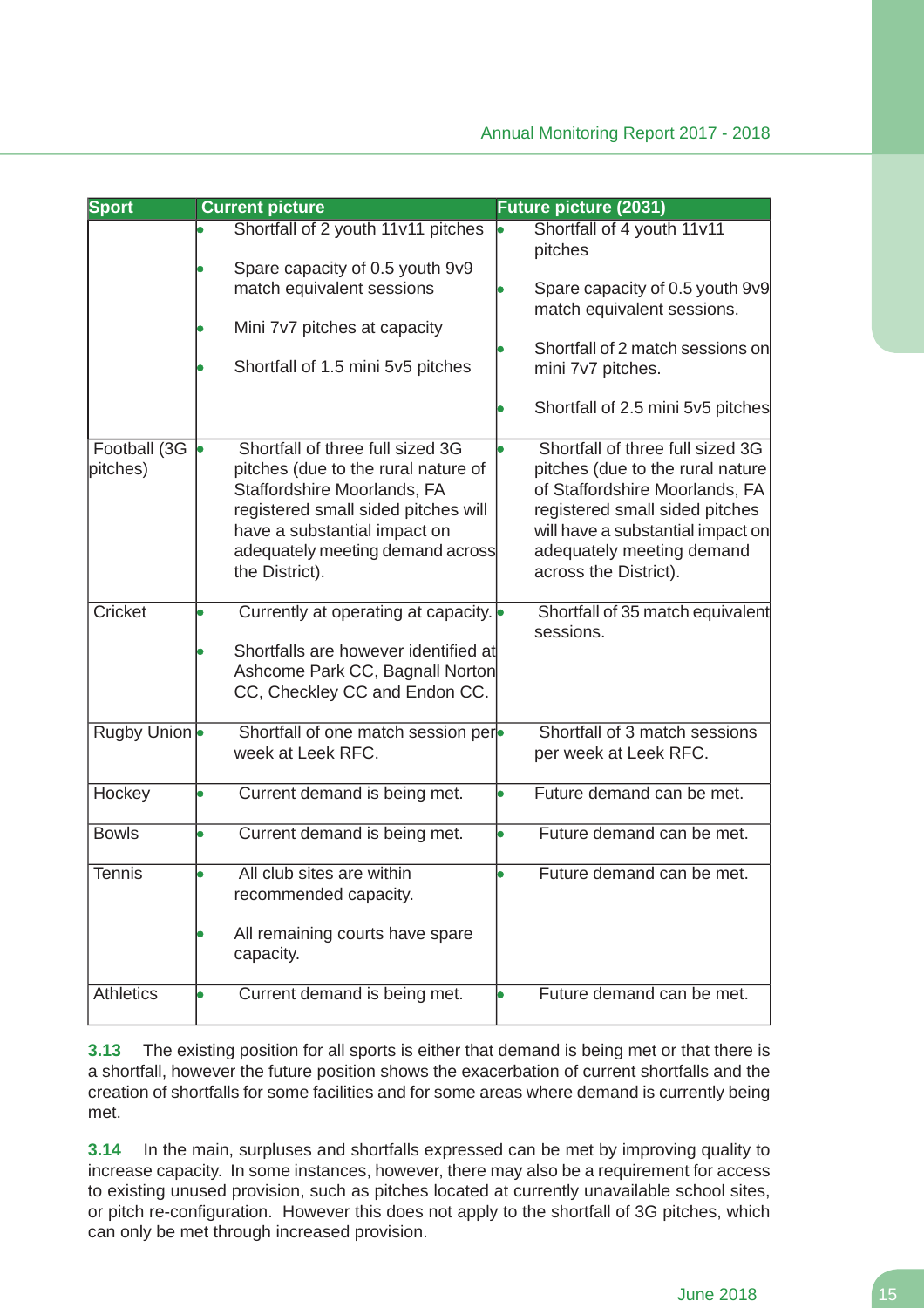| Sport | Current picture | Future picture (2031) |
|---|---|---|
| | • Shortfall of 2 youth 11v11 pitches<br>• Spare capacity of 0.5 youth 9v9 match equivalent sessions<br>• Mini 7v7 pitches at capacity<br>• Shortfall of 1.5 mini 5v5 pitches | • Shortfall of 4 youth 11v11 pitches<br>• Spare capacity of 0.5 youth 9v9 match equivalent sessions.<br>• Shortfall of 2 match sessions on mini 7v7 pitches.<br>• Shortfall of 2.5 mini 5v5 pitches |
| Football (3G pitches) | • Shortfall of three full sized 3G pitches (due to the rural nature of Staffordshire Moorlands, FA registered small sided pitches will have a substantial impact on adequately meeting demand across the District). | • Shortfall of three full sized 3G pitches (due to the rural nature of Staffordshire Moorlands, FA registered small sided pitches will have a substantial impact on adequately meeting demand across the District). |
| Cricket | • Currently at operating at capacity.<br>• Shortfalls are however identified at Ashcome Park CC, Bagnall Norton CC, Checkley CC and Endon CC. | • Shortfall of 35 match equivalent sessions. |
| Rugby Union | • Shortfall of one match session per week at Leek RFC. | • Shortfall of 3 match sessions per week at Leek RFC. |
| Hockey | • Current demand is being met. | • Future demand can be met. |
| Bowls | • Current demand is being met. | • Future demand can be met. |
| Tennis | • All club sites are within recommended capacity.<br>• All remaining courts have spare capacity. | • Future demand can be met. |
| Athletics | • Current demand is being met. | • Future demand can be met. |

**3.13** The existing position for all sports is either that demand is being met or that there is a shortfall, however the future position shows the exacerbation of current shortfalls and the creation of shortfalls for some facilities and for some areas where demand is currently being met.

**3.14** In the main, surpluses and shortfalls expressed can be met by improving quality to increase capacity. In some instances, however, there may also be a requirement for access to existing unused provision, such as pitches located at currently unavailable school sites, or pitch re-configuration. However this does not apply to the shortfall of 3G pitches, which can only be met through increased provision.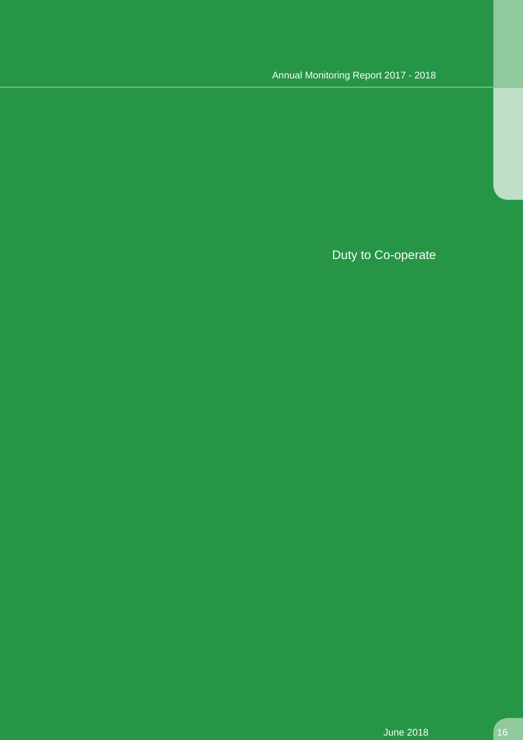# Duty to Co-operate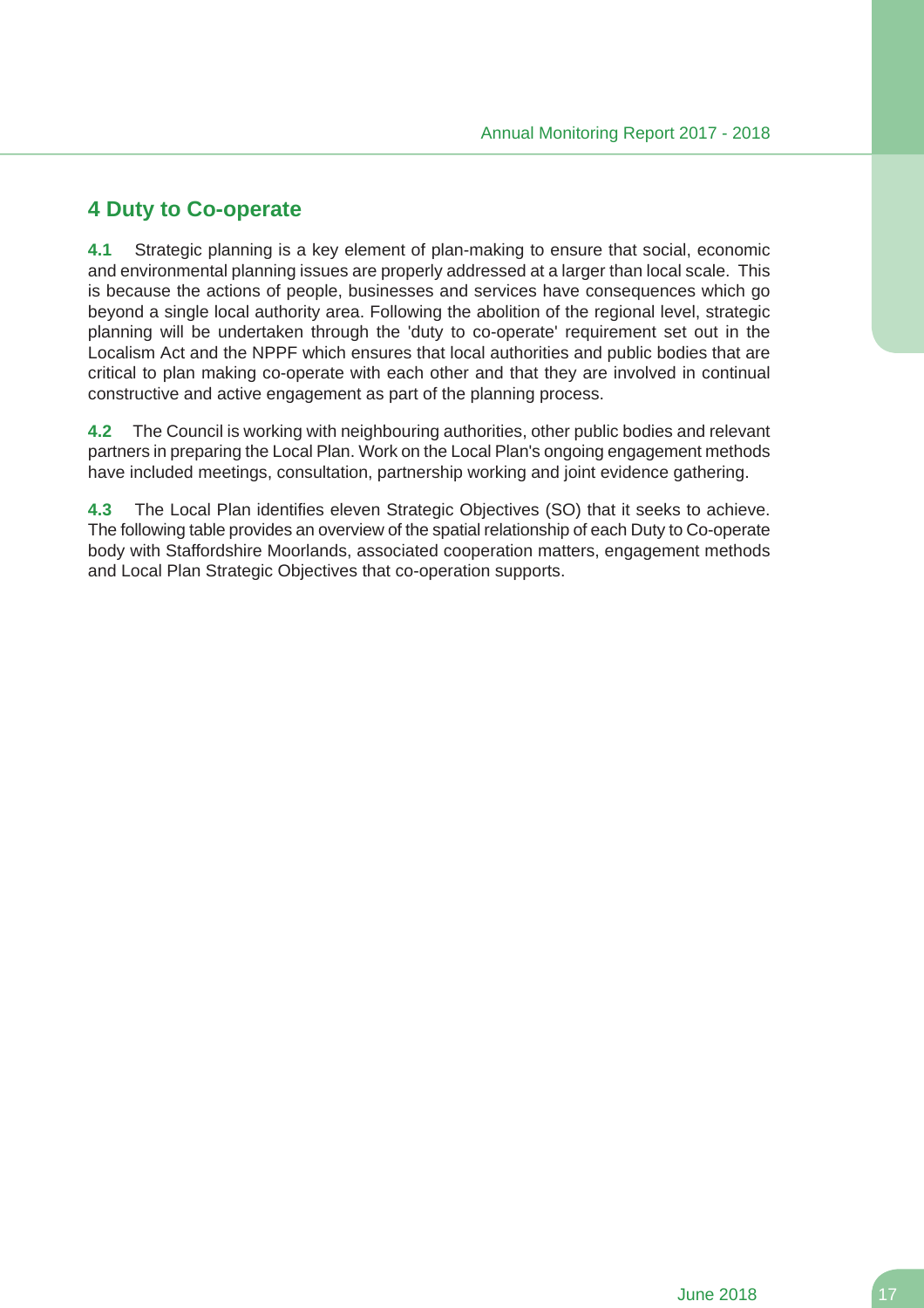## 4 Duty to Co-operate

**4.1** Strategic planning is a key element of plan-making to ensure that social, economic and environmental planning issues are properly addressed at a larger than local scale. This is because the actions of people, businesses and services have consequences which go beyond a single local authority area. Following the abolition of the regional level, strategic planning will be undertaken through the 'duty to co-operate' requirement set out in the Localism Act and the NPPF which ensures that local authorities and public bodies that are critical to plan making co-operate with each other and that they are involved in continual constructive and active engagement as part of the planning process.

**4.2** The Council is working with neighbouring authorities, other public bodies and relevant partners in preparing the Local Plan. Work on the Local Plan's ongoing engagement methods have included meetings, consultation, partnership working and joint evidence gathering.

**4.3** The Local Plan identifies eleven Strategic Objectives (SO) that it seeks to achieve. The following table provides an overview of the spatial relationship of each Duty to Co-operate body with Staffordshire Moorlands, associated cooperation matters, engagement methods and Local Plan Strategic Objectives that co-operation supports.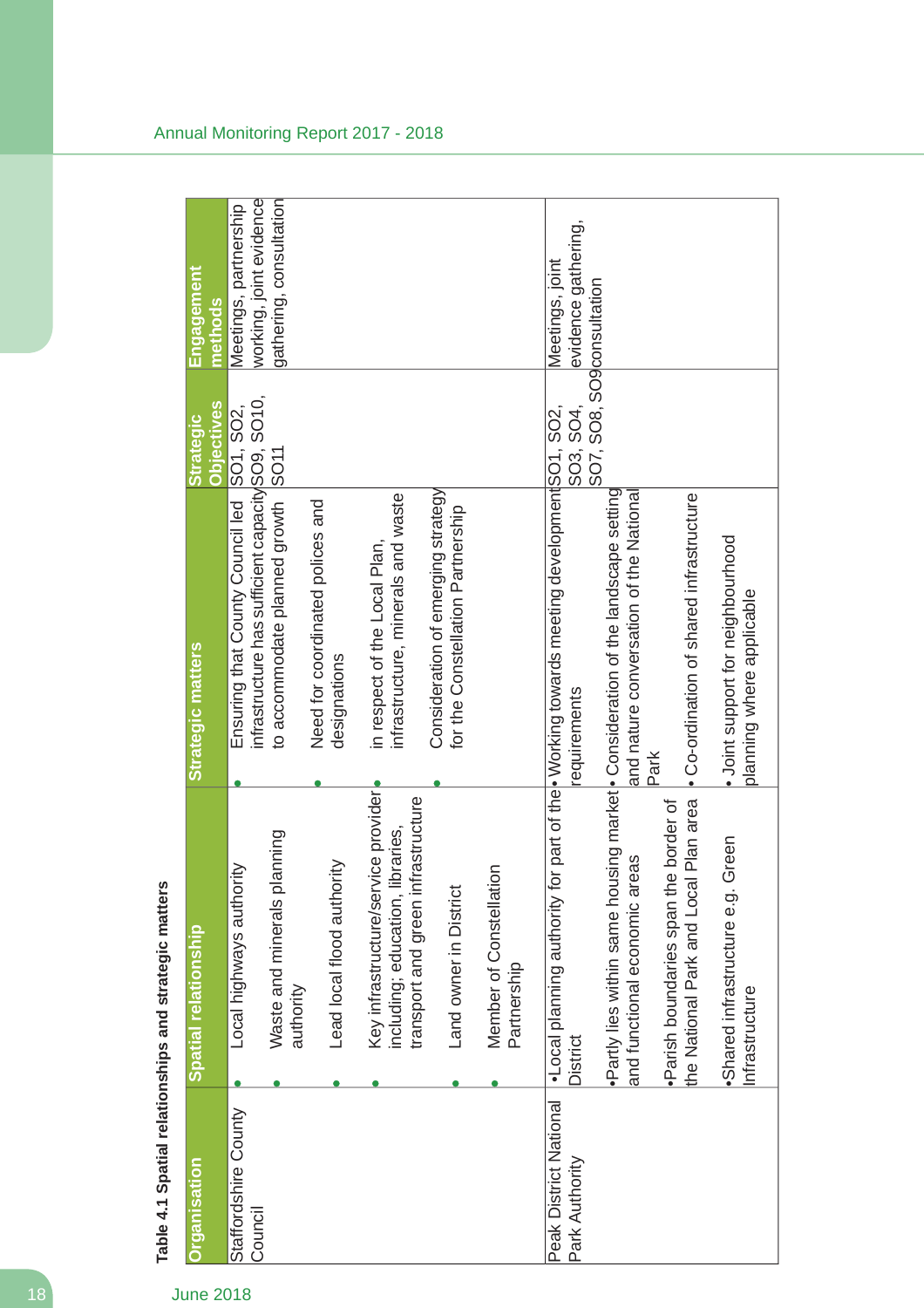**Table 4.1 Spatial relationships and strategic matters**

| Organisation | Spatial relationship | Strategic matters | Strategic Objectives | Engagement methods |
|---|---|---|---|---|
| Staffordshire County Council | • Local highways authority<br>• Waste and minerals planning authority<br>• Lead local flood authority<br>• Key infrastructure/service provider including; education, libraries, transport and green infrastructure<br>• Land owner in District<br>• Member of Constellation Partnership | • Ensuring that County Council led infrastructure has sufficient capacity to accommodate planned growth<br>• Need for coordinated polices and designations<br>• in respect of the Local Plan, infrastructure, minerals and waste<br>• Consideration of emerging strategy for the Constellation Partnership | SO1, SO2, SO9, SO10, SO11 | Meetings, partnership working, joint evidence gathering, consultation |
| Peak District National Park Authority | •Local planning authority for part of the District<br>•Partly lies within same housing market and functional economic areas<br>•Parish boundaries span the border of the National Park and Local Plan area<br>•Shared infrastructure e.g. Green Infrastructure | • Working towards meeting development requirements<br>• Consideration of the landscape setting and nature conversation of the National Park<br>• Co-ordination of shared infrastructure<br>• Joint support for neighbourhood planning where applicable | SO1, SO2, SO3, SO4, SO7, SO8, SO9 | Meetings, joint evidence gathering, consultation |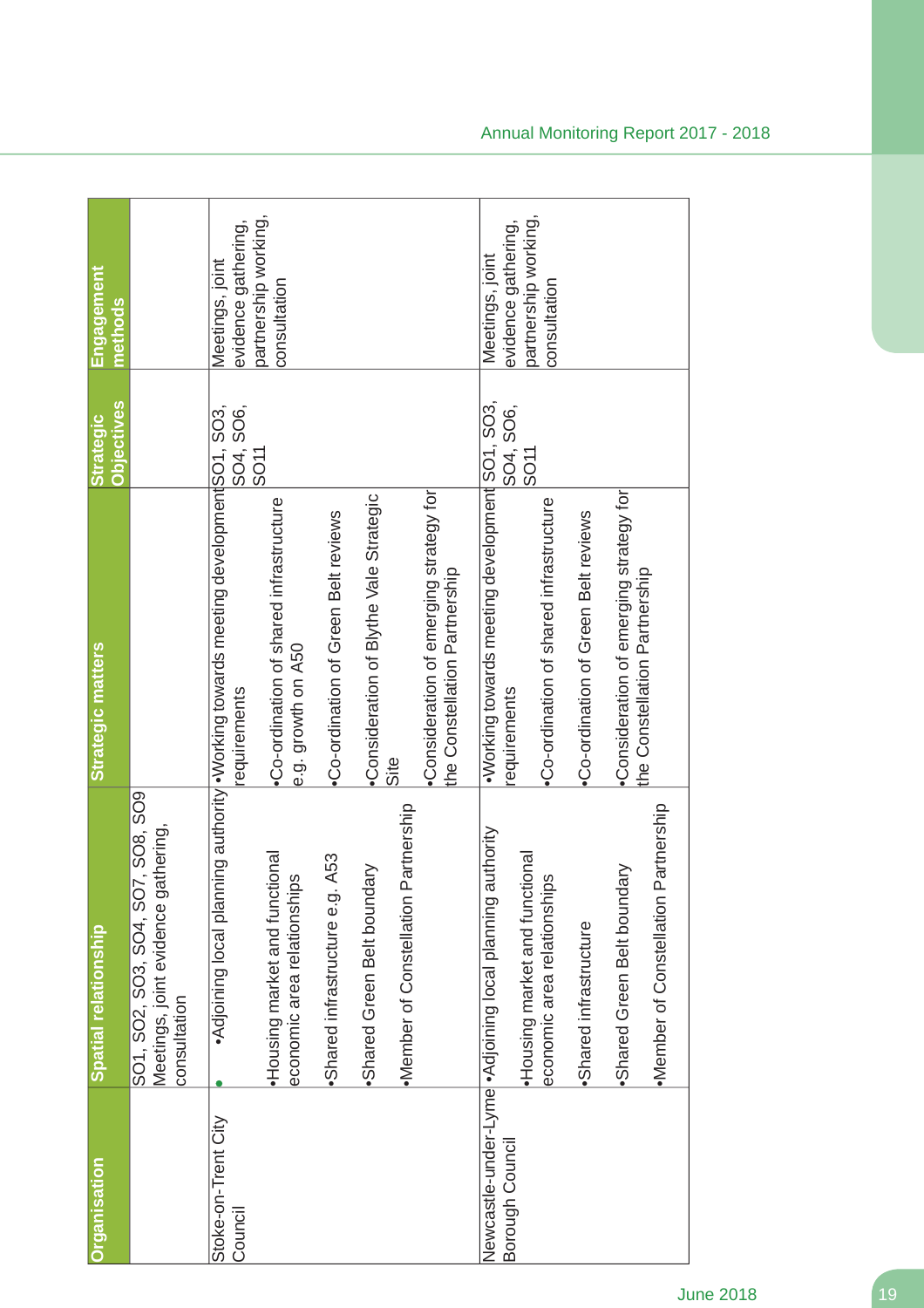| Organisation | Spatial relationship | Strategic matters | Strategic Objectives | Engagement methods |
|---|---|---|---|---|
| | SO1, SO2, SO3, SO4, SO7, SO8, SO9 Meetings, joint evidence gathering, consultation | | | |
| Stoke-on-Trent City Council | •Adjoining local planning authority<br><br>•Housing market and functional economic area relationships<br><br>•Shared infrastructure e.g. A53<br><br>•Shared Green Belt boundary<br><br>•Member of Constellation Partnership | •Working towards meeting development requirements<br><br>•Co-ordination of shared infrastructure e.g. growth on A50<br><br>•Co-ordination of Green Belt reviews<br><br>•Consideration of Blythe Vale Strategic Site<br><br>•Consideration of emerging strategy for the Constellation Partnership | SO1, SO3, SO4, SO6, SO11 | Meetings, joint evidence gathering, partnership working, consultation |
| Newcastle-under-Lyme Borough Council | •Adjoining local planning authority<br><br>•Housing market and functional economic area relationships<br><br>•Shared infrastructure<br><br>•Shared Green Belt boundary<br><br>•Member of Constellation Partnership | •Working towards meeting development requirements<br><br>•Co-ordination of shared infrastructure<br><br>•Co-ordination of Green Belt reviews<br><br>•Consideration of emerging strategy for the Constellation Partnership | SO1, SO3, SO4, SO6, SO11 | Meetings, joint evidence gathering, partnership working, consultation |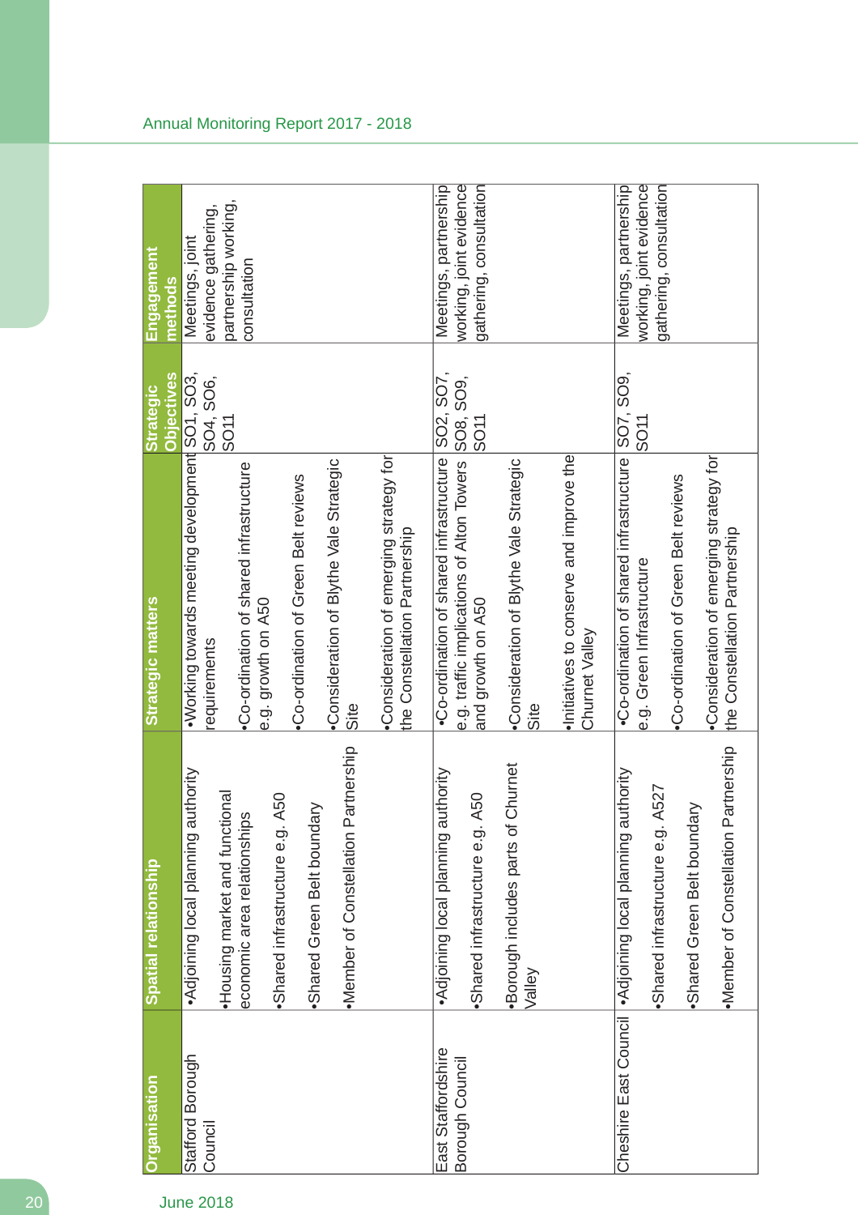| Organisation | Spatial relationship | Strategic matters | Strategic Objectives | Engagement methods |
|---|---|---|---|---|
| Stafford Borough Council | •Adjoining local planning authority<br>•Housing market and functional economic area relationships<br>•Shared infrastructure e.g. A50<br>•Shared Green Belt boundary<br>•Member of Constellation Partnership | •Working towards meeting development requirements<br>•Co-ordination of shared infrastructure e.g. growth on A50<br>•Co-ordination of Green Belt reviews<br>•Consideration of Blythe Vale Strategic Site<br>•Consideration of emerging strategy for the Constellation Partnership | SO1, SO3, SO4, SO6, SO11 | Meetings, joint evidence gathering, partnership working, consultation |
| East Staffordshire Borough Council | •Adjoining local planning authority<br>•Shared infrastructure e.g. A50<br>•Borough includes parts of Churnet Valley | •Co-ordination of shared infrastructure e.g. traffic implications of Alton Towers and growth on A50<br>•Consideration of Blythe Vale Strategic Site<br>•Initiatives to conserve and improve the Churnet Valley | SO2, SO7, SO8, SO9, SO11 | Meetings, partnership working, joint evidence gathering, consultation |
| Cheshire East Council | •Adjoining local planning authority<br>•Shared infrastructure e.g. A527<br>•Shared Green Belt boundary<br>•Member of Constellation Partnership | •Co-ordination of shared infrastructure e.g. Green Infrastructure<br>•Co-ordination of Green Belt reviews<br>•Consideration of emerging strategy for the Constellation Partnership | SO7, SO9, SO11 | Meetings, partnership working, joint evidence gathering, consultation |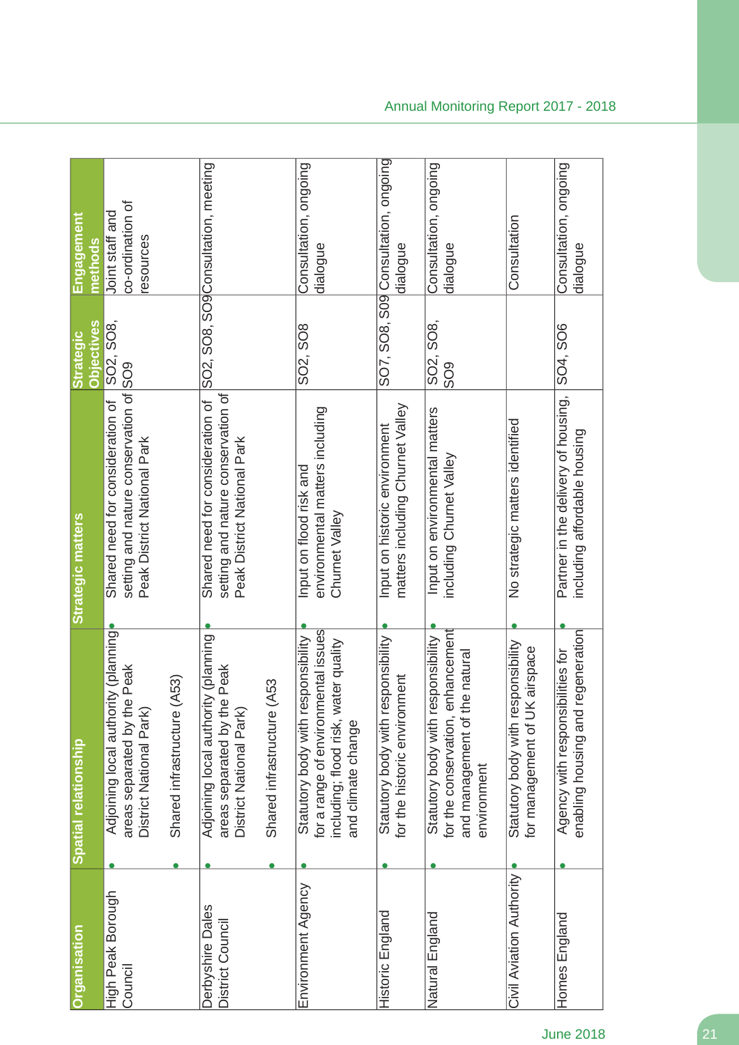| Organisation | Spatial relationship | Strategic matters | Strategic Objectives | Engagement methods |
|---|---|---|---|---|
| High Peak Borough Council | • Adjoining local authority (planning areas separated by the Peak District National Park)<br>• Shared infrastructure (A53) | • Shared need for consideration of setting and nature conservation of Peak District National Park | SO2, SO8, SO9 | Joint staff and co-ordination of resources |
| Derbyshire Dales District Council | • Adjoining local authority (planning areas separated by the Peak District National Park)<br>• Shared infrastructure (A53 | • Shared need for consideration of setting and nature conservation of Peak District National Park | SO2, SO8, SO9 | Consultation, meeting |
| Environment Agency | • Statutory body with responsibility for a range of environmental issues including; flood risk, water quality and climate change | • Input on flood risk and environmental matters including Churnet Valley | SO2, SO8 | Consultation, ongoing dialogue |
| Historic England | • Statutory body with responsibility for the historic environment | • Input on historic environment matters including Churnet Valley | SO7, SO8, SO9 | Consultation, ongoing dialogue |
| Natural England | • Statutory body with responsibility for the conservation, enhancement and management of the natural environment | • Input on environmental matters including Churnet Valley | SO2, SO8, SO9 | Consultation, ongoing dialogue |
| Civil Aviation Authority | • Statutory body with responsibility for management of UK airspace | • No strategic matters identified | | Consultation |
| Homes England | • Agency with responsibilities for enabling housing and regeneration | • Partner in the delivery of housing, including affordable housing | SO4, SO6 | Consultation, ongoing dialogue |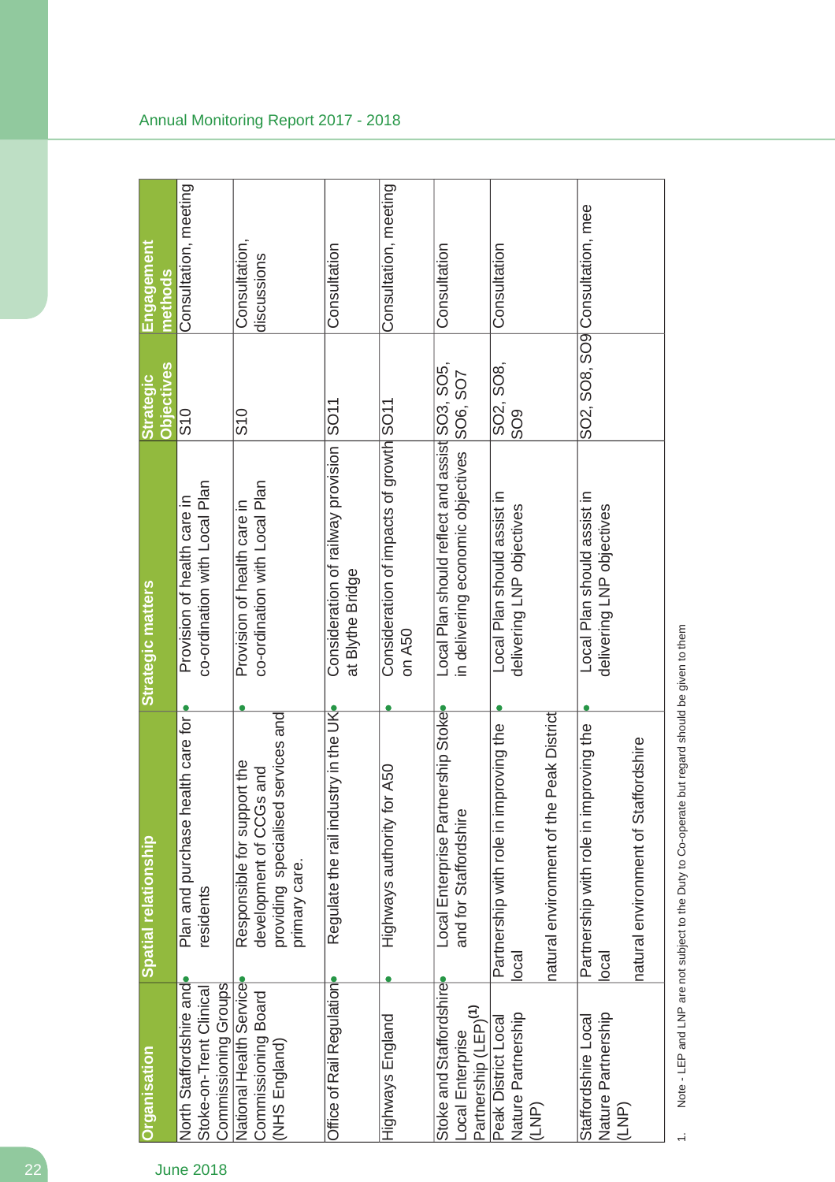| Organisation | Spatial relationship | Strategic matters | Strategic Objectives | Engagement methods |
|---|---|---|---|---|
| North Staffordshire and Stoke-on-Trent Clinical Commissioning Groups | • Plan and purchase health care for residents | • Provision of health care in co-ordination with Local Plan | S10 | Consultation, meeting |
| National Health Service Commissioning Board (NHS England) | • Responsible for support the development of CCGs and providing specialised services and primary care. | • Provision of health care in co-ordination with Local Plan | S10 | Consultation, discussions |
| Office of Rail Regulation | • Regulate the rail industry in the UK | • Consideration of railway provision at Blythe Bridge | SO11 | Consultation |
| Highways England | • Highways authority for A50 | • Consideration of impacts of growth on A50 | SO11 | Consultation, meeting |
| Stoke and Staffordshire Local Enterprise Partnership (LEP)(1) | • Local Enterprise Partnership Stoke and for Staffordshire | • Local Plan should reflect and assist in delivering economic objectives | SO3, SO5, SO6, SO7 | Consultation |
| Peak District Local Nature Partnership (LNP) | • Partnership with role in improving the local natural environment of the Peak District | • Local Plan should assist in delivering LNP objectives | SO2, SO8, SO9 | Consultation |
| Staffordshire Local Nature Partnership (LNP) | • Partnership with role in improving the local natural environment of Staffordshire | • Local Plan should assist in delivering LNP objectives | SO2, SO8, SO9 | Consultation, mee |

1. Note - LEP and LNP are not subject to the Duty to Co-operate but regard should be given to them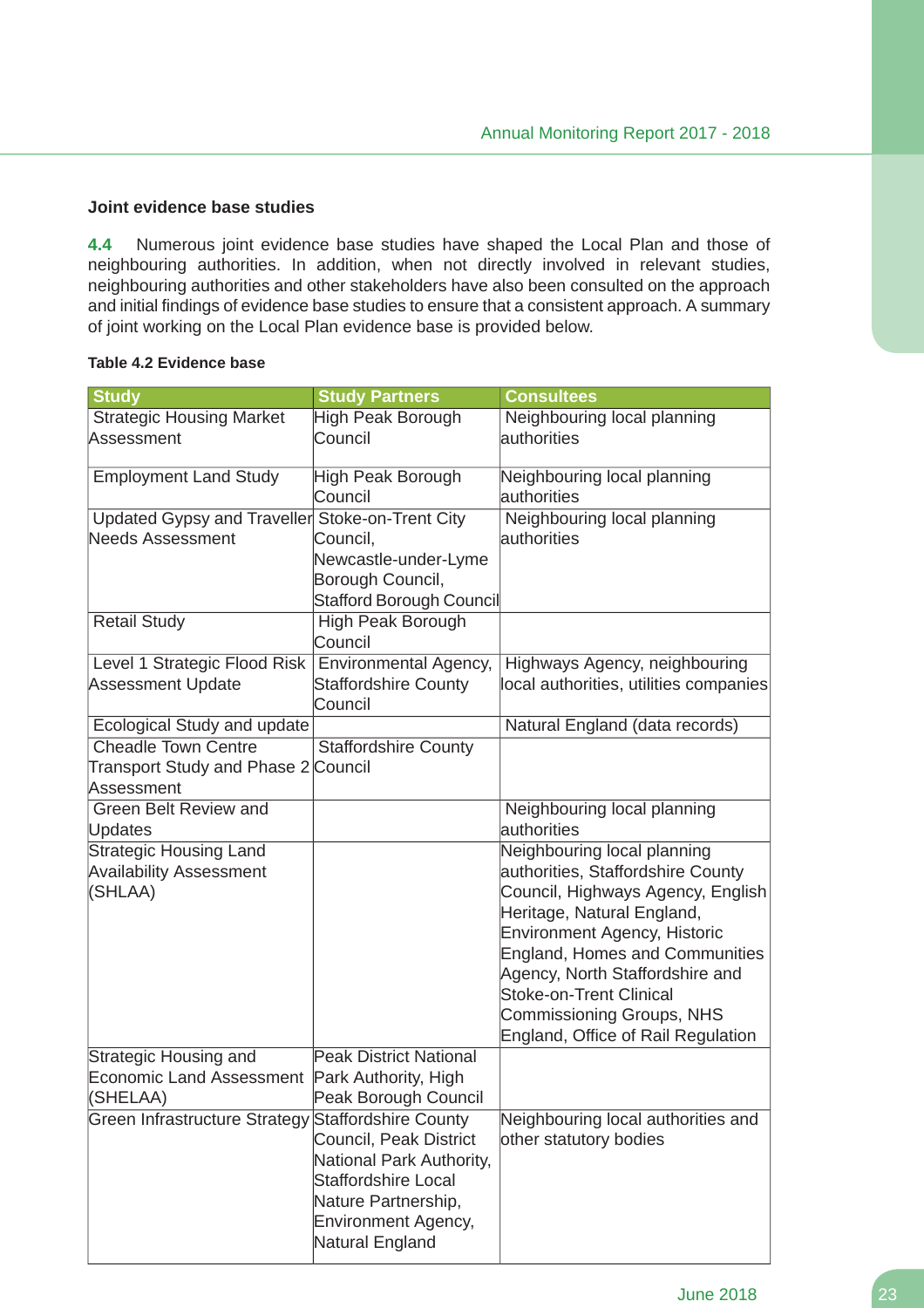### Joint evidence base studies

**4.4** Numerous joint evidence base studies have shaped the Local Plan and those of neighbouring authorities. In addition, when not directly involved in relevant studies, neighbouring authorities and other stakeholders have also been consulted on the approach and initial findings of evidence base studies to ensure that a consistent approach. A summary of joint working on the Local Plan evidence base is provided below.

**Table 4.2 Evidence base**

| Study | Study Partners | Consultees |
|---|---|---|
| Strategic Housing Market Assessment | High Peak Borough Council | Neighbouring local planning authorities |
| Employment Land Study | High Peak Borough Council | Neighbouring local planning authorities |
| Updated Gypsy and Traveller Needs Assessment | Stoke-on-Trent City Council, Newcastle-under-Lyme Borough Council, Stafford Borough Council | Neighbouring local planning authorities |
| Retail Study | High Peak Borough Council | |
| Level 1 Strategic Flood Risk Assessment Update | Environmental Agency, Staffordshire County Council | Highways Agency, neighbouring local authorities, utilities companies |
| Ecological Study and update | | Natural England (data records) |
| Cheadle Town Centre Transport Study and Phase 2 Assessment | Staffordshire County Council | |
| Green Belt Review and Updates | | Neighbouring local planning authorities |
| Strategic Housing Land Availability Assessment (SHLAA) | | Neighbouring local planning authorities, Staffordshire County Council, Highways Agency, English Heritage, Natural England, Environment Agency, Historic England, Homes and Communities Agency, North Staffordshire and Stoke-on-Trent Clinical Commissioning Groups, NHS England, Office of Rail Regulation |
| Strategic Housing and Economic Land Assessment (SHELAA) | Peak District National Park Authority, High Peak Borough Council | |
| Green Infrastructure Strategy | Staffordshire County Council, Peak District National Park Authority, Staffordshire Local Nature Partnership, Environment Agency, Natural England | Neighbouring local authorities and other statutory bodies |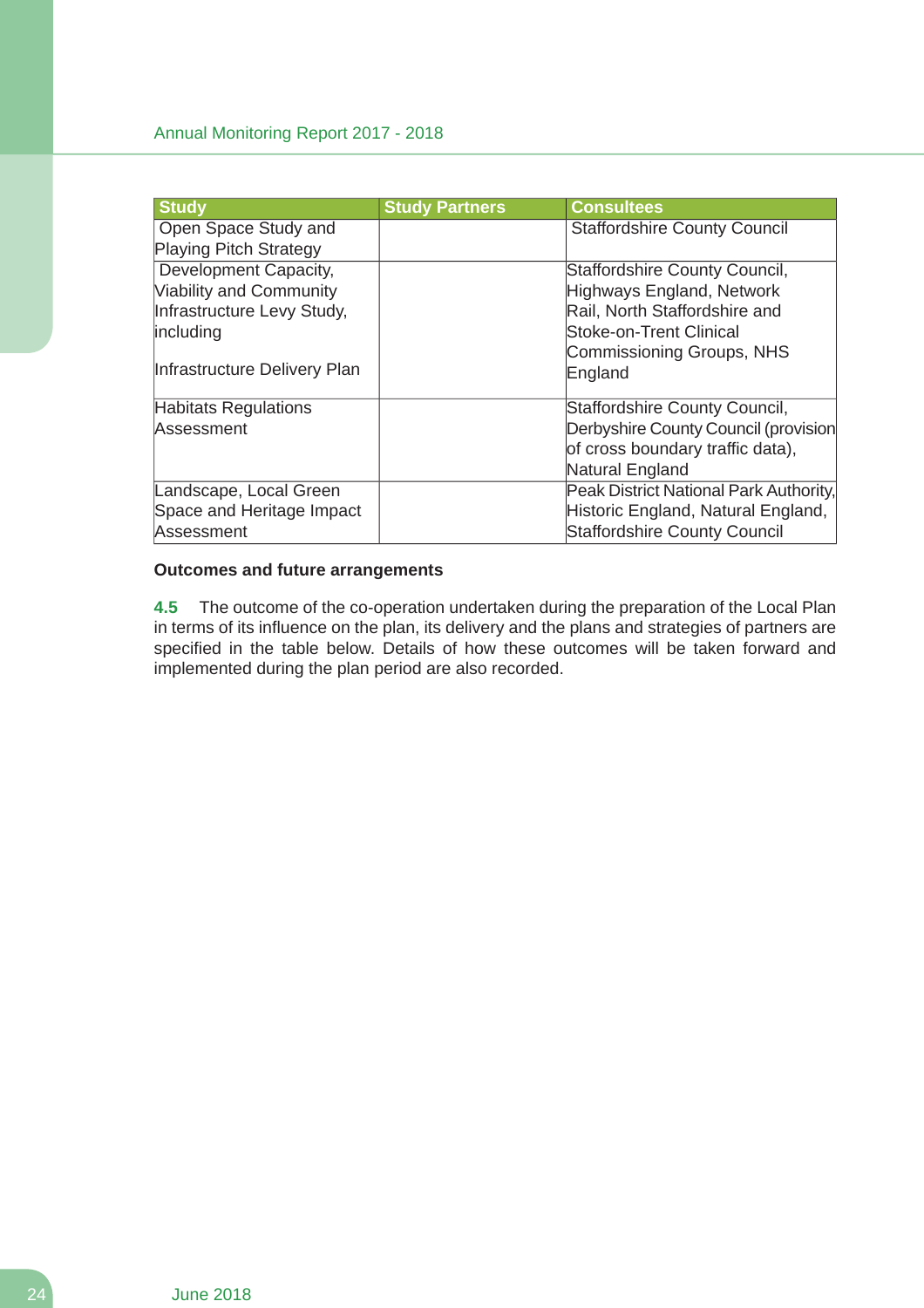| Study | Study Partners | Consultees |
|---|---|---|
| Open Space Study and Playing Pitch Strategy | | Staffordshire County Council |
| Development Capacity, Viability and Community Infrastructure Levy Study, including<br><br>Infrastructure Delivery Plan | | Staffordshire County Council, Highways England, Network Rail, North Staffordshire and Stoke-on-Trent Clinical Commissioning Groups, NHS England |
| Habitats Regulations Assessment | | Staffordshire County Council, Derbyshire County Council (provision of cross boundary traffic data), Natural England |
| Landscape, Local Green Space and Heritage Impact Assessment | | Peak District National Park Authority, Historic England, Natural England, Staffordshire County Council |

**Outcomes and future arrangements**

**4.5** The outcome of the co-operation undertaken during the preparation of the Local Plan in terms of its influence on the plan, its delivery and the plans and strategies of partners are specified in the table below. Details of how these outcomes will be taken forward and implemented during the plan period are also recorded.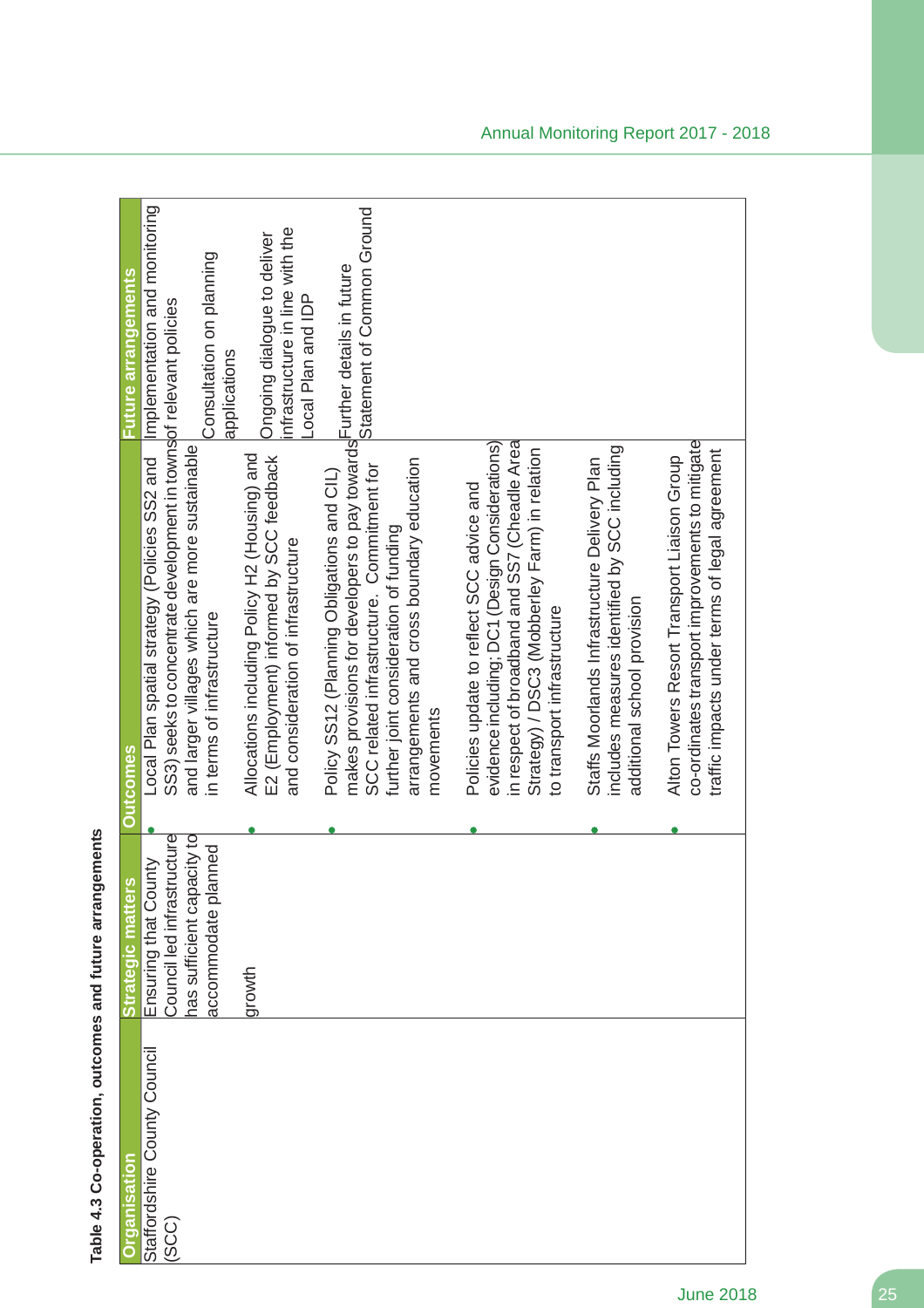**Table 4.3 Co-operation, outcomes and future arrangements**

| Organisation | Strategic matters | Outcomes | Future arrangements |
|---|---|---|---|
| Staffordshire County Council (SCC) | Ensuring that County Council led infrastructure has sufficient capacity to accommodate planned growth | • Local Plan spatial strategy (Policies SS2 and SS3) seeks to concentrate development in towns and larger villages which are more sustainable in terms of infrastructure<br>• Allocations including Policy H2 (Housing) and E2 (Employment) informed by SCC feedback and consideration of infrastructure<br>• Policy SS12 (Planning Obligations and CIL) makes provisions for developers to pay towards SCC related infrastructure. Commitment for further joint consideration of funding arrangements and cross boundary education movements<br>• Policies update to reflect SCC advice and evidence including; DC1 (Design Considerations) in respect of broadband and SS7 (Cheadle Area Strategy) / DSC3 (Mobberley Farm) in relation to transport infrastructure<br>• Staffs Moorlands Infrastructure Delivery Plan includes measures identified by SCC including additional school provision<br>• Alton Towers Resort Transport Liaison Group co-ordinates transport improvements to mitigate traffic impacts under terms of legal agreement | Implementation and monitoring of relevant policies<br><br>Consultation on planning applications<br><br>Ongoing dialogue to deliver infrastructure in line with the Local Plan and IDP<br><br>Further details in future Statement of Common Ground |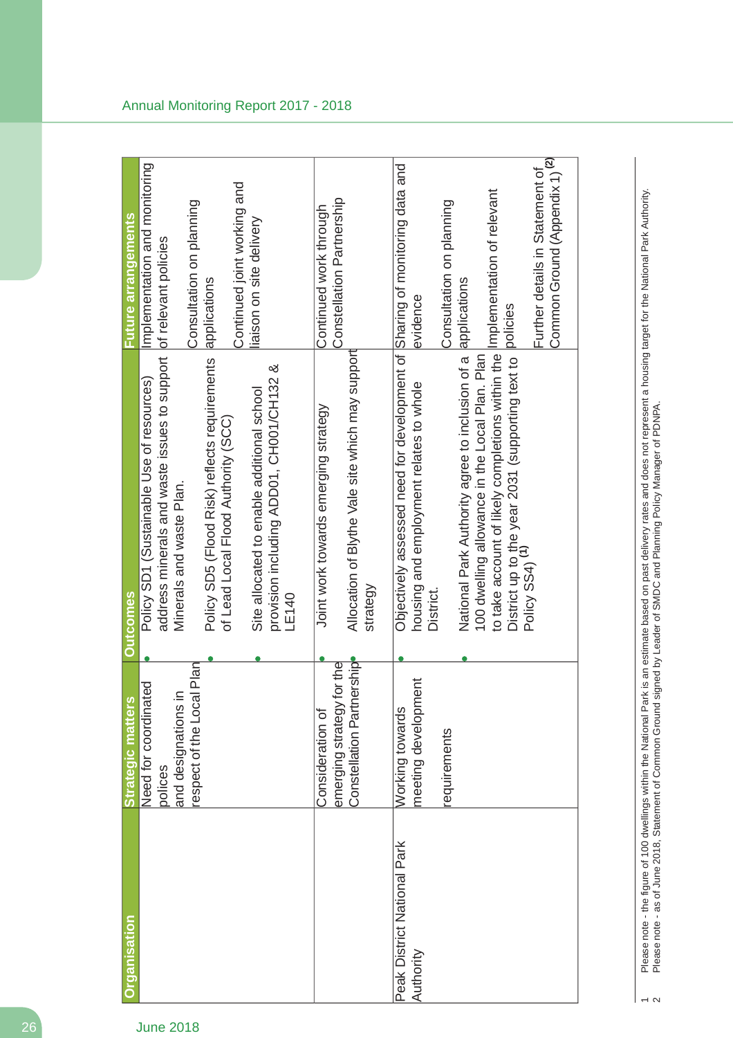| Organisation | Strategic matters | Outcomes | Future arrangements |
|---|---|---|---|
| | Need for coordinated polices and designations in respect of the Local Plan | • Policy SD1 (Sustainable Use of resources) address minerals and waste issues to support Minerals and waste Plan.<br>• Policy SD5 (Flood Risk) reflects requirements of Lead Local Flood Authority (SCC)<br>• Site allocated to enable additional school provision including ADD01, CH001/CH132 & LE140 | Implementation and monitoring of relevant policies<br><br>Consultation on planning applications<br><br>Continued joint working and liaison on site delivery |
| | Consideration of emerging strategy for the Constellation Partnership | • Joint work towards emerging strategy<br>• Allocation of Blythe Vale site which may support strategy | Continued work through Constellation Partnership |
| Peak District National Park Authority | Working towards meeting development requirements | • Objectively assessed need for development of housing and employment relates to whole District.<br>• National Park Authority agree to inclusion of a 100 dwelling allowance in the Local Plan. Plan to take account of likely completions within the District up to the year 2031 (supporting text to Policy SS4) [1] | Sharing of monitoring data and evidence<br><br>Consultation on planning applications<br><br>Implementation of relevant policies<br><br>Further details in Statement of Common Ground (Appendix 1) [2] |

1 Please note - the figure of 100 dwellings within the National Park is an estimate based on past delivery rates and does not represent a housing target for the National Park Authority.
2 Please note - as of June 2018, Statement of Common Ground signed by Leader of SMDC and Planning Policy Manager of PDNPA.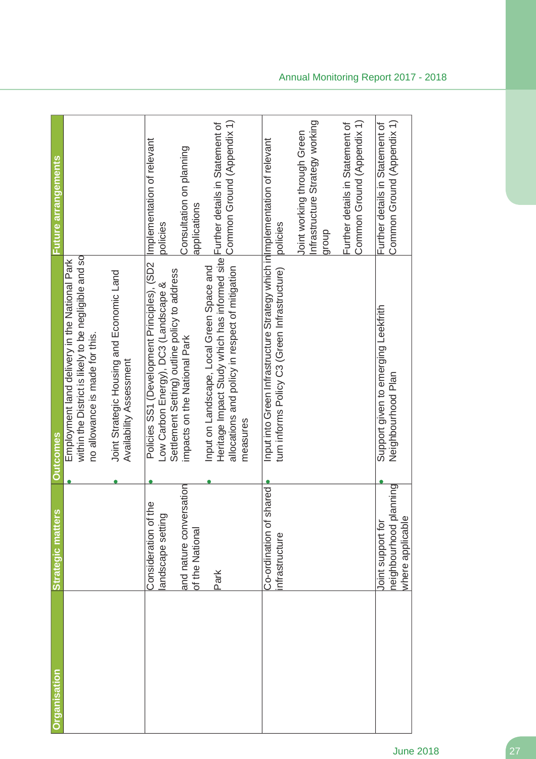| Organisation | Strategic matters | Outcomes | Future arrangements |
|---|---|---|---|
| | | • Employment land delivery in the National Park within the District is likely to be negligible and so no allowance is made for this.<br><br>• Joint Strategic Housing and Economic Land Availability Assessment | |
| | Consideration of the landscape setting and nature conversation of the National Park | • Policies SS1 (Development Principles), (SD2 Low Carbon Energy), DC3 (Landscape & Settlement Setting) outline policy to address impacts on the National Park<br><br>• Input on Landscape, Local Green Space and Heritage Impact Study which has informed site allocations and policy in respect of mitigation measures | Implementation of relevant policies<br><br>Consultation on planning applications<br><br>Further details in Statement of Common Ground (Appendix 1) |
| | Co-ordination of shared infrastructure | • Input into Green Infrastructure Strategy which in turn informs Policy C3 (Green Infrastructure) | Implementation of relevant policies<br><br>Joint working through Green Infrastructure Strategy working group<br><br>Further details in Statement of Common Ground (Appendix 1) |
| | Joint support for neighbourhood planning where applicable | • Support given to emerging Leekfrith Neighbourhood Plan | Further details in Statement of Common Ground (Appendix 1) |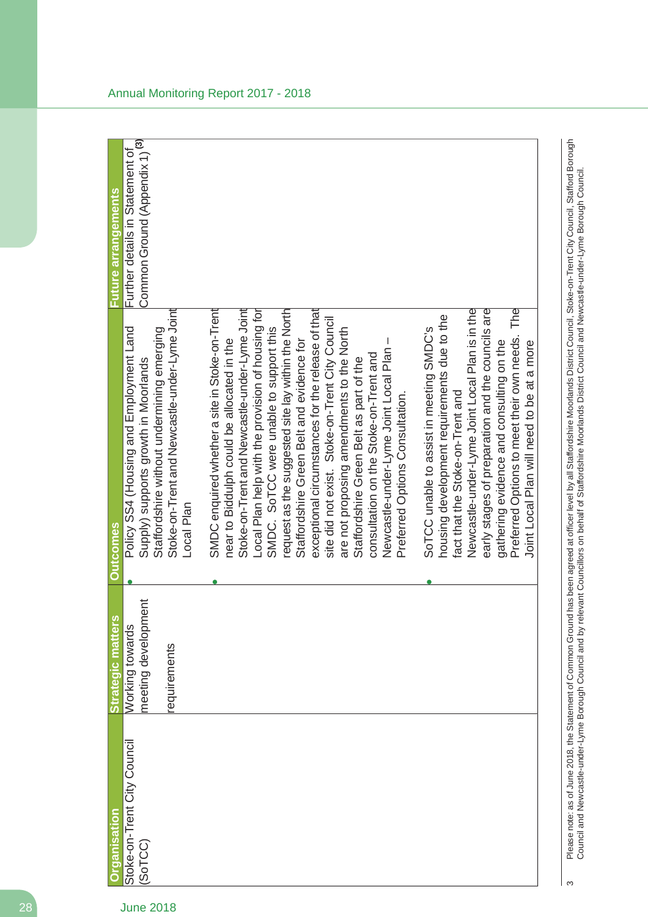| Organisation | Strategic matters | Outcomes | Future arrangements |
|---|---|---|---|
| Stoke-on-Trent City Council (SoTCC) | Working towards meeting development requirements | • Policy SS4 (Housing and Employment Land Supply) supports growth in Moorlands Staffordshire without undermining emerging Stoke-on-Trent and Newcastle-under-Lyme Joint Local Plan<br><br>• SMDC enquired whether a site in Stoke-on-Trent near to Biddulph could be allocated in the Stoke-on-Trent and Newcastle-under-Lyme Joint Local Plan help with the provision of housing for SMDC. SoTCC were unable to support this request as the suggested site lay within the North Staffordshire Green Belt and evidence for exceptional circumstances for the release of that site did not exist. Stoke-on-Trent City Council are not proposing amendments to the North Staffordshire Green Belt as part of the consultation on the Stoke-on-Trent and Newcastle-under-Lyme Joint Local Plan – Preferred Options Consultation.<br><br>• SoTCC unable to assist in meeting SMDC's housing development requirements due to the fact that the Stoke-on-Trent and Newcastle-under-Lyme Joint Local Plan is in the early stages of preparation and the councils are gathering evidence and consulting on the Preferred Options to meet their own needs. The Joint Local Plan will need to be at a more | Further details in Statement of Common Ground (Appendix 1)[3] |

3 Please note: as of June 2018, the Statement of Common Ground has been agreed at officer level by all Staffordshire Moorlands District Council, Stoke-on-Trent City Council, Stafford Borough Council and Newcastle-under-Lyme Borough Council and by relevant Councillors on behalf of Staffordshire Moorlands District Council and Newcastle-under-Lyme Borough Council.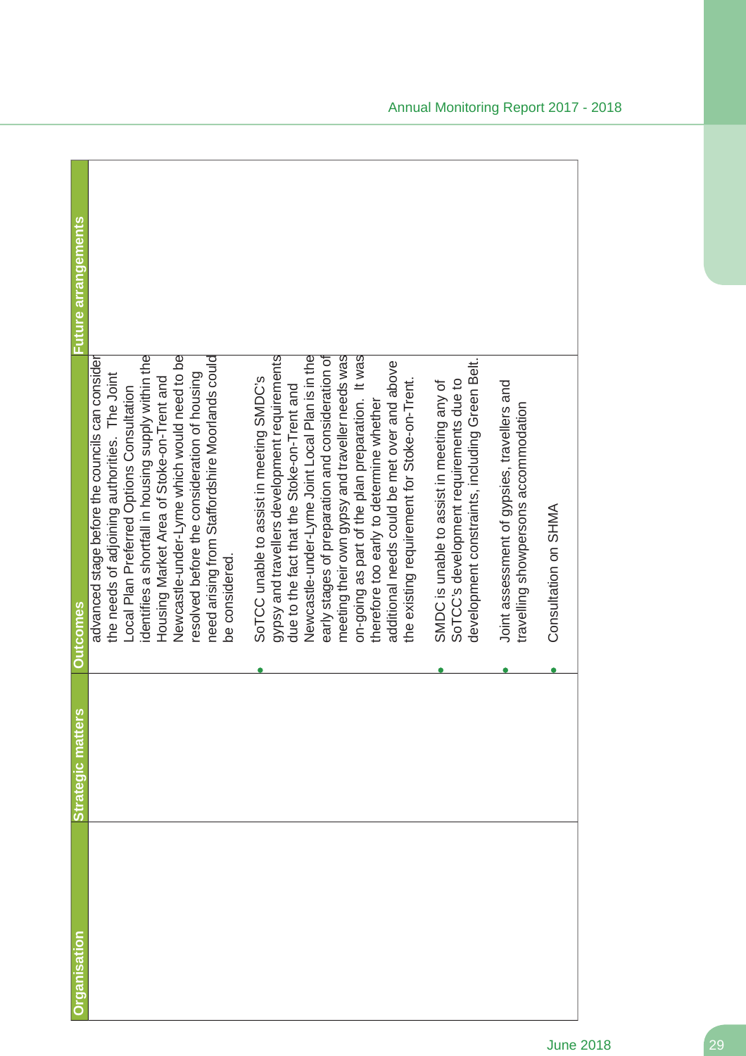| Organisation | Strategic matters | Outcomes | Future arrangements |
|---|---|---|---|
| | | advanced stage before the councils can consider the needs of adjoining authorities. The Joint Local Plan Preferred Options Consultation identifies a shortfall in housing supply within the Housing Market Area of Stoke-on-Trent and Newcastle-under-Lyme which would need to be resolved before the consideration of housing need arising from Staffordshire Moorlands could be considered.<br>• SoTCC unable to assist in meeting SMDC's gypsy and travellers development requirements due to the fact that the Stoke-on-Trent and Newcastle-under-Lyme Joint Local Plan is in the early stages of preparation and consideration of meeting their own gypsy and traveller needs was on-going as part of the plan preparation. It was therefore too early to determine whether additional needs could be met over and above the existing requirement for Stoke-on-Trent.<br>• SMDC is unable to assist in meeting any of SoTCC's development requirements due to development constraints, including Green Belt.<br>• Joint assessment of gypsies, travellers and travelling showpersons accommodation<br>• Consultation on SHMA | |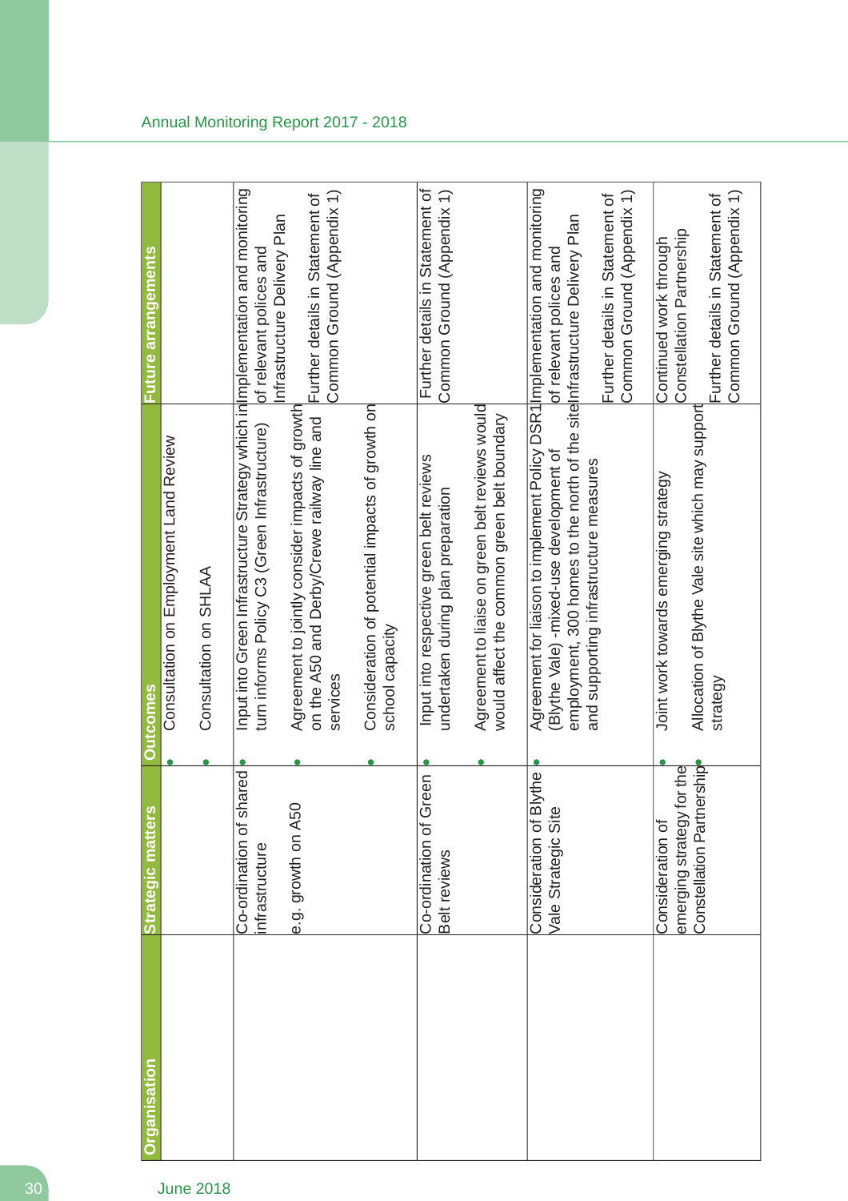| Organisation | Strategic matters | Outcomes | Future arrangements |
|---|---|---|---|
| | | • Consultation on Employment Land Review<br>• Consultation on SHLAA | |
| | Co-ordination of shared infrastructure<br><br>e.g. growth on A50 | • Input into Green Infrastructure Strategy which in turn informs Policy C3 (Green Infrastructure)<br>• Agreement to jointly consider impacts of growth on the A50 and Derby/Crewe railway line and services<br>• Consideration of potential impacts of growth on school capacity | Implementation and monitoring of relevant polices and Infrastructure Delivery Plan<br><br>Further details in Statement of Common Ground (Appendix 1) |
| | Co-ordination of Green Belt reviews | • Input into respective green belt reviews undertaken during plan preparation<br>• Agreement to liaise on green belt reviews would would affect the common green belt boundary | Further details in Statement of Common Ground (Appendix 1) |
| | Consideration of Blythe Vale Strategic Site | • Agreement for liaison to implement Policy DSR1 (Blythe Vale) -mixed-use development of employment, 300 homes to the north of the site and supporting infrastructure measures | Implementation and monitoring of relevant polices and Infrastructure Delivery Plan<br><br>Further details in Statement of Common Ground (Appendix 1) |
| | Consideration of emerging strategy for the Constellation Partnership | • Joint work towards emerging strategy<br>• Allocation of Blythe Vale site which may support strategy | Continued work through Constellation Partnership<br><br>Further details in Statement of Common Ground (Appendix 1) |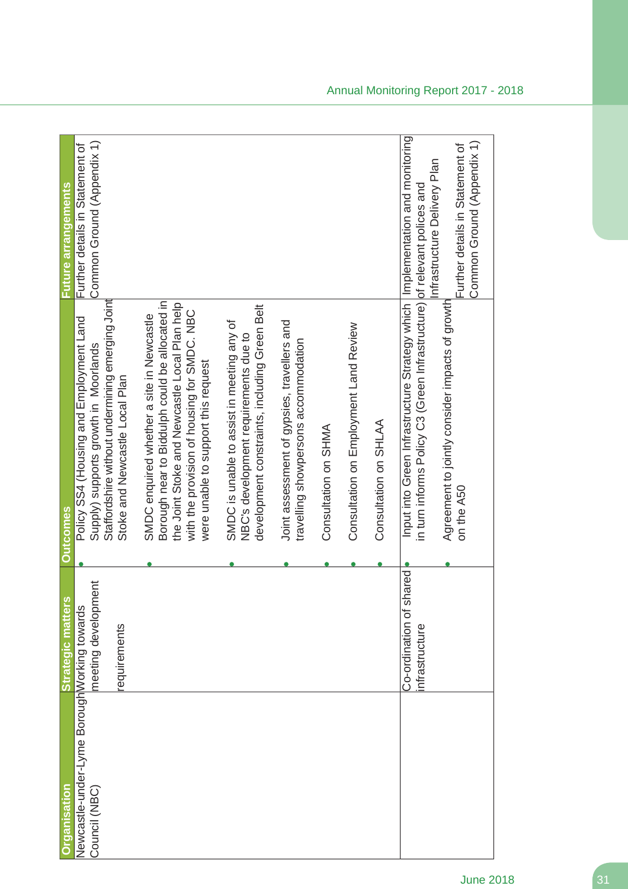| Organisation | Strategic matters | Outcomes | Future arrangements |
| --- | --- | --- | --- |
| Newcastle-under-Lyme Borough Council (NBC) | Working towards meeting development requirements | • Policy SS4 (Housing and Employment Land Supply) supports growth in Moorlands Staffordshire without undermining emerging Joint Stoke and Newcastle Local Plan<br>• SMDC enquired whether a site in Newcastle Borough near to Biddulph could be allocated in the Joint Stoke and Newcastle Local Plan help with the provision of housing for SMDC. NBC were unable to support this request<br>• SMDC is unable to assist in meeting any of NBC's development requirements due to development constraints, including Green Belt<br>• Joint assessment of gypsies, travellers and travelling showpersons accommodation<br>• Consultation on SHMA<br>• Consultation on Employment Land Review<br>• Consultation on SHLAA | Further details in Statement of Common Ground (Appendix 1) |
| | Co-ordination of shared infrastructure | • Input into Green Infrastructure Strategy which in turn informs Policy C3 (Green Infrastructure)<br>• Agreement to jointly consider impacts of growth on the A50 | Implementation and monitoring of relevant polices and Infrastructure Delivery Plan<br><br>Further details in Statement of Common Ground (Appendix 1) |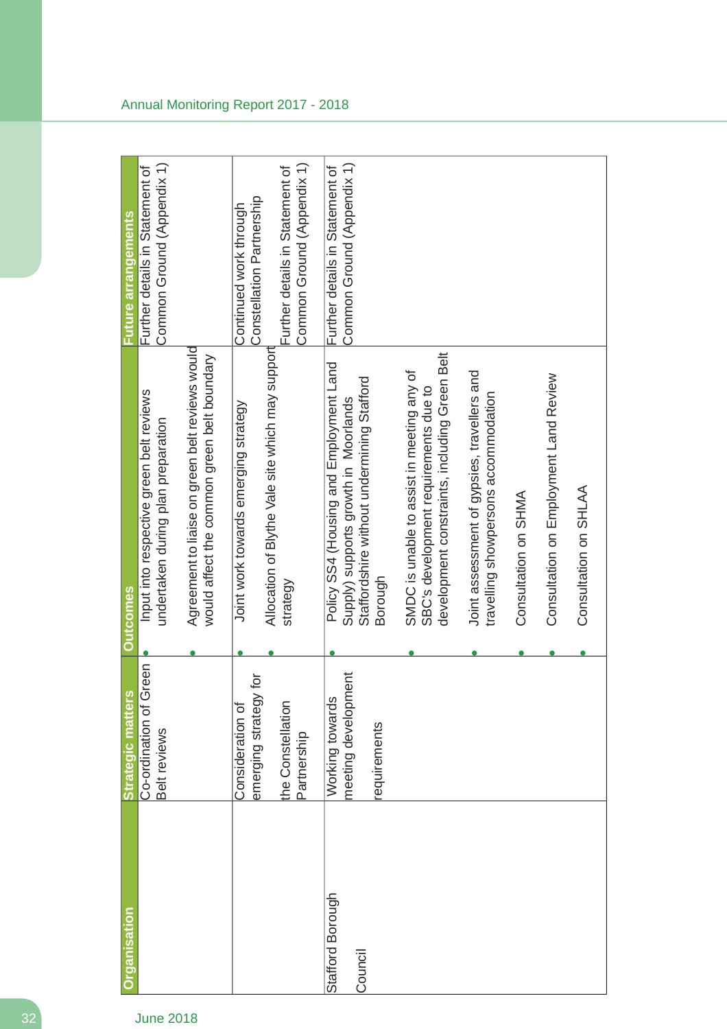| Organisation | Strategic matters | Outcomes | Future arrangements |
| --- | --- | --- | --- |
| | Co-ordination of Green Belt reviews | • Input into respective green belt reviews undertaken during plan preparation<br>• Agreement to liaise on green belt reviews would would affect the common green belt boundary | Further details in Statement of Common Ground (Appendix 1) |
| | Consideration of emerging strategy for the Constellation Partnership | • Joint work towards emerging strategy<br>• Allocation of Blythe Vale site which may support strategy | Continued work through Constellation Partnership<br>Further details in Statement of Common Ground (Appendix 1) |
| Stafford Borough Council | Working towards meeting development requirements | • Policy SS4 (Housing and Employment Land Supply) supports growth in Moorlands Staffordshire without undermining Stafford Borough<br>• SMDC is unable to assist in meeting any of SBC's development requirements due to development constraints, including Green Belt<br>• Joint assessment of gypsies, travellers and travelling showpersons accommodation<br>• Consultation on SHMA<br>• Consultation on Employment Land Review<br>• Consultation on SHLAA | Further details in Statement of Common Ground (Appendix 1) |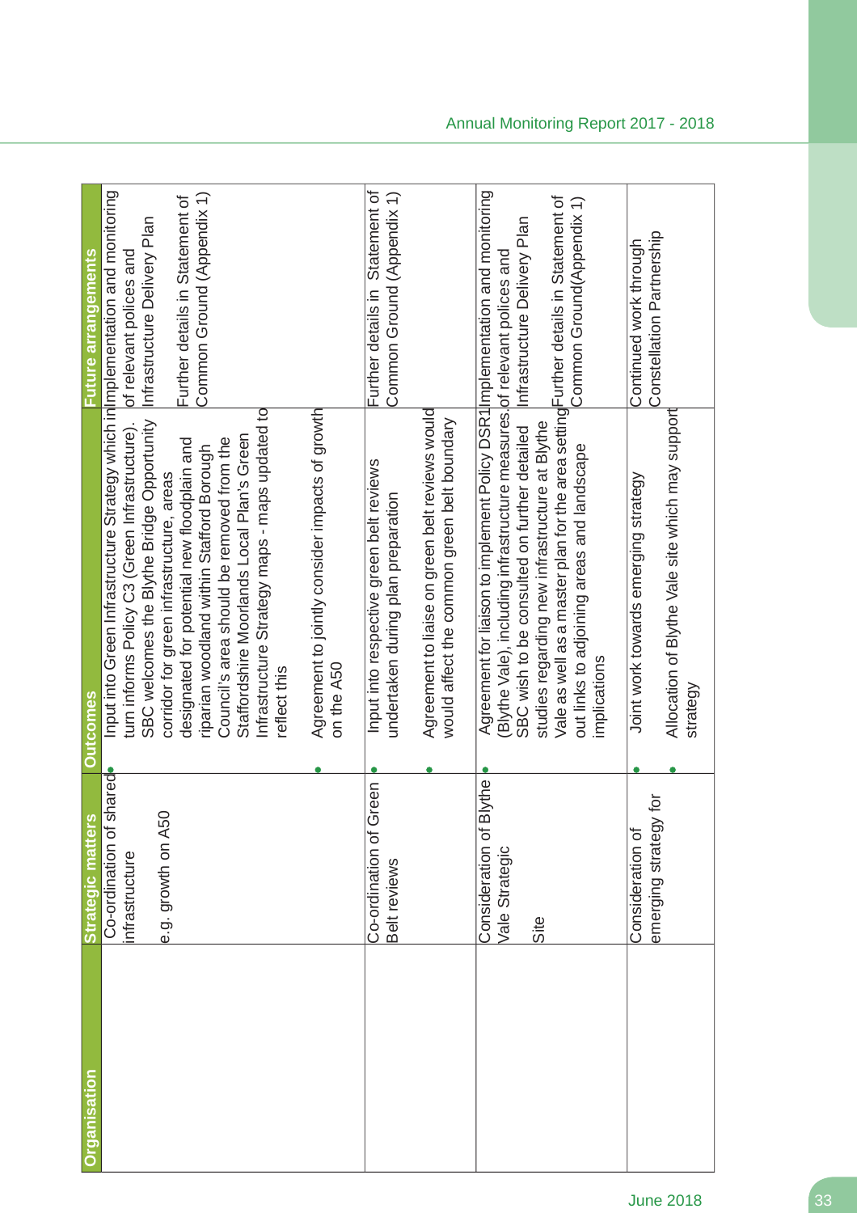| Organisation | Strategic matters | Outcomes | Future arrangements |
|---|---|---|---|
| | Co-ordination of shared infrastructure<br><br>e.g. growth on A50 | • Input into Green Infrastructure Strategy which in turn informs Policy C3 (Green Infrastructure). SBC welcomes the Blythe Bridge Opportunity corridor for green infrastructure, areas designated for potential new floodplain and riparian woodland within Stafford Borough Council's area should be removed from the Staffordshire Moorlands Local Plan's Green Infrastructure Strategy maps - maps updated to reflect this<br><br>• Agreement to jointly consider impacts of growth on the A50 | Implementation and monitoring of relevant polices and Infrastructure Delivery Plan<br><br>Further details in Statement of Common Ground (Appendix 1) |
| | Co-ordination of Green Belt reviews | • Input into respective green belt reviews undertaken during plan preparation<br><br>• Agreement to liaise on green belt reviews would would affect the common green belt boundary | Further details in Statement of Common Ground (Appendix 1) |
| | Consideration of Blythe Vale Strategic<br><br>Site | • Agreement for liaison to implement Policy DSR1 (Blythe Vale), including infrastructure measures. SBC wish to be consulted on further detailed studies regarding new infrastructure at Blythe Vale as well as a master plan for the area setting out links to adjoining areas and landscape implications | Implementation and monitoring of relevant polices and Infrastructure Delivery Plan<br><br>Further details in Statement of Common Ground(Appendix 1) |
| | Consideration of emerging strategy for | • Joint work towards emerging strategy<br><br>• Allocation of Blythe Vale site which may support strategy | Continued work through Constellation Partnership |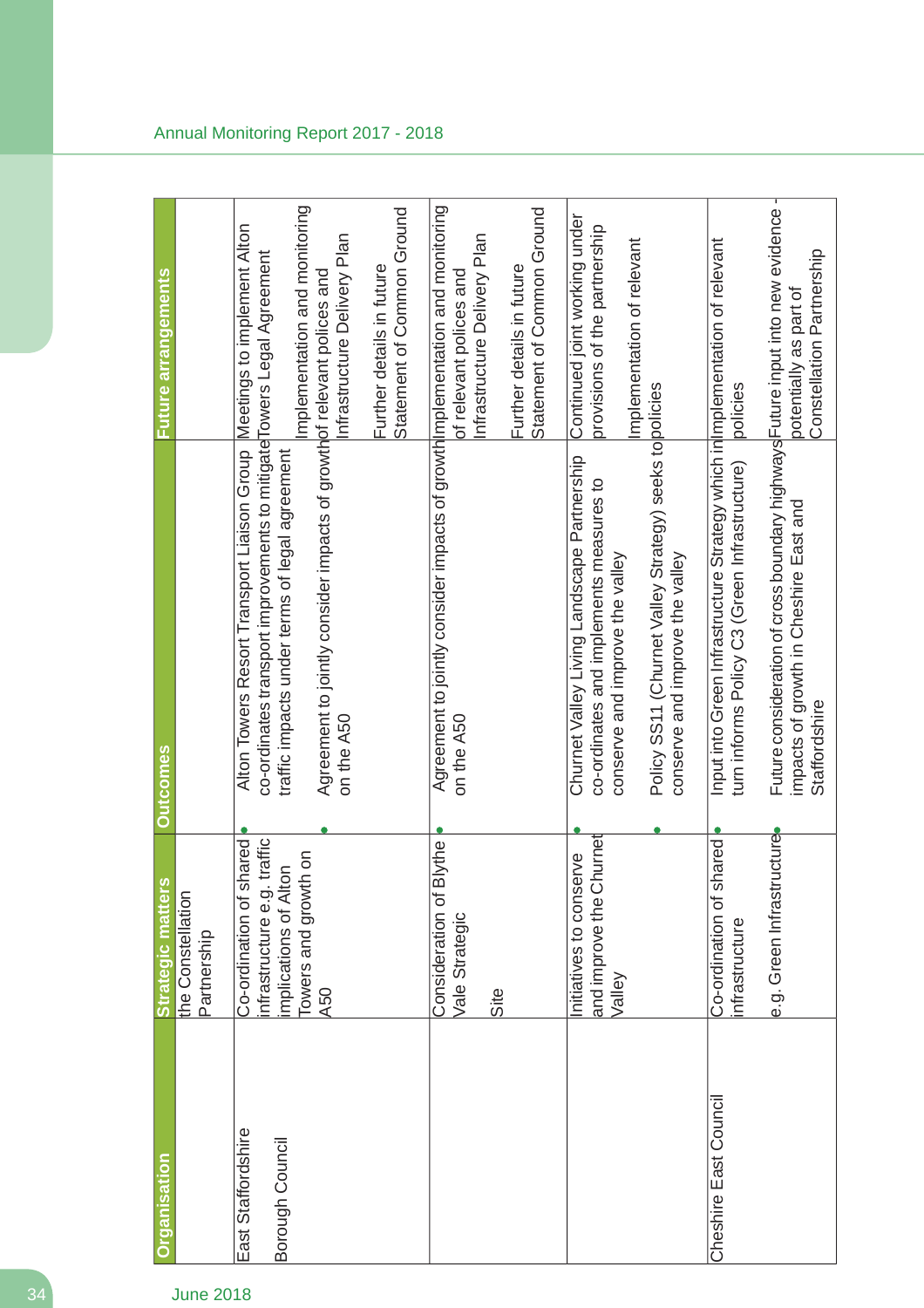| Organisation | Strategic matters | Outcomes | Future arrangements |
|---|---|---|---|
| | the Constellation Partnership | | |
| East Staffordshire Borough Council | Co-ordination of shared infrastructure e.g. traffic implications of Alton Towers and growth on A50 | • Alton Towers Resort Transport Liaison Group co-ordinates transport improvements to mitigate traffic impacts under terms of legal agreement<br>• Agreement to jointly consider impacts of growth on the A50 | Meetings to implement Alton Towers Legal Agreement<br><br>Implementation and monitoring of relevant polices and Infrastructure Delivery Plan<br><br>Further details in future Statement of Common Ground |
| | Consideration of Blythe Vale Strategic Site | • Agreement to jointly consider impacts of growth on the A50 | Implementation and monitoring of relevant polices and Infrastructure Delivery Plan<br><br>Further details in future Statement of Common Ground |
| | Initiatives to conserve and improve the Churnet Valley | • Churnet Valley Living Landscape Partnership co-ordinates and implements measures to conserve and improve the valley<br>• Policy SS11 (Churnet Valley Strategy) seeks to conserve and improve the valley | Continued joint working under provisions of the partnership<br><br>Implementation of relevant policies |
| Cheshire East Council | Co-ordination of shared infrastructure<br><br>e.g. Green Infrastructure | • Input into Green Infrastructure Strategy which in turn informs Policy C3 (Green Infrastructure)<br>• Future consideration of cross boundary highways impacts of growth in Cheshire East and Staffordshire | Implementation of relevant policies<br><br>Future input into new evidence - potentially as part of Constellation Partnership |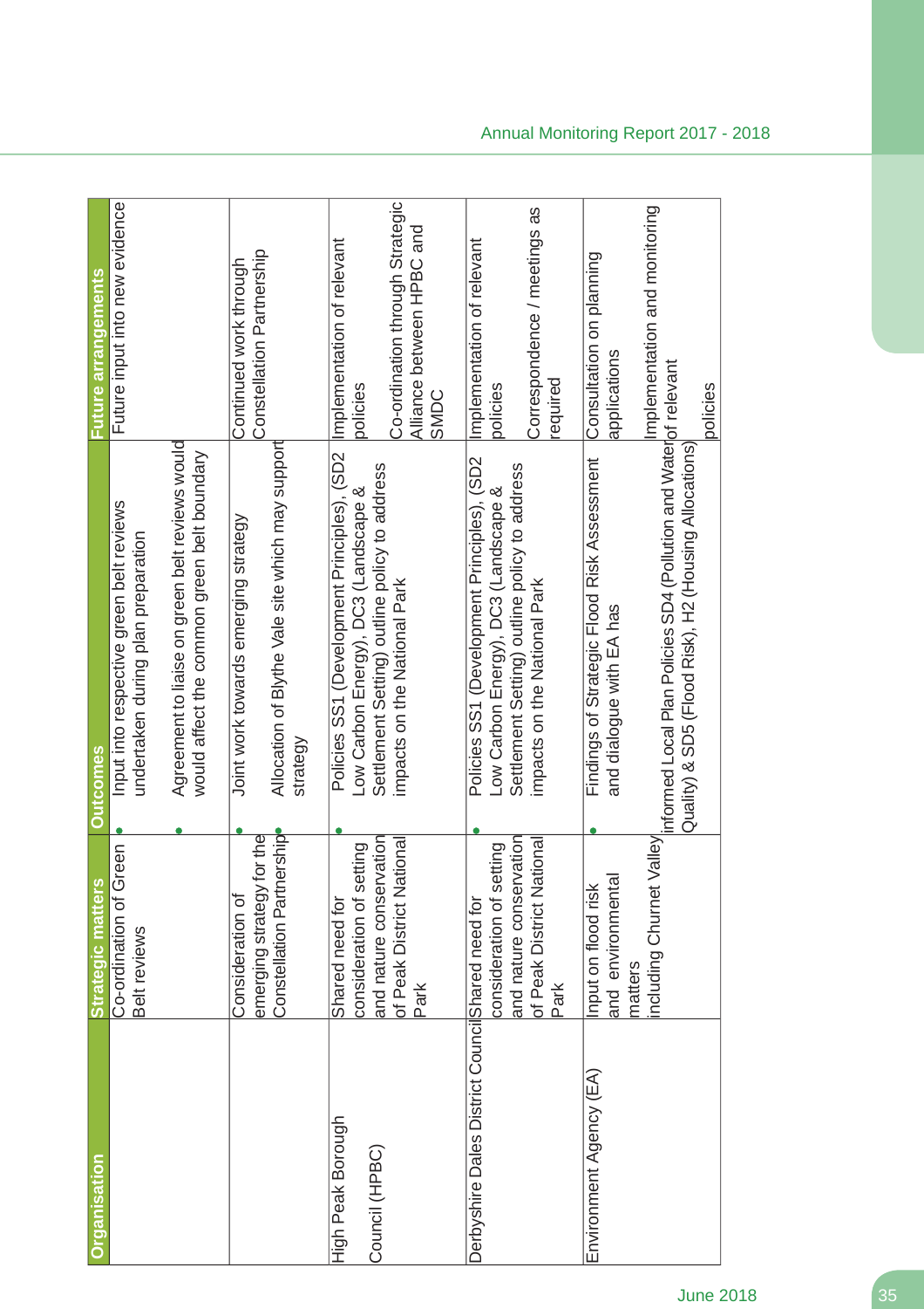| Organisation | Strategic matters | Outcomes | Future arrangements |
|---|---|---|---|
| | Co-ordination of Green Belt reviews | • Input into respective green belt reviews undertaken during plan preparation<br>• Agreement to liaise on green belt reviews would would affect the common green belt boundary | Future input into new evidence |
| | Consideration of emerging strategy for the Constellation Partnership | • Joint work towards emerging strategy<br>• Allocation of Blythe Vale site which may support strategy | Continued work through Constellation Partnership |
| High Peak Borough Council (HPBC) | Shared need for consideration of setting and nature conservation of Peak District National Park | • Policies SS1 (Development Principles), (SD2 Low Carbon Energy), DC3 (Landscape & Settlement Setting) outline policy to address impacts on the National Park | Implementation of relevant policies<br><br>Co-ordination through Strategic Alliance between HPBC and SMDC |
| Derbyshire Dales District Council | Shared need for consideration of setting and nature conservation of Peak District National Park | • Policies SS1 (Development Principles), (SD2 Low Carbon Energy), DC3 (Landscape & Settlement Setting) outline policy to address impacts on the National Park | Implementation of relevant policies<br><br>Correspondence / meetings as required |
| Environment Agency (EA) | Input on flood risk and environmental matters including Churnet Valley | • Findings of Strategic Flood Risk Assessment and dialogue with EA has informed Local Plan Policies SD4 (Pollution and Water Quality) & SD5 (Flood Risk), H2 (Housing Allocations) | Consultation on planning applications<br><br>Implementation and monitoring of relevant policies |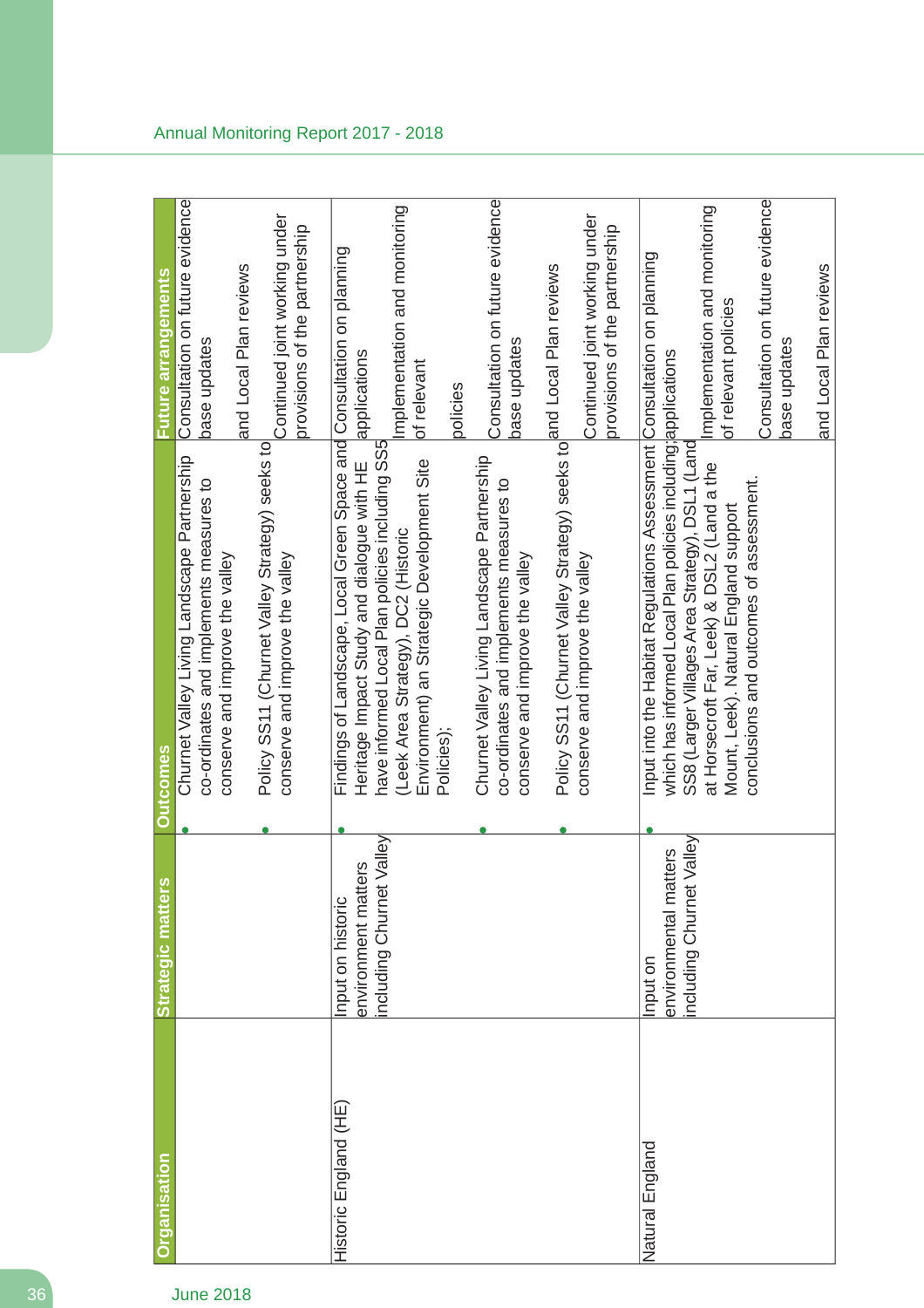| Organisation | Strategic matters | Outcomes | Future arrangements |
|---|---|---|---|
| | | • Churnet Valley Living Landscape Partnership co-ordinates and implements measures to conserve and improve the valley<br>• Policy SS11 (Churnet Valley Strategy) seeks to conserve and improve the valley | Consultation on future evidence base updates and Local Plan reviews<br>Continued joint working under provisions of the partnership |
| Historic England (HE) | Input on historic environment matters including Churnet Valley | • Findings of Landscape, Local Green Space and Heritage Impact Study and dialogue with HE have informed Local Plan policies including SS5 (Leek Area Strategy), DC2 (Historic Environment) an Strategic Development Site Policies);<br>• Churnet Valley Living Landscape Partnership co-ordinates and implements measures to conserve and improve the valley<br>• Policy SS11 (Churnet Valley Strategy) seeks to conserve and improve the valley | Consultation on planning applications<br>Implementation and monitoring of relevant policies<br>Consultation on future evidence base updates and Local Plan reviews<br>Continued joint working under provisions of the partnership |
| Natural England | Input on environmental matters including Churnet Valley | • Input into the Habitat Regulations Assessment which has informed Local Plan policies including; SS8 (Larger Villages Area Strategy), DSL1 (Land at Horsecroft Far, Leek) & DSL2 (Land a the Mount, Leek). Natural England support conclusions and outcomes of assessment. | Consultation on planning applications<br>Implementation and monitoring of relevant policies<br>Consultation on future evidence base updates and Local Plan reviews |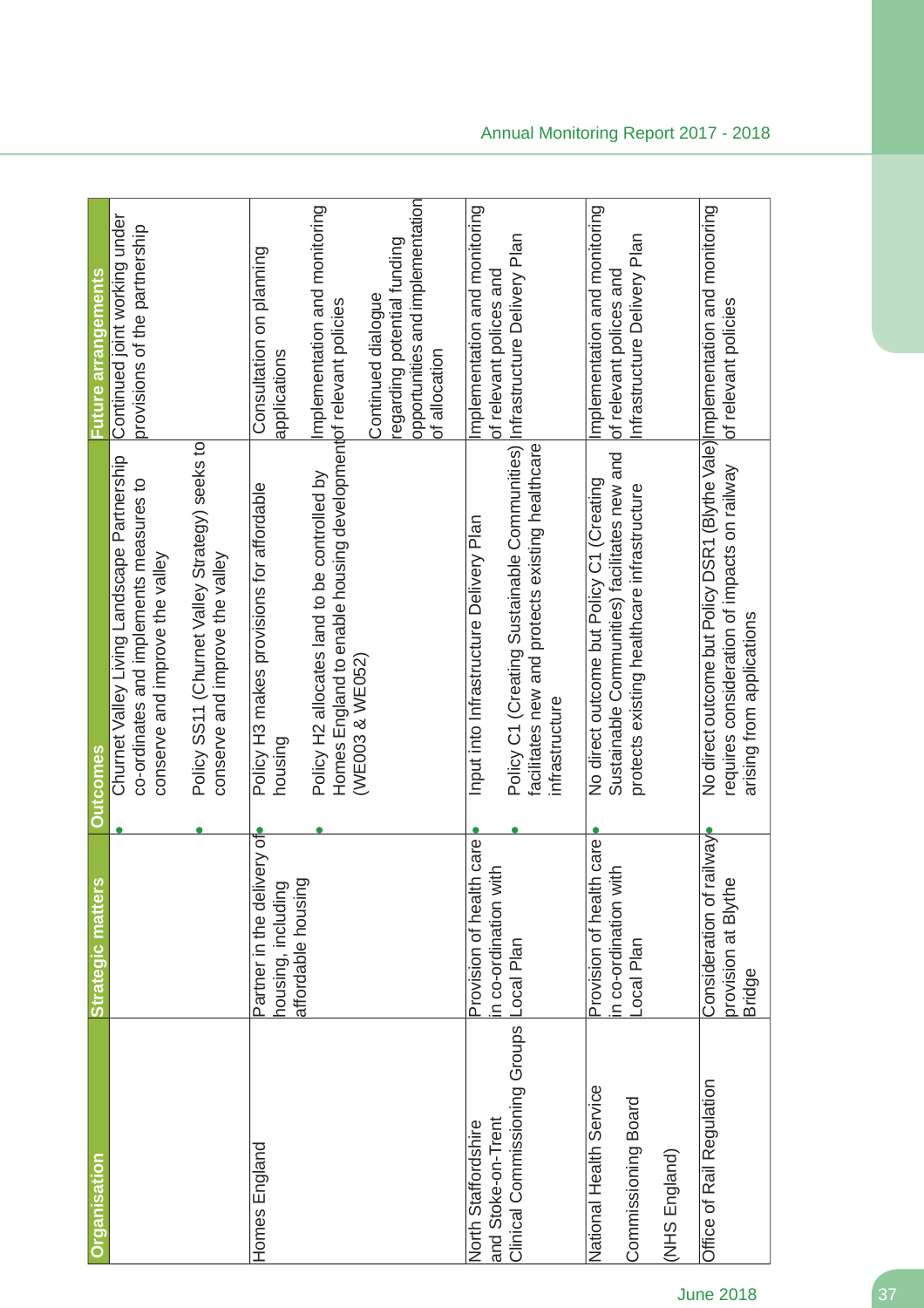| Organisation | Strategic matters | Outcomes | Future arrangements |
|---|---|---|---|
| | | • Churnet Valley Living Landscape Partnership co-ordinates and implements measures to conserve and improve the valley<br>• Policy SS11 (Churnet Valley Strategy) seeks to conserve and improve the valley | Continued joint working under provisions of the partnership |
| Homes England | Partner in the delivery of housing, including affordable housing | • Policy H3 makes provisions for affordable housing<br>• Policy H2 allocates land to be controlled by Homes England to enable housing development (WE003 & WE052) | Consultation on planning applications<br><br>Implementation and monitoring of relevant policies<br><br>Continued dialogue regarding potential funding opportunities and implementation of allocation |
| North Staffordshire and Stoke-on-Trent Clinical Commissioning Groups | Provision of health care in co-ordination with Local Plan | • Input into Infrastructure Delivery Plan<br>• Policy C1 (Creating Sustainable Communities) facilitates new and protects existing healthcare infrastructure | Implementation and monitoring of relevant polices and Infrastructure Delivery Plan |
| National Health Service Commissioning Board (NHS England) | Provision of health care in co-ordination with Local Plan | • No direct outcome but Policy C1 (Creating Sustainable Communities) facilitates new and protects existing healthcare infrastructure | Implementation and monitoring of relevant polices and Infrastructure Delivery Plan |
| Office of Rail Regulation | Consideration of railway provision at Blythe Bridge | • No direct outcome but Policy DSR1 (Blythe Vale) requires consideration of impacts on railway arising from applications | Implementation and monitoring of relevant policies |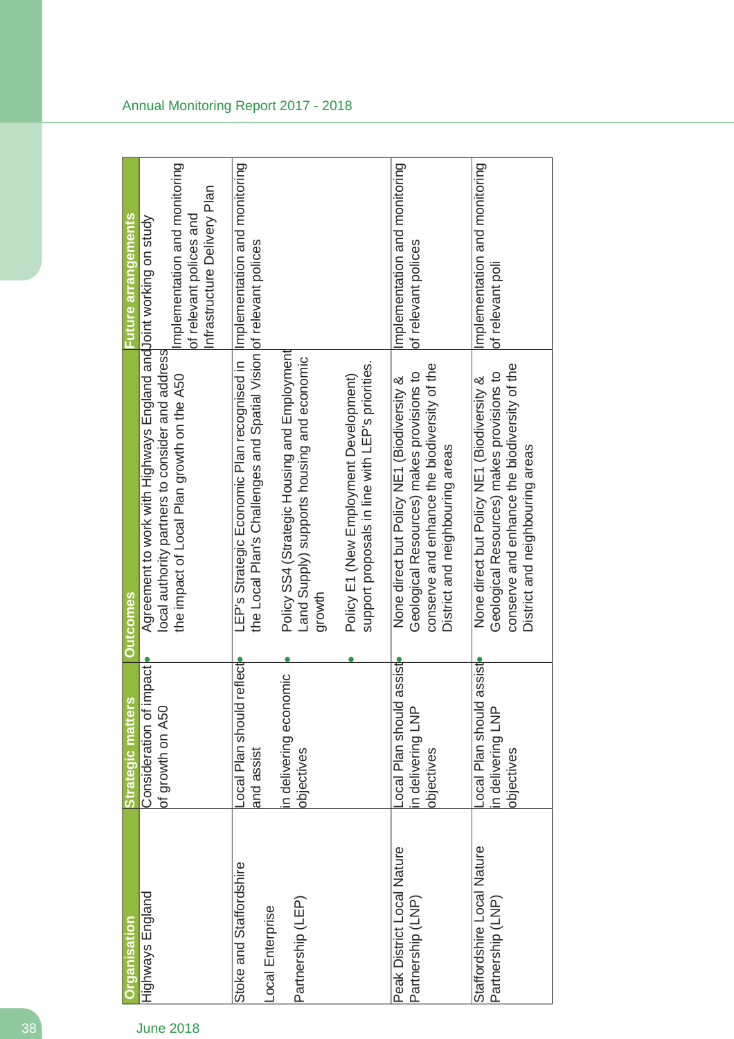| Organisation | Strategic matters | Outcomes | Future arrangements |
|---|---|---|---|
| Highways England | Consideration of impact of growth on A50 | • Agreement to work with Highways England and local authority partners to consider and address the impact of Local Plan growth on the A50 | Joint working on study<br><br>Implementation and monitoring of relevant polices and Infrastructure Delivery Plan |
| Stoke and Staffordshire Local Enterprise Partnership (LEP) | Local Plan should reflect and assist in delivering economic objectives | • LEP's Strategic Economic Plan recognised in the Local Plan's Challenges and Spatial Vision<br>• Policy SS4 (Strategic Housing and Employment Land Supply) supports housing and economic growth<br>• Policy E1 (New Employment Development) support proposals in line with LEP's priorities. | Implementation and monitoring of relevant polices |
| Peak District Local Nature Partnership (LNP) | Local Plan should assist in delivering LNP objectives | • None direct but Policy NE1 (Biodiversity & Geological Resources) makes provisions to conserve and enhance the biodiversity of the District and neighbouring areas | Implementation and monitoring of relevant polices |
| Staffordshire Local Nature Partnership (LNP) | Local Plan should assist in delivering LNP objectives | • None direct but Policy NE1 (Biodiversity & Geological Resources) makes provisions to conserve and enhance the biodiversity of the District and neighbouring areas | Implementation and monitoring of relevant poli |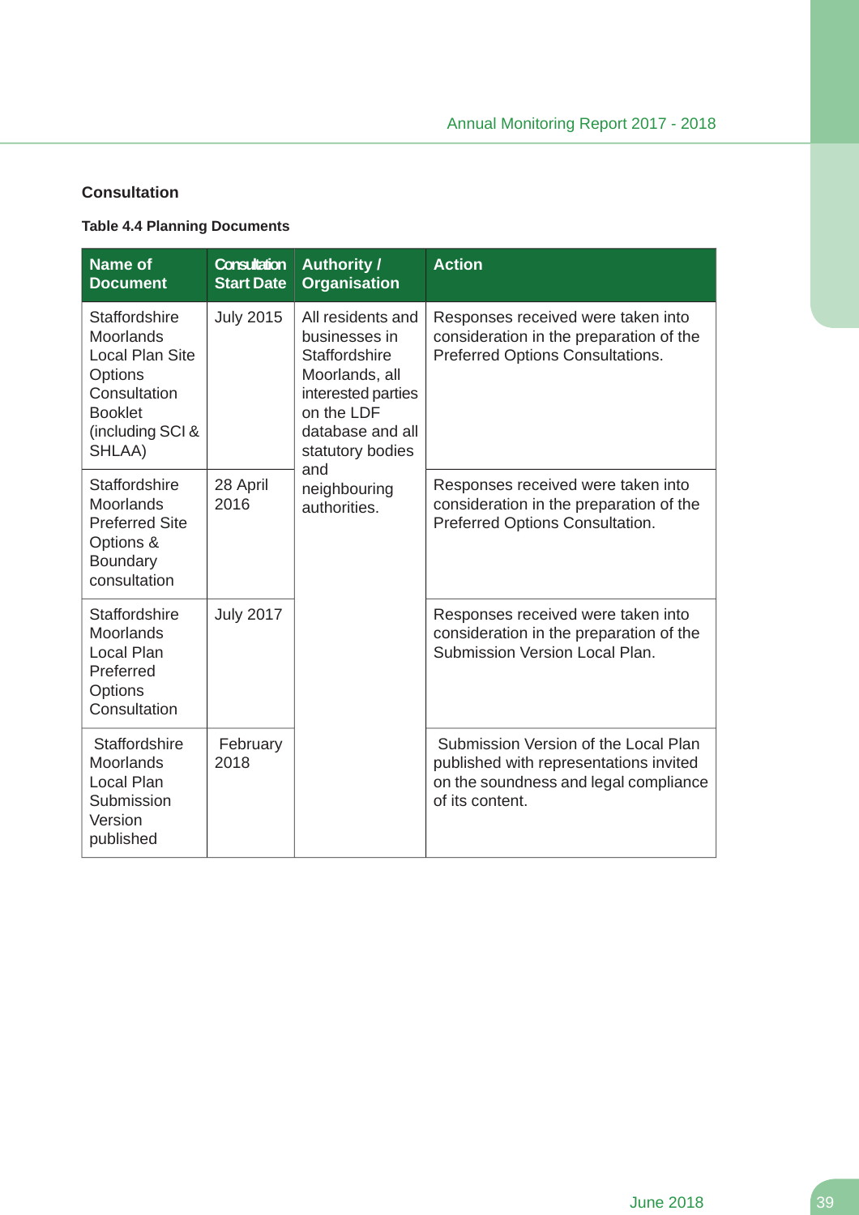## Consultation

**Table 4.4 Planning Documents**

| Name of Document | Consultation Start Date | Authority / Organisation | Action |
|---|---|---|---|
| Staffordshire Moorlands Local Plan Site Options Consultation Booklet (including SCI & SHLAA) | July 2015 | All residents and businesses in Staffordshire Moorlands, all interested parties on the LDF database and all statutory bodies and neighbouring authorities. | Responses received were taken into consideration in the preparation of the Preferred Options Consultations. |
| Staffordshire Moorlands Preferred Site Options & Boundary consultation | 28 April 2016 | | Responses received were taken into consideration in the preparation of the Preferred Options Consultation. |
| Staffordshire Moorlands Local Plan Preferred Options Consultation | July 2017 | | Responses received were taken into consideration in the preparation of the Submission Version Local Plan. |
| Staffordshire Moorlands Local Plan Submission Version published | February 2018 | | Submission Version of the Local Plan published with representations invited on the soundness and legal compliance of its content. |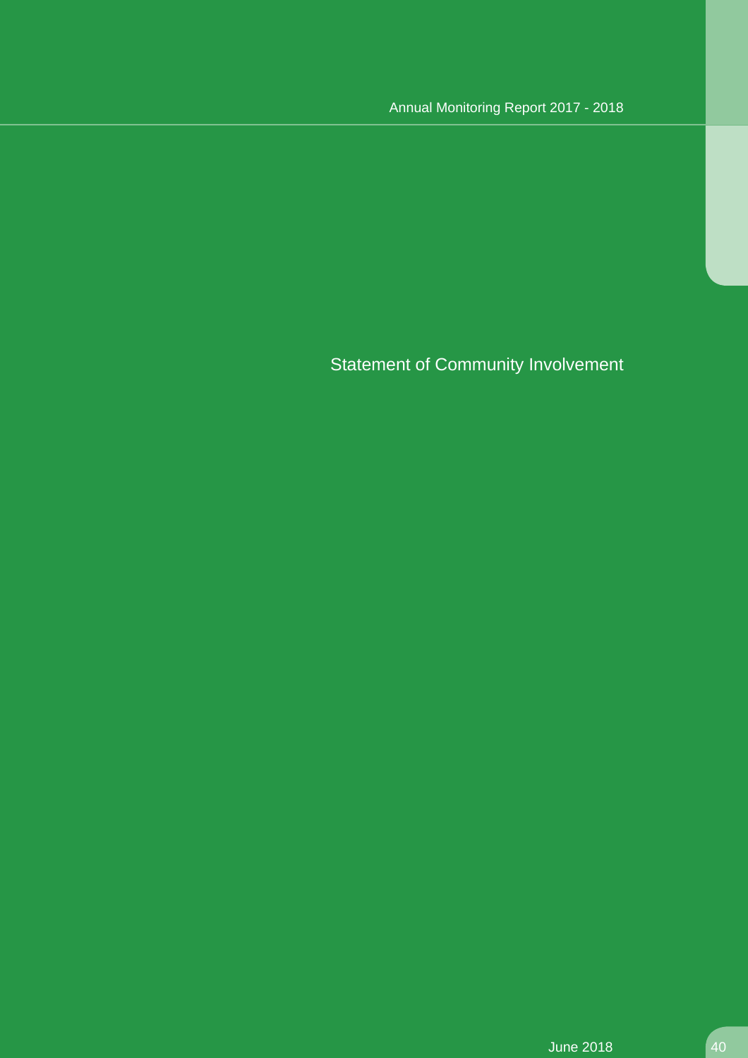# Statement of Community Involvement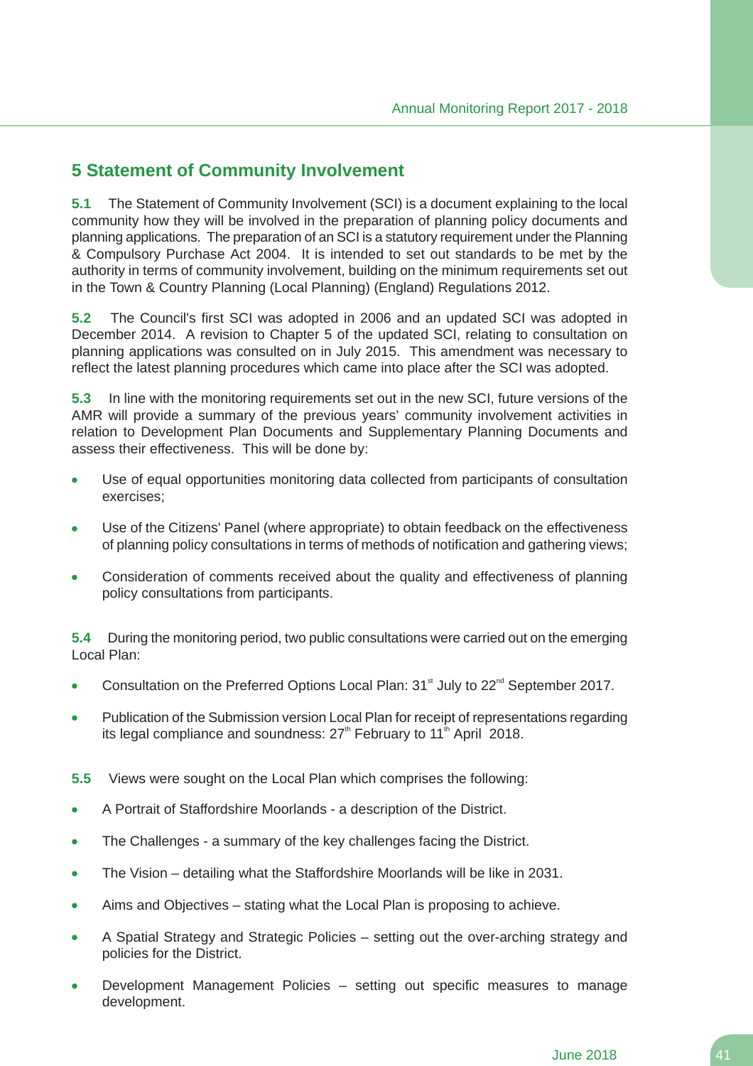## 5 Statement of Community Involvement

**5.1** The Statement of Community Involvement (SCI) is a document explaining to the local community how they will be involved in the preparation of planning policy documents and planning applications. The preparation of an SCI is a statutory requirement under the Planning & Compulsory Purchase Act 2004. It is intended to set out standards to be met by the authority in terms of community involvement, building on the minimum requirements set out in the Town & Country Planning (Local Planning) (England) Regulations 2012.

**5.2** The Council's first SCI was adopted in 2006 and an updated SCI was adopted in December 2014. A revision to Chapter 5 of the updated SCI, relating to consultation on planning applications was consulted on in July 2015. This amendment was necessary to reflect the latest planning procedures which came into place after the SCI was adopted.

**5.3** In line with the monitoring requirements set out in the new SCI, future versions of the AMR will provide a summary of the previous years' community involvement activities in relation to Development Plan Documents and Supplementary Planning Documents and assess their effectiveness. This will be done by:

- Use of equal opportunities monitoring data collected from participants of consultation exercises;
- Use of the Citizens' Panel (where appropriate) to obtain feedback on the effectiveness of planning policy consultations in terms of methods of notification and gathering views;
- Consideration of comments received about the quality and effectiveness of planning policy consultations from participants.

**5.4** During the monitoring period, two public consultations were carried out on the emerging Local Plan:

- Consultation on the Preferred Options Local Plan: 31st July to 22nd September 2017.
- Publication of the Submission version Local Plan for receipt of representations regarding its legal compliance and soundness: 27th February to 11th April 2018.

**5.5** Views were sought on the Local Plan which comprises the following:

- A Portrait of Staffordshire Moorlands - a description of the District.
- The Challenges - a summary of the key challenges facing the District.
- The Vision – detailing what the Staffordshire Moorlands will be like in 2031.
- Aims and Objectives – stating what the Local Plan is proposing to achieve.
- A Spatial Strategy and Strategic Policies – setting out the over-arching strategy and policies for the District.
- Development Management Policies – setting out specific measures to manage development.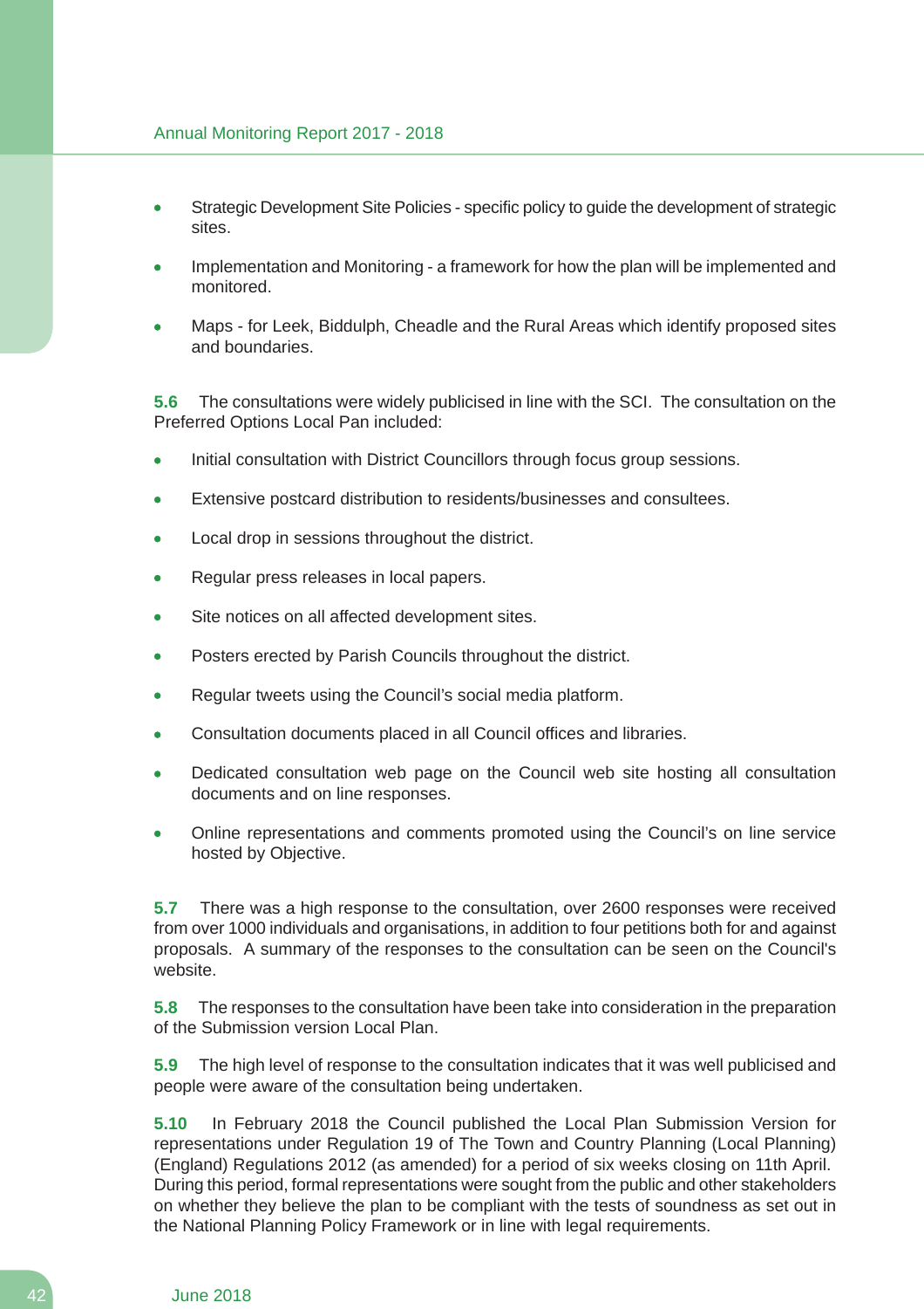- Strategic Development Site Policies - specific policy to guide the development of strategic sites.

- Implementation and Monitoring - a framework for how the plan will be implemented and monitored.

- Maps - for Leek, Biddulph, Cheadle and the Rural Areas which identify proposed sites and boundaries.

**5.6** The consultations were widely publicised in line with the SCI. The consultation on the Preferred Options Local Pan included:

- Initial consultation with District Councillors through focus group sessions.

- Extensive postcard distribution to residents/businesses and consultees.

- Local drop in sessions throughout the district.

- Regular press releases in local papers.

- Site notices on all affected development sites.

- Posters erected by Parish Councils throughout the district.

- Regular tweets using the Council's social media platform.

- Consultation documents placed in all Council offices and libraries.

- Dedicated consultation web page on the Council web site hosting all consultation documents and on line responses.

- Online representations and comments promoted using the Council's on line service hosted by Objective.

**5.7** There was a high response to the consultation, over 2600 responses were received from over 1000 individuals and organisations, in addition to four petitions both for and against proposals. A summary of the responses to the consultation can be seen on the Council's website.

**5.8** The responses to the consultation have been take into consideration in the preparation of the Submission version Local Plan.

**5.9** The high level of response to the consultation indicates that it was well publicised and people were aware of the consultation being undertaken.

**5.10** In February 2018 the Council published the Local Plan Submission Version for representations under Regulation 19 of The Town and Country Planning (Local Planning) (England) Regulations 2012 (as amended) for a period of six weeks closing on 11th April. During this period, formal representations were sought from the public and other stakeholders on whether they believe the plan to be compliant with the tests of soundness as set out in the National Planning Policy Framework or in line with legal requirements.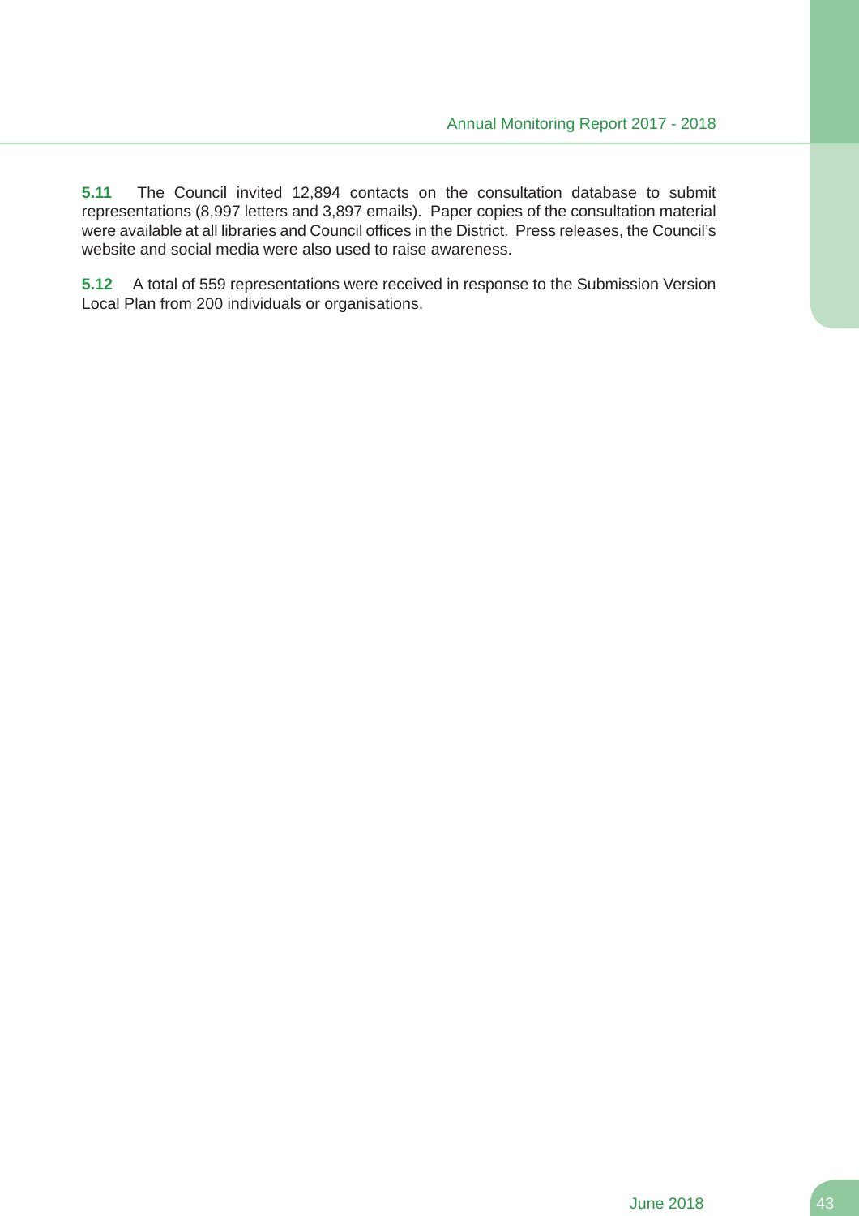**5.11** The Council invited 12,894 contacts on the consultation database to submit representations (8,997 letters and 3,897 emails). Paper copies of the consultation material were available at all libraries and Council offices in the District. Press releases, the Council's website and social media were also used to raise awareness.

**5.12** A total of 559 representations were received in response to the Submission Version Local Plan from 200 individuals or organisations.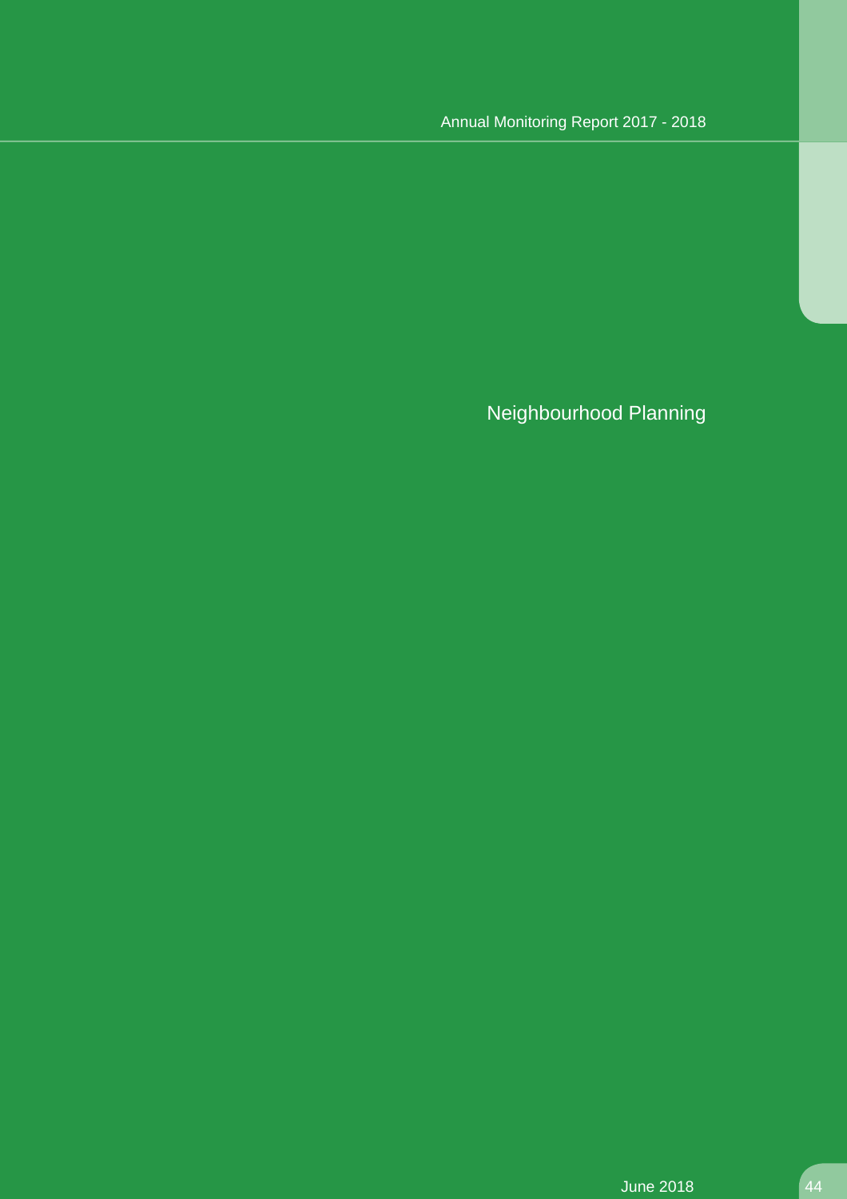# Neighbourhood Planning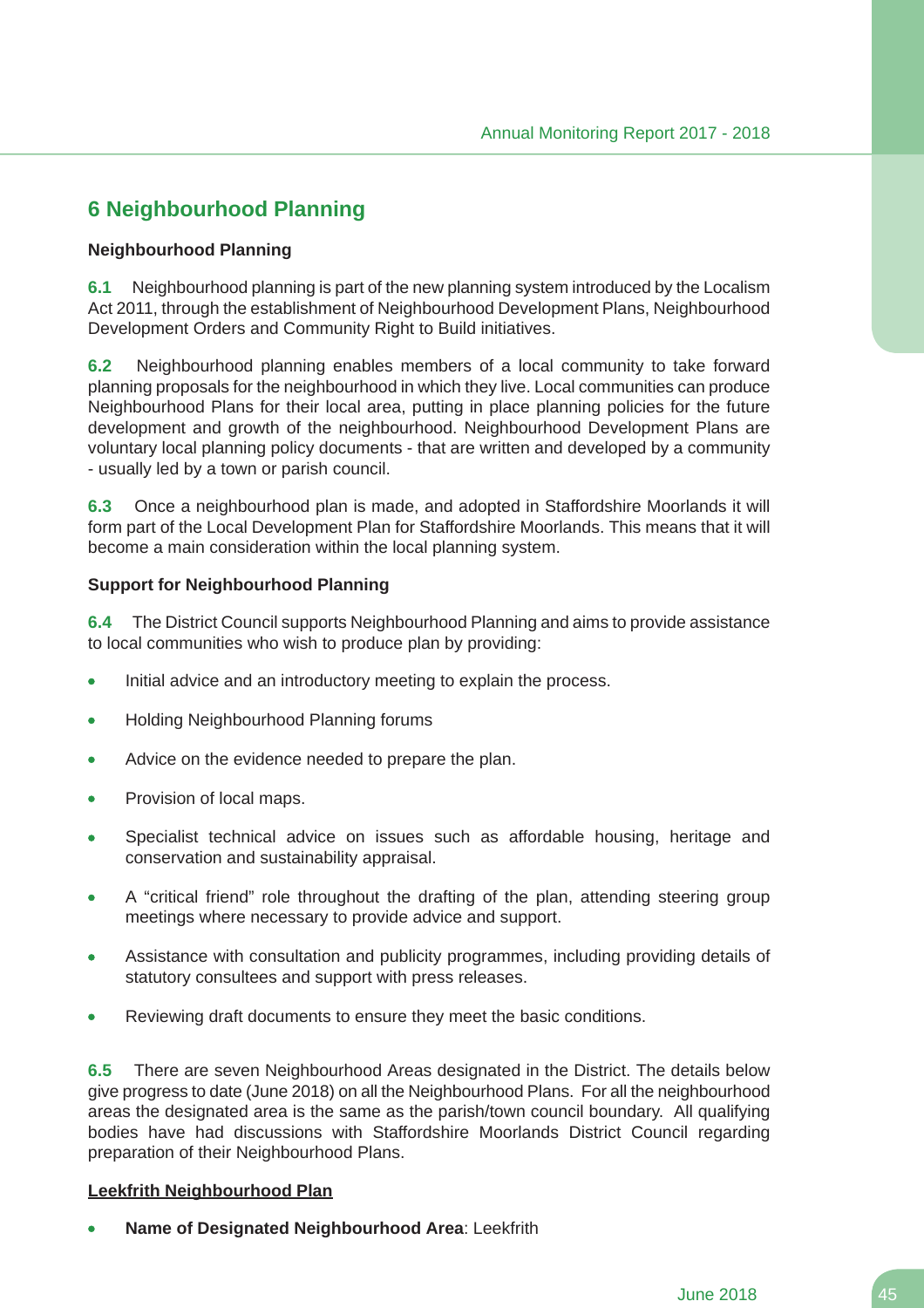## 6 Neighbourhood Planning

### Neighbourhood Planning

**6.1** Neighbourhood planning is part of the new planning system introduced by the Localism Act 2011, through the establishment of Neighbourhood Development Plans, Neighbourhood Development Orders and Community Right to Build initiatives.

**6.2** Neighbourhood planning enables members of a local community to take forward planning proposals for the neighbourhood in which they live. Local communities can produce Neighbourhood Plans for their local area, putting in place planning policies for the future development and growth of the neighbourhood. Neighbourhood Development Plans are voluntary local planning policy documents - that are written and developed by a community - usually led by a town or parish council.

**6.3** Once a neighbourhood plan is made, and adopted in Staffordshire Moorlands it will form part of the Local Development Plan for Staffordshire Moorlands. This means that it will become a main consideration within the local planning system.

### Support for Neighbourhood Planning

**6.4** The District Council supports Neighbourhood Planning and aims to provide assistance to local communities who wish to produce plan by providing:

- Initial advice and an introductory meeting to explain the process.
- Holding Neighbourhood Planning forums
- Advice on the evidence needed to prepare the plan.
- Provision of local maps.
- Specialist technical advice on issues such as affordable housing, heritage and conservation and sustainability appraisal.
- A "critical friend" role throughout the drafting of the plan, attending steering group meetings where necessary to provide advice and support.
- Assistance with consultation and publicity programmes, including providing details of statutory consultees and support with press releases.
- Reviewing draft documents to ensure they meet the basic conditions.

**6.5** There are seven Neighbourhood Areas designated in the District. The details below give progress to date (June 2018) on all the Neighbourhood Plans. For all the neighbourhood areas the designated area is the same as the parish/town council boundary. All qualifying bodies have had discussions with Staffordshire Moorlands District Council regarding preparation of their Neighbourhood Plans.

**Leekfrith Neighbourhood Plan**

- **Name of Designated Neighbourhood Area**: Leekfrith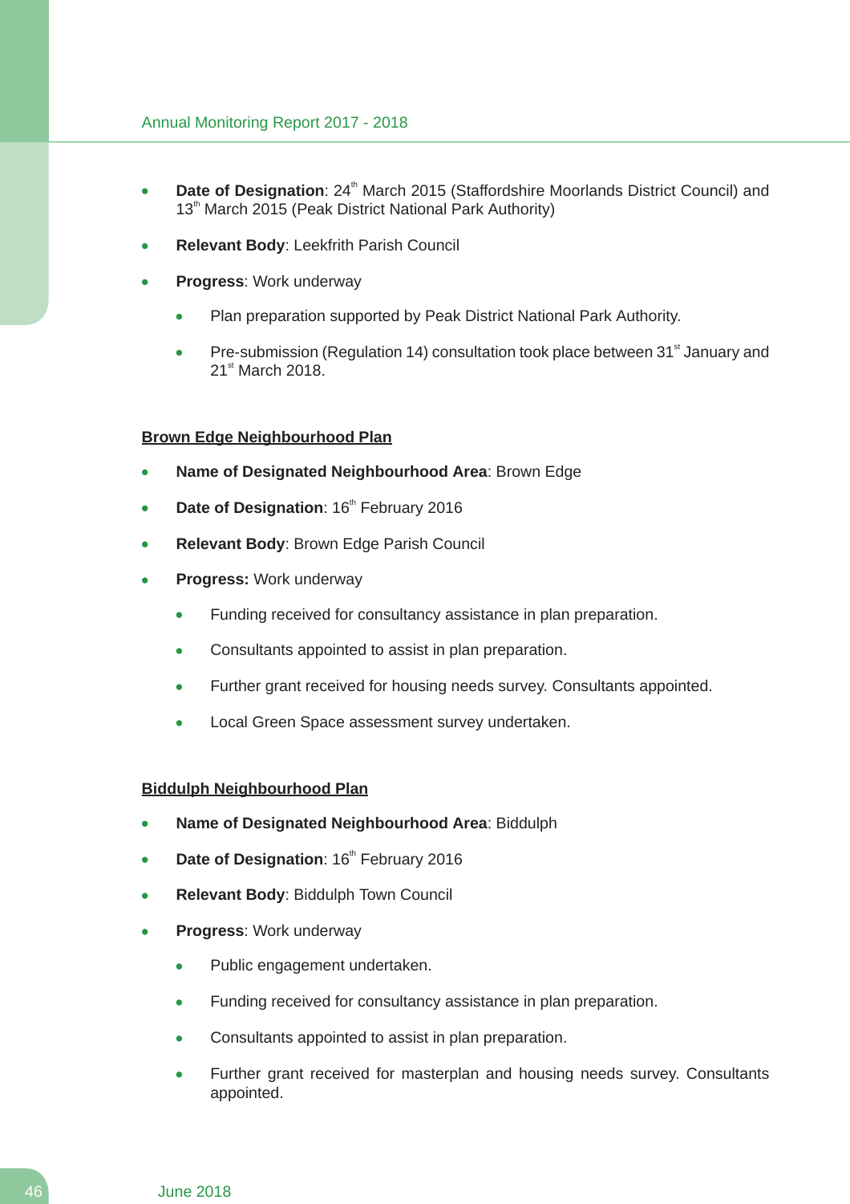- **Date of Designation**: 24th March 2015 (Staffordshire Moorlands District Council) and 13th March 2015 (Peak District National Park Authority)
- **Relevant Body**: Leekfrith Parish Council
- **Progress**: Work underway
    - Plan preparation supported by Peak District National Park Authority.
    - Pre-submission (Regulation 14) consultation took place between 31st January and 21st March 2018.

**Brown Edge Neighbourhood Plan**

- **Name of Designated Neighbourhood Area**: Brown Edge
- **Date of Designation**: 16th February 2016
- **Relevant Body**: Brown Edge Parish Council
- **Progress:** Work underway
    - Funding received for consultancy assistance in plan preparation.
    - Consultants appointed to assist in plan preparation.
    - Further grant received for housing needs survey. Consultants appointed.
    - Local Green Space assessment survey undertaken.

**Biddulph Neighbourhood Plan**

- **Name of Designated Neighbourhood Area**: Biddulph
- **Date of Designation**: 16th February 2016
- **Relevant Body**: Biddulph Town Council
- **Progress**: Work underway
    - Public engagement undertaken.
    - Funding received for consultancy assistance in plan preparation.
    - Consultants appointed to assist in plan preparation.
    - Further grant received for masterplan and housing needs survey. Consultants appointed.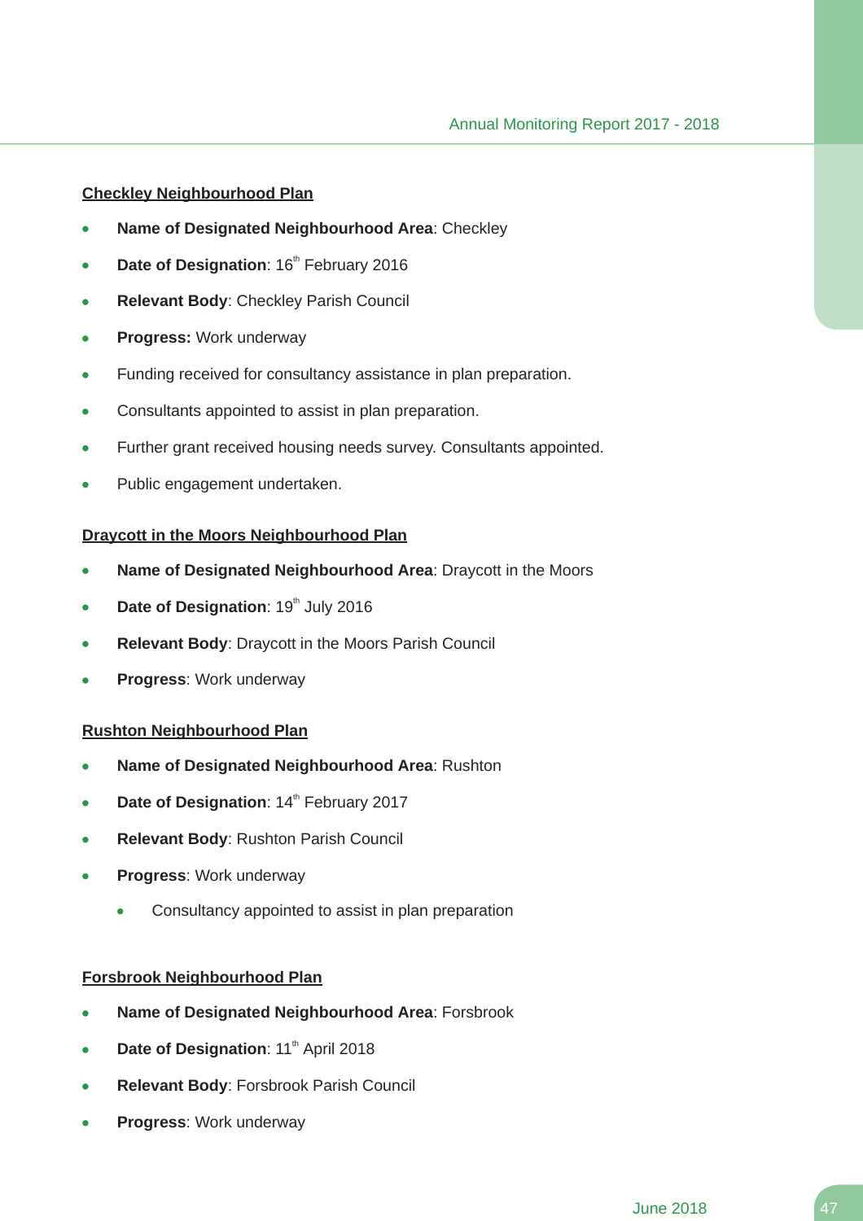**Checkley Neighbourhood Plan**

- **Name of Designated Neighbourhood Area**: Checkley
- **Date of Designation**: 16th February 2016
- **Relevant Body**: Checkley Parish Council
- **Progress:** Work underway
- Funding received for consultancy assistance in plan preparation.
- Consultants appointed to assist in plan preparation.
- Further grant received housing needs survey. Consultants appointed.
- Public engagement undertaken.

**Draycott in the Moors Neighbourhood Plan**

- **Name of Designated Neighbourhood Area**: Draycott in the Moors
- **Date of Designation**: 19th July 2016
- **Relevant Body**: Draycott in the Moors Parish Council
- **Progress**: Work underway

**Rushton Neighbourhood Plan**

- **Name of Designated Neighbourhood Area**: Rushton
- **Date of Designation**: 14th February 2017
- **Relevant Body**: Rushton Parish Council
- **Progress**: Work underway
  - Consultancy appointed to assist in plan preparation

**Forsbrook Neighbourhood Plan**

- **Name of Designated Neighbourhood Area**: Forsbrook
- **Date of Designation**: 11th April 2018
- **Relevant Body**: Forsbrook Parish Council
- **Progress**: Work underway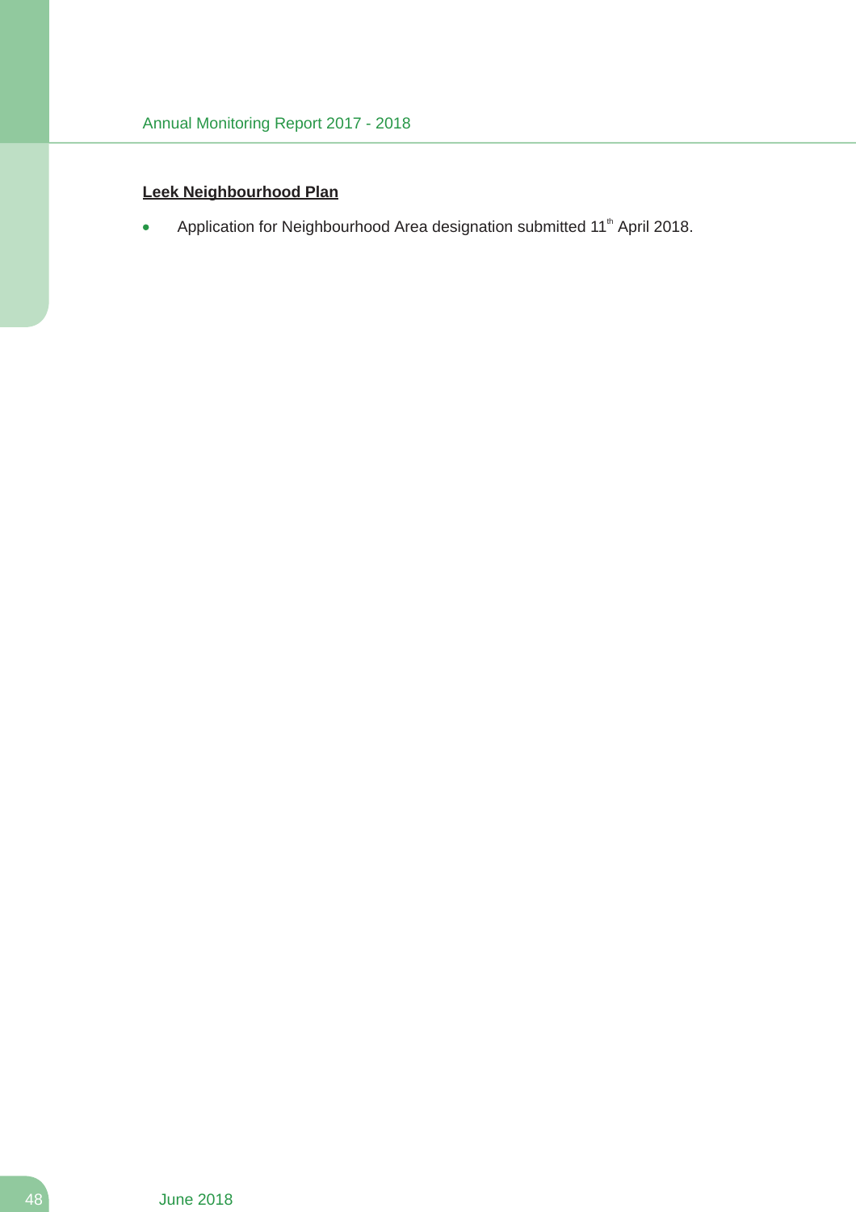**Leek Neighbourhood Plan**

- Application for Neighbourhood Area designation submitted 11th April 2018.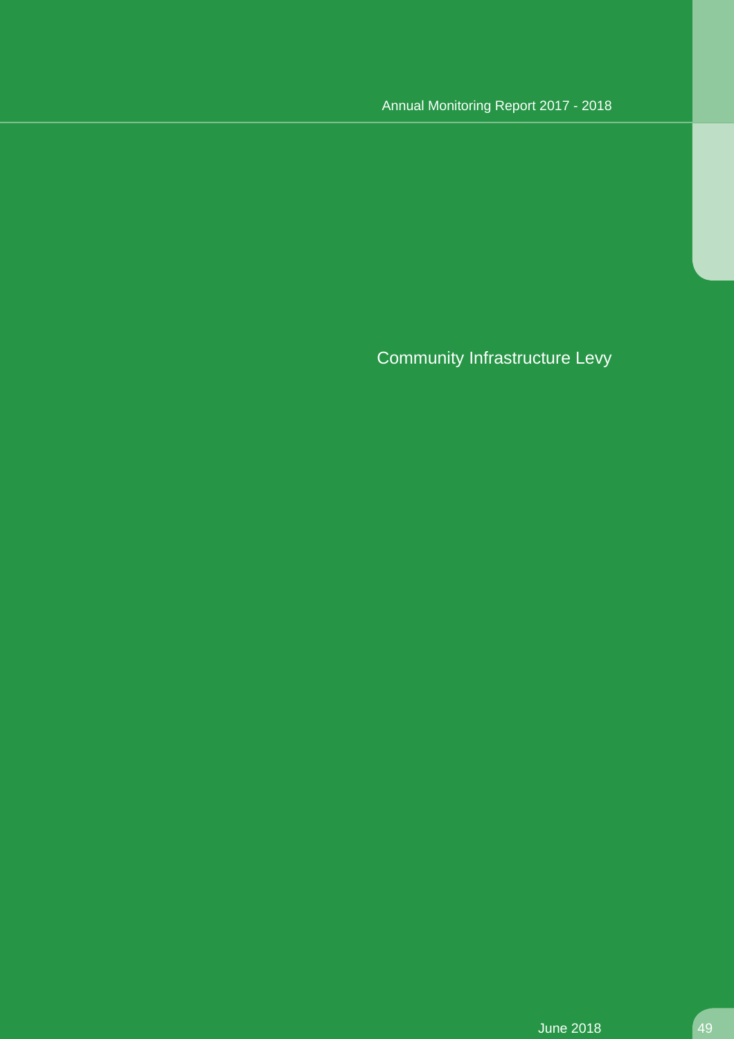# Community Infrastructure Levy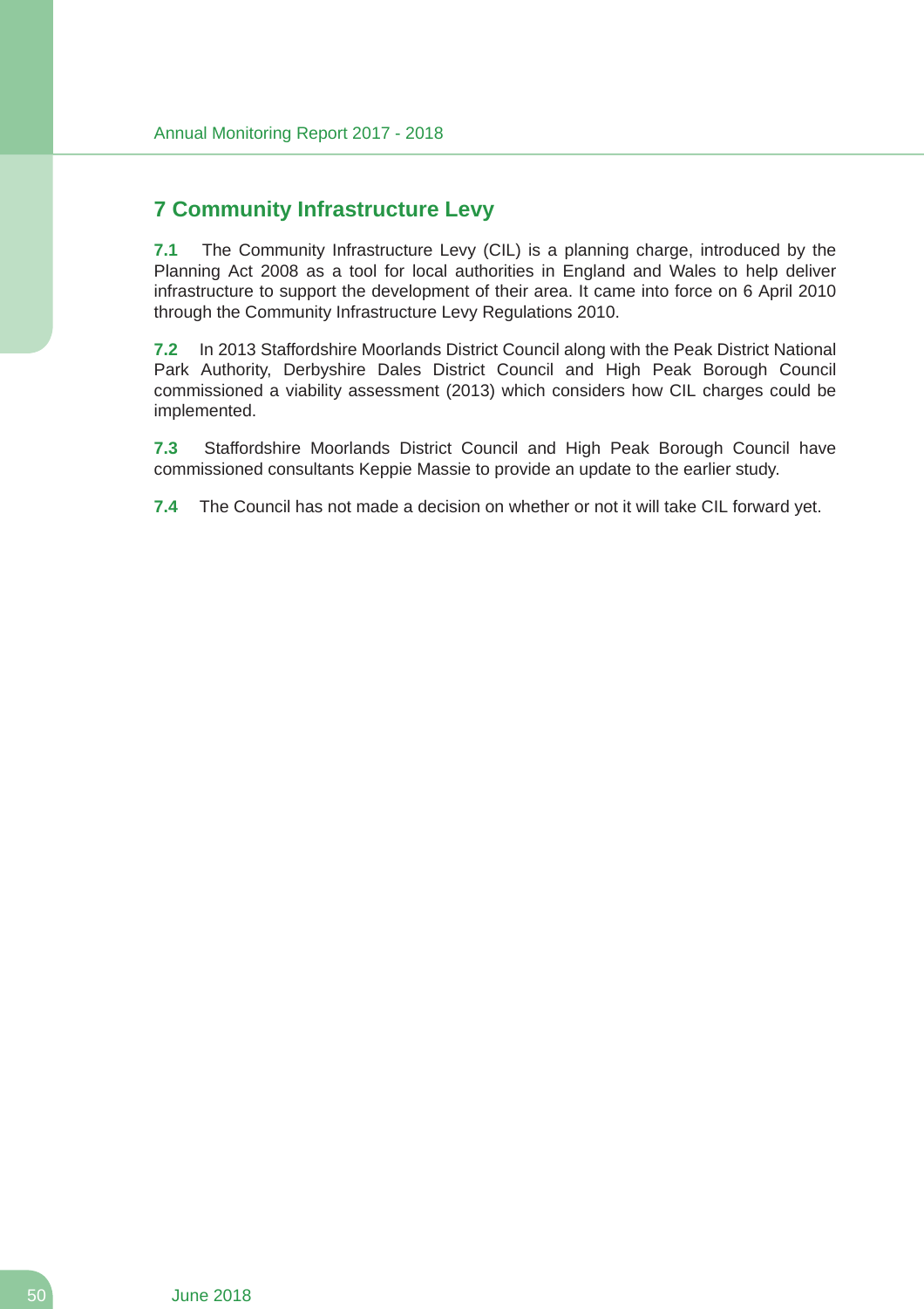## 7 Community Infrastructure Levy

**7.1** The Community Infrastructure Levy (CIL) is a planning charge, introduced by the Planning Act 2008 as a tool for local authorities in England and Wales to help deliver infrastructure to support the development of their area. It came into force on 6 April 2010 through the Community Infrastructure Levy Regulations 2010.

**7.2** In 2013 Staffordshire Moorlands District Council along with the Peak District National Park Authority, Derbyshire Dales District Council and High Peak Borough Council commissioned a viability assessment (2013) which considers how CIL charges could be implemented.

**7.3** Staffordshire Moorlands District Council and High Peak Borough Council have commissioned consultants Keppie Massie to provide an update to the earlier study.

**7.4** The Council has not made a decision on whether or not it will take CIL forward yet.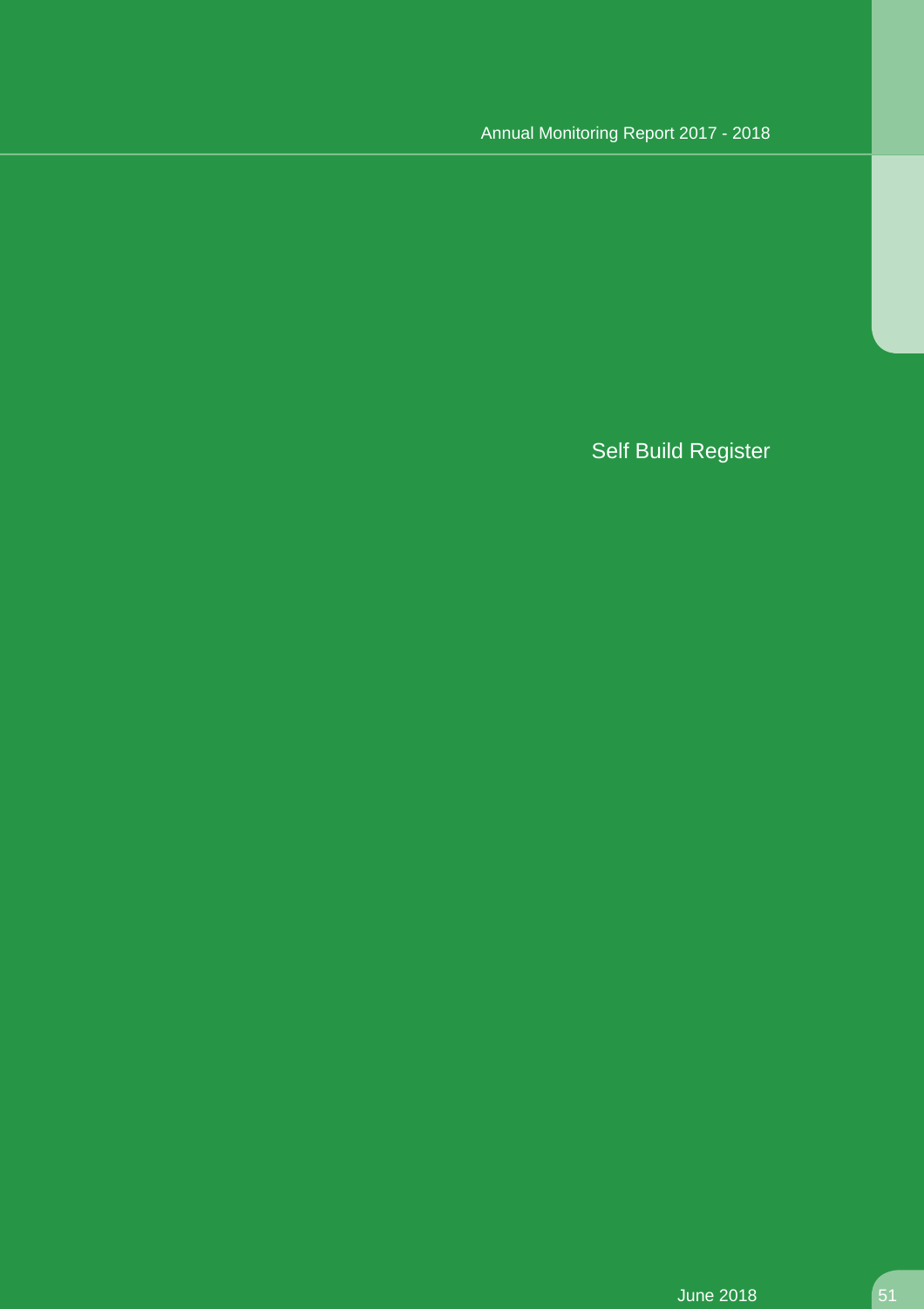# Self Build Register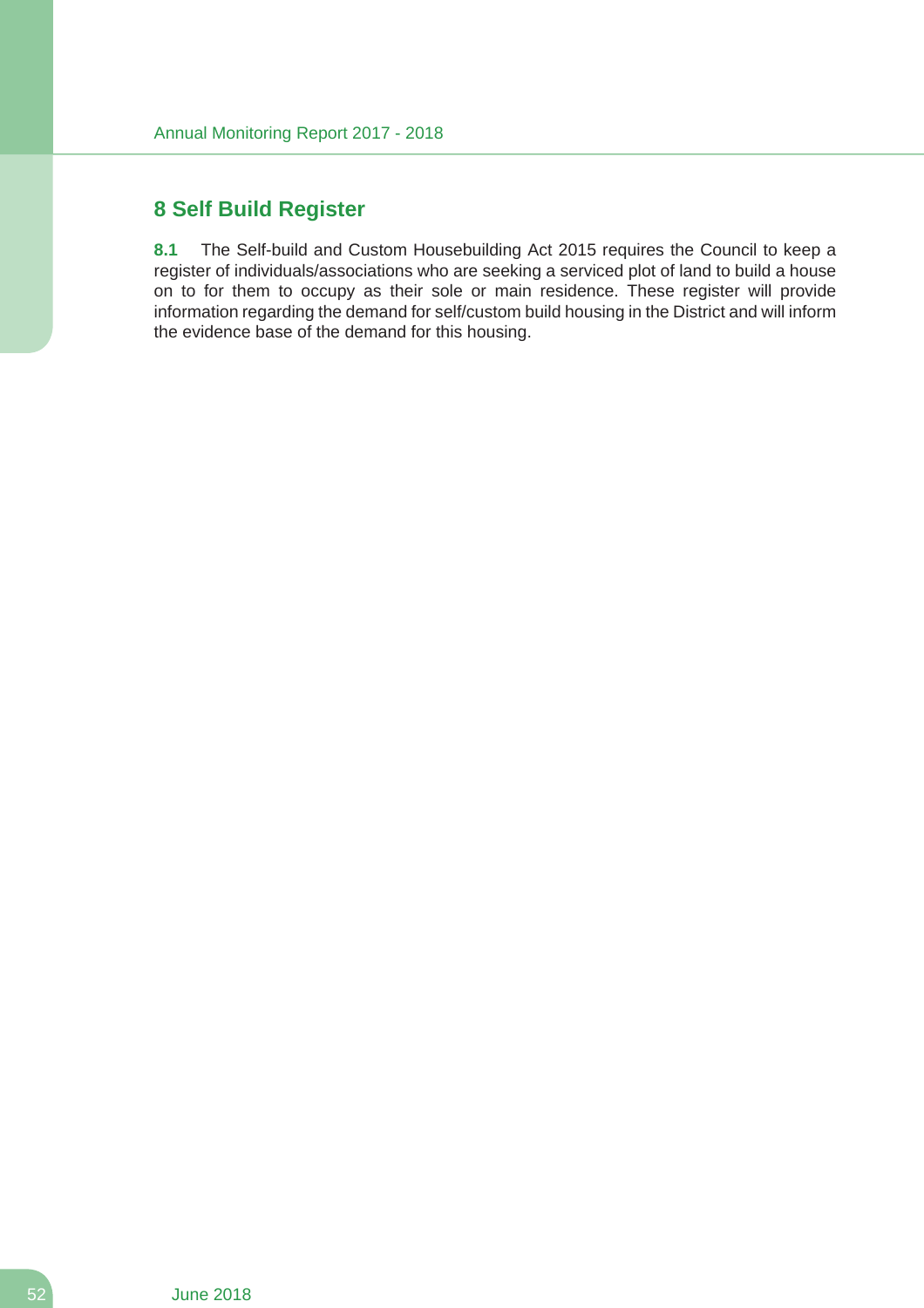# 8 Self Build Register

**8.1** The Self-build and Custom Housebuilding Act 2015 requires the Council to keep a register of individuals/associations who are seeking a serviced plot of land to build a house on to for them to occupy as their sole or main residence. These register will provide information regarding the demand for self/custom build housing in the District and will inform the evidence base of the demand for this housing.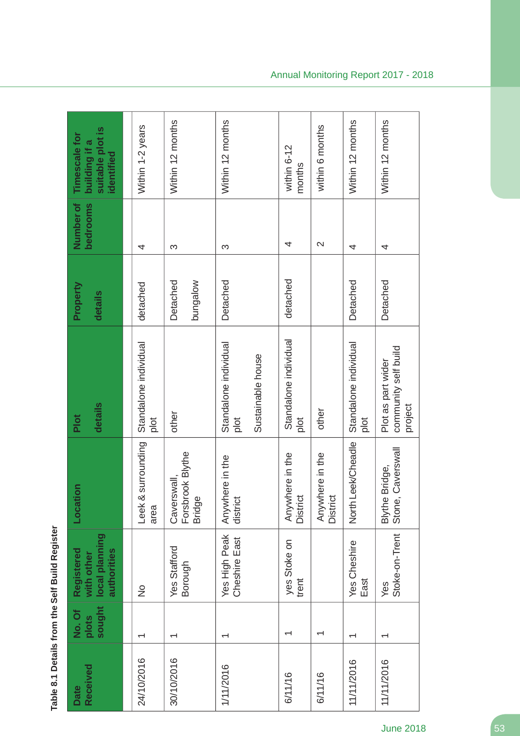**Table 8.1 Details from the Self Build Register**

| Date Received | No. Of plots sought | Registered with other local planning authorities | Location | Plot details | Property details | Number of bedrooms | Timescale for building if a suitable plot is identified |
|---|---|---|---|---|---|---|---|
| 24/10/2016 | 1 | No | Leek & surrounding area | Standalone individual plot | detached | 4 | Within 1-2 years |
| 30/10/2016 | 1 | Yes Stafford Borough | Caverswall, Forsbrook Blythe Bridge | other | Detached bungalow | 3 | Within 12 months |
| 1/11/2016 | 1 | Yes High Peak Cheshire East | Anywhere in the district | Standalone individual plot Sustainable house | Detached | 3 | Within 12 months |
| 6/11/16 | 1 | yes Stoke on trent | Anywhere in the District | Standalone individual plot | detached | 4 | within 6-12 months |
| 6/11/16 | 1 | | Anywhere in the District | other | | 2 | within 6 months |
| 11/11/2016 | 1 | Yes Cheshire East | North Leek/Cheadle | Standalone individual plot | Detached | 4 | Within 12 months |
| 11/11/2016 | 1 | Yes Stoke-on-Trent | Blythe Bridge, Stone, Caverswall | Plot as part wider community self build project | Detached | 4 | Within 12 months |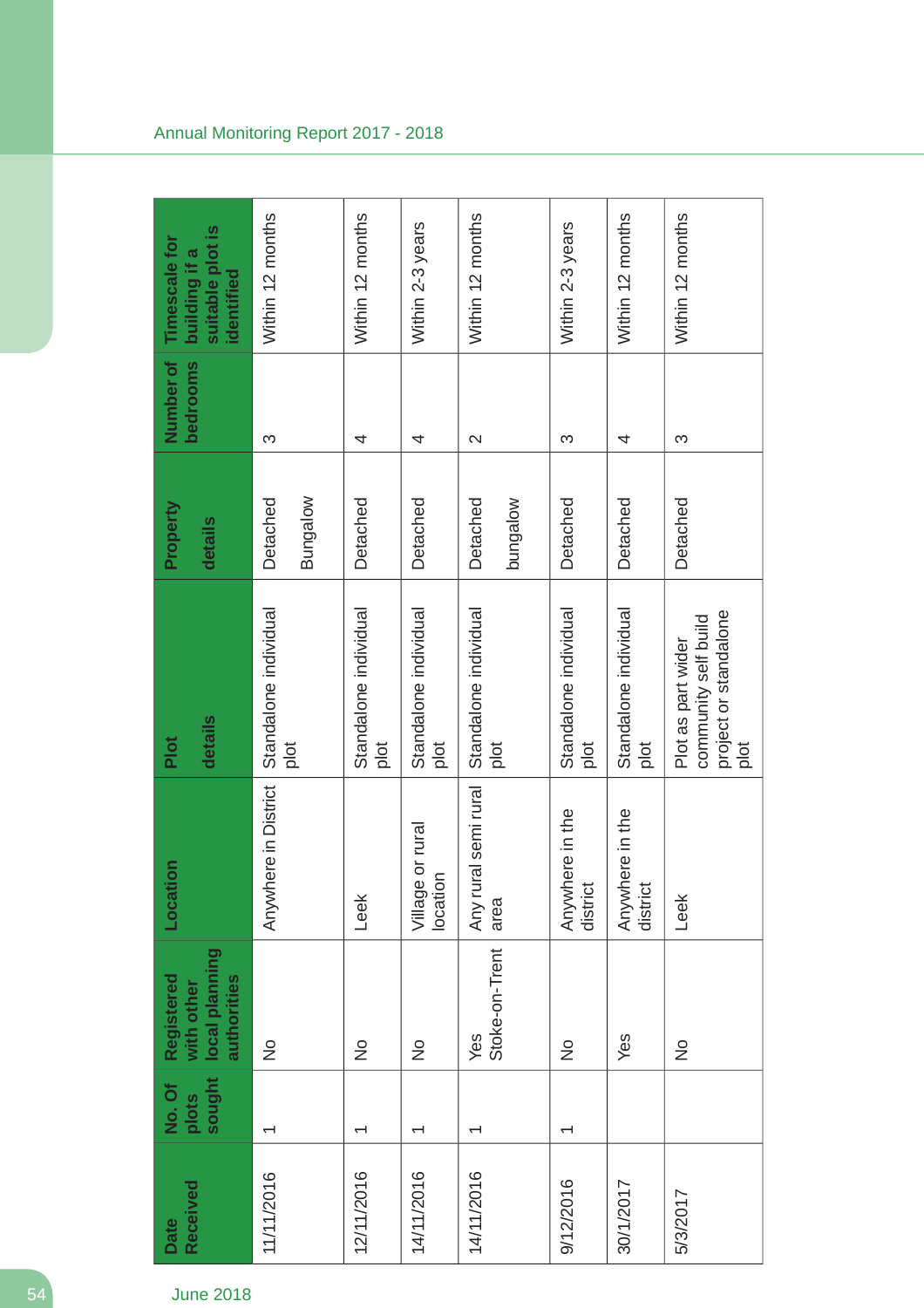| Date Received | No. Of plots sought | Registered with other local planning authorities | Location | Plot details | Property details | Number of bedrooms | Timescale for building if a suitable plot is identified |
|---|---|---|---|---|---|---|---|
| 11/11/2016 | 1 | No | Anywhere in District | Standalone individual plot | Detached Bungalow | 3 | Within 12 months |
| 12/11/2016 | 1 | No | Leek | Standalone individual plot | Detached | 4 | Within 12 months |
| 14/11/2016 | 1 | No | Village or rural location | Standalone individual plot | Detached | 4 | Within 2-3 years |
| 14/11/2016 | 1 | Yes Stoke-on-Trent | Any rural semi rural area | Standalone individual plot | Detached bungalow | 2 | Within 12 months |
| 9/12/2016 | 1 | No | Anywhere in the district | Standalone individual plot | Detached | 3 | Within 2-3 years |
| 30/1/2017 | | Yes | Anywhere in the district | Standalone individual plot | Detached | 4 | Within 12 months |
| 5/3/2017 | | No | Leek | Plot as part wider community self build project or standalone plot | Detached | 3 | Within 12 months |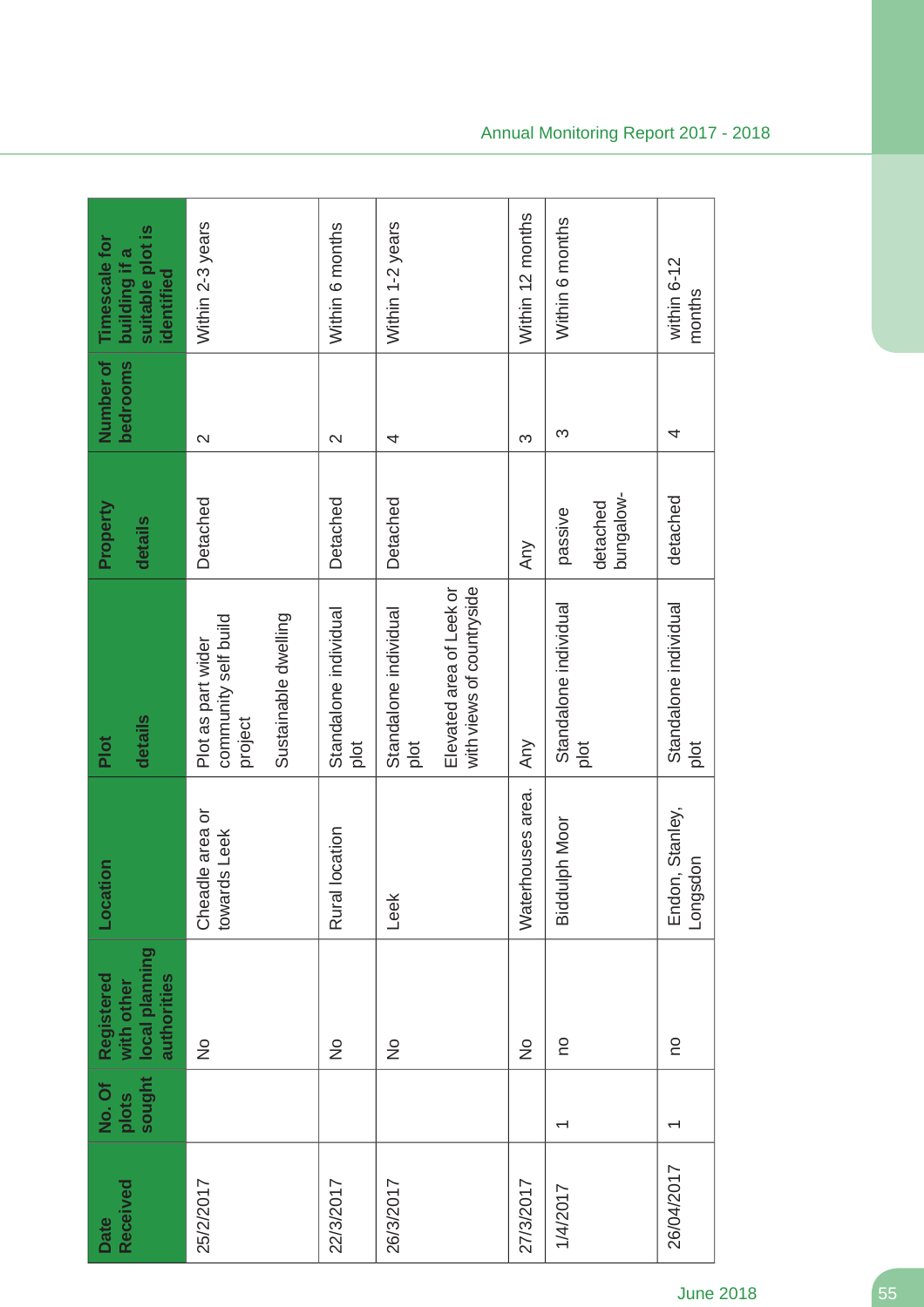| Date Received | No. Of plots sought | Registered with other local planning authorities | Location | Plot details | Property details | Number of bedrooms | Timescale for building if a suitable plot is identified |
|---|---|---|---|---|---|---|---|
| 25/2/2017 | | No | Cheadle area or towards Leek | Plot as part wider community self build project<br><br>Sustainable dwelling | Detached | 2 | Within 2-3 years |
| 22/3/2017 | | No | Rural location | Standalone individual plot | Detached | 2 | Within 6 months |
| 26/3/2017 | | No | Leek | Standalone individual plot<br><br>Elevated area of Leek or with views of countryside | Detached | 4 | Within 1-2 years |
| 27/3/2017 | | No | Waterhouses area. | Any | Any | 3 | Within 12 months |
| 1/4/2017 | 1 | no | Biddulph Moor | Standalone individual plot | passive<br><br>detached bungalow- | 3 | Within 6 months |
| 26/04/2017 | 1 | no | Endon, Stanley, Longsdon | Standalone individual plot | detached | 4 | within 6-12 months |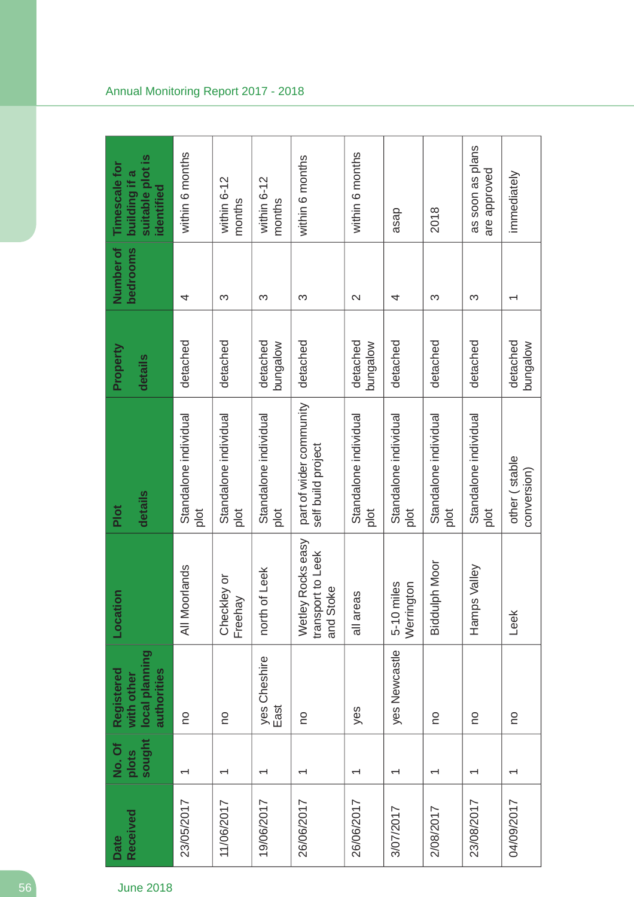| Date Received | No. Of plots sought | Registered with other local planning authorities | Location | Plot details | Property details | Number of bedrooms | Timescale for building if a suitable plot is identified |
|---|---|---|---|---|---|---|---|
| 23/05/2017 | 1 | no | All Moorlands | Standalone individual plot | detached | 4 | within 6 months |
| 11/06/2017 | 1 | no | Checkley or Freehay | Standalone individual plot | detached | 3 | within 6-12 months |
| 19/06/2017 | 1 | yes Cheshire East | north of Leek | Standalone individual plot | detached bungalow | 3 | within 6-12 months |
| 26/06/2017 | 1 | no | Wetley Rocks easy transport to Leek and Stoke | part of wider community self build project | detached | 3 | within 6 months |
| 26/06/2017 | 1 | yes | all areas | Standalone individual plot | detached bungalow | 2 | within 6 months |
| 3/07/2017 | 1 | yes Newcastle | 5-10 miles Werrington | Standalone individual plot | detached | 4 | asap |
| 2/08/2017 | 1 | no | Biddulph Moor | Standalone individual plot | detached | 3 | 2018 |
| 23/08/2017 | 1 | no | Hamps Valley | Standalone individual plot | detached | 3 | as soon as plans are approved |
| 04/09/2017 | 1 | no | Leek | other ( stable conversion) | detached bungalow | 1 | immediately |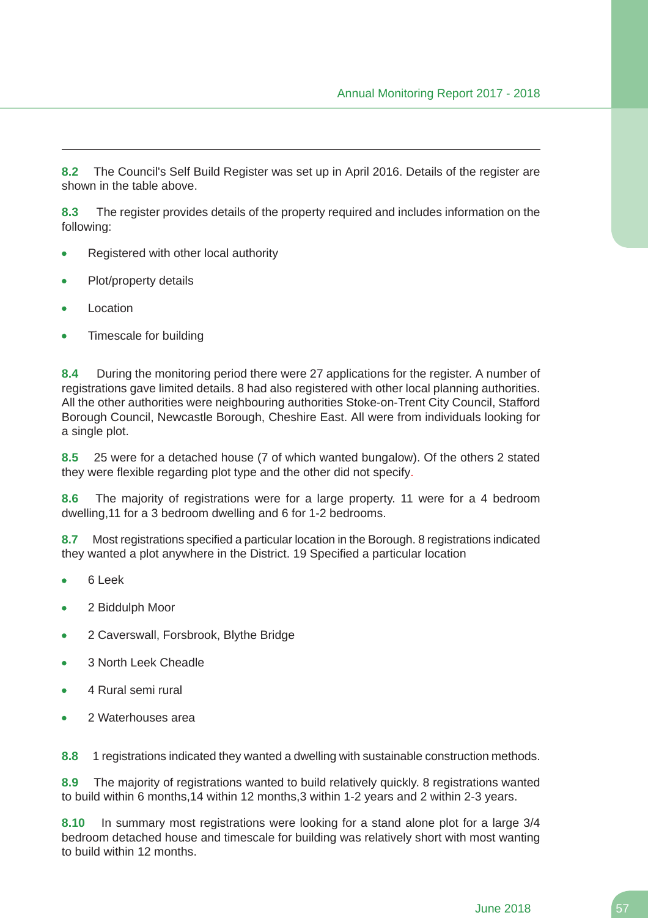**8.2** The Council's Self Build Register was set up in April 2016. Details of the register are shown in the table above.

**8.3** The register provides details of the property required and includes information on the following:

- Registered with other local authority
- Plot/property details
- Location
- Timescale for building

**8.4** During the monitoring period there were 27 applications for the register. A number of registrations gave limited details. 8 had also registered with other local planning authorities. All the other authorities were neighbouring authorities Stoke-on-Trent City Council, Stafford Borough Council, Newcastle Borough, Cheshire East. All were from individuals looking for a single plot.

**8.5** 25 were for a detached house (7 of which wanted bungalow). Of the others 2 stated they were flexible regarding plot type and the other did not specify.

**8.6** The majority of registrations were for a large property. 11 were for a 4 bedroom dwelling,11 for a 3 bedroom dwelling and 6 for 1-2 bedrooms.

**8.7** Most registrations specified a particular location in the Borough. 8 registrations indicated they wanted a plot anywhere in the District. 19 Specified a particular location

- 6 Leek
- 2 Biddulph Moor
- 2 Caverswall, Forsbrook, Blythe Bridge
- 3 North Leek Cheadle
- 4 Rural semi rural
- 2 Waterhouses area

**8.8** 1 registrations indicated they wanted a dwelling with sustainable construction methods.

**8.9** The majority of registrations wanted to build relatively quickly. 8 registrations wanted to build within 6 months,14 within 12 months,3 within 1-2 years and 2 within 2-3 years.

**8.10** In summary most registrations were looking for a stand alone plot for a large 3/4 bedroom detached house and timescale for building was relatively short with most wanting to build within 12 months.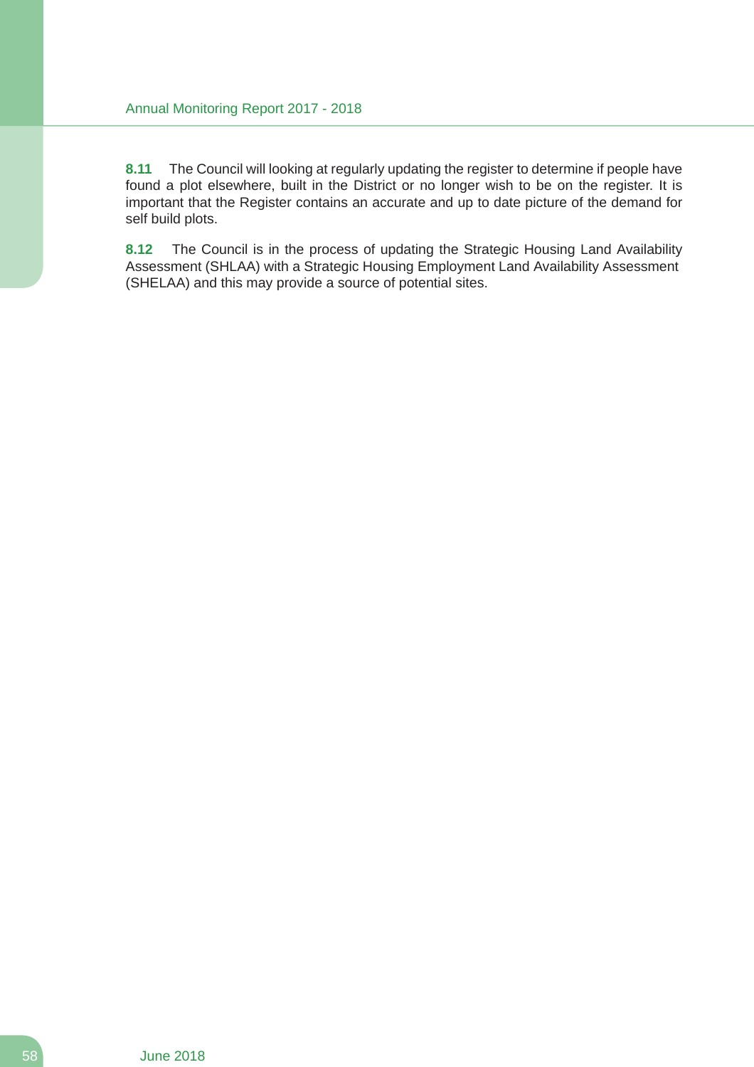**8.11** The Council will looking at regularly updating the register to determine if people have found a plot elsewhere, built in the District or no longer wish to be on the register. It is important that the Register contains an accurate and up to date picture of the demand for self build plots.

**8.12** The Council is in the process of updating the Strategic Housing Land Availability Assessment (SHLAA) with a Strategic Housing Employment Land Availability Assessment (SHELAA) and this may provide a source of potential sites.